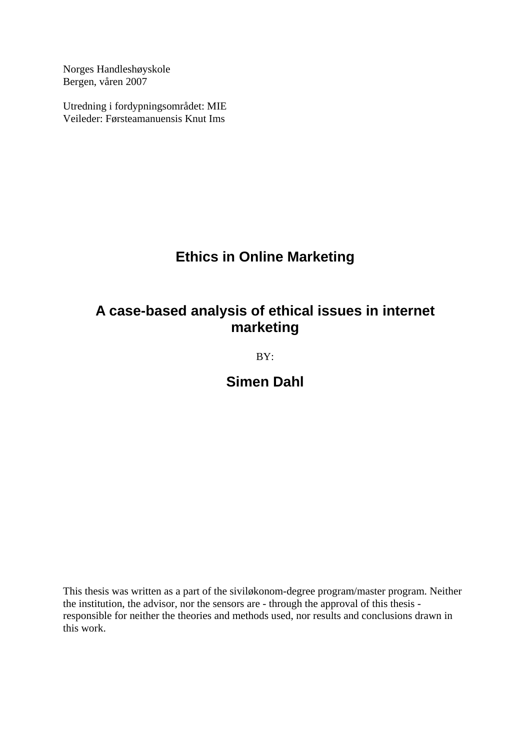Norges Handleshøyskole
Bergen, våren 2007

Utredning i fordypningsområdet: MIE
Veileder: Førsteamanuensis Knut Ims

# Ethics in Online Marketing

## A case-based analysis of ethical issues in internet marketing

BY:

**Simen Dahl**

This thesis was written as a part of the siviløkonom-degree program/master program. Neither the institution, the advisor, nor the sensors are - through the approval of this thesis - responsible for neither the theories and methods used, nor results and conclusions drawn in this work.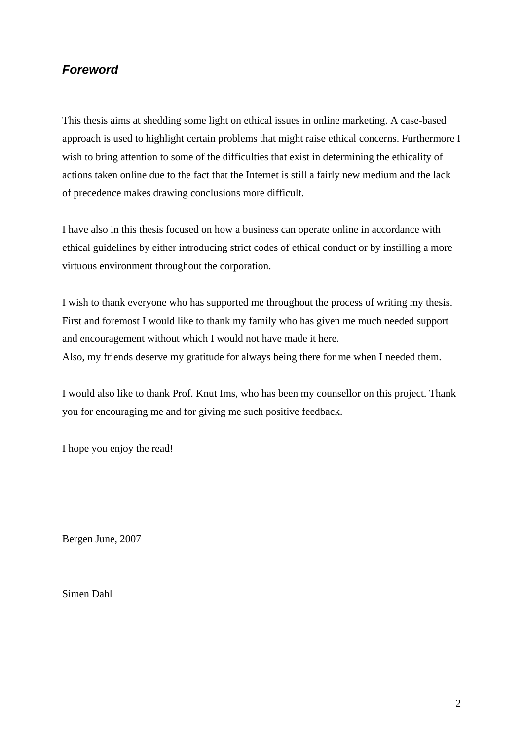## *Foreword*

This thesis aims at shedding some light on ethical issues in online marketing. A case-based approach is used to highlight certain problems that might raise ethical concerns. Furthermore I wish to bring attention to some of the difficulties that exist in determining the ethicality of actions taken online due to the fact that the Internet is still a fairly new medium and the lack of precedence makes drawing conclusions more difficult.

I have also in this thesis focused on how a business can operate online in accordance with ethical guidelines by either introducing strict codes of ethical conduct or by instilling a more virtuous environment throughout the corporation.

I wish to thank everyone who has supported me throughout the process of writing my thesis. First and foremost I would like to thank my family who has given me much needed support and encouragement without which I would not have made it here.
Also, my friends deserve my gratitude for always being there for me when I needed them.

I would also like to thank Prof. Knut Ims, who has been my counsellor on this project. Thank you for encouraging me and for giving me such positive feedback.

I hope you enjoy the read!

Bergen June, 2007

Simen Dahl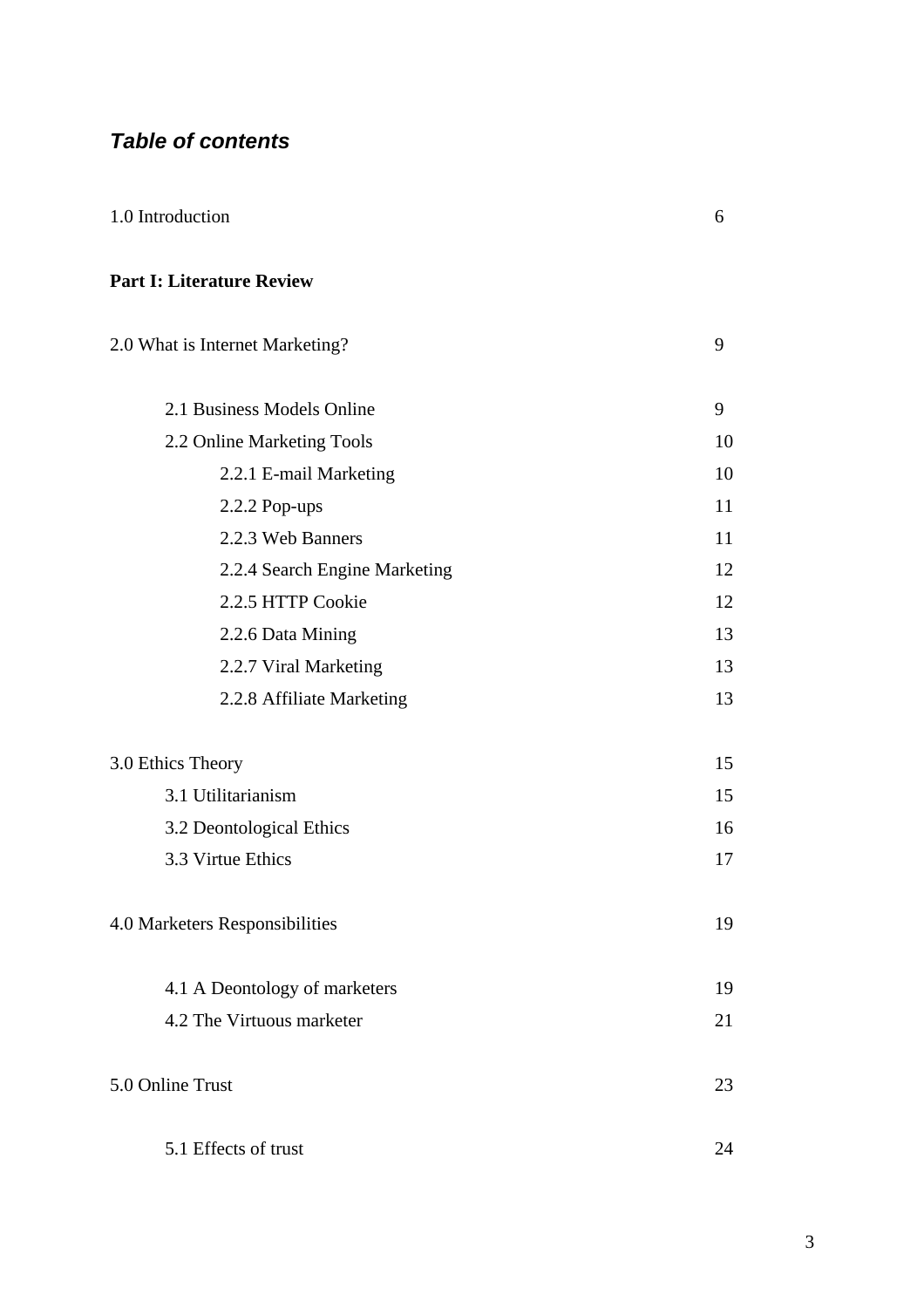## *Table of contents*

| | |
|---|---|
| 1.0 Introduction | 6 |
| **Part I: Literature Review** | |
| 2.0 What is Internet Marketing? | 9 |
| 2.1 Business Models Online | 9 |
| 2.2 Online Marketing Tools | 10 |
| 2.2.1 E-mail Marketing | 10 |
| 2.2.2 Pop-ups | 11 |
| 2.2.3 Web Banners | 11 |
| 2.2.4 Search Engine Marketing | 12 |
| 2.2.5 HTTP Cookie | 12 |
| 2.2.6 Data Mining | 13 |
| 2.2.7 Viral Marketing | 13 |
| 2.2.8 Affiliate Marketing | 13 |
| 3.0 Ethics Theory | 15 |
| 3.1 Utilitarianism | 15 |
| 3.2 Deontological Ethics | 16 |
| 3.3 Virtue Ethics | 17 |
| 4.0 Marketers Responsibilities | 19 |
| 4.1 A Deontology of marketers | 19 |
| 4.2 The Virtuous marketer | 21 |
| 5.0 Online Trust | 23 |
| 5.1 Effects of trust | 24 |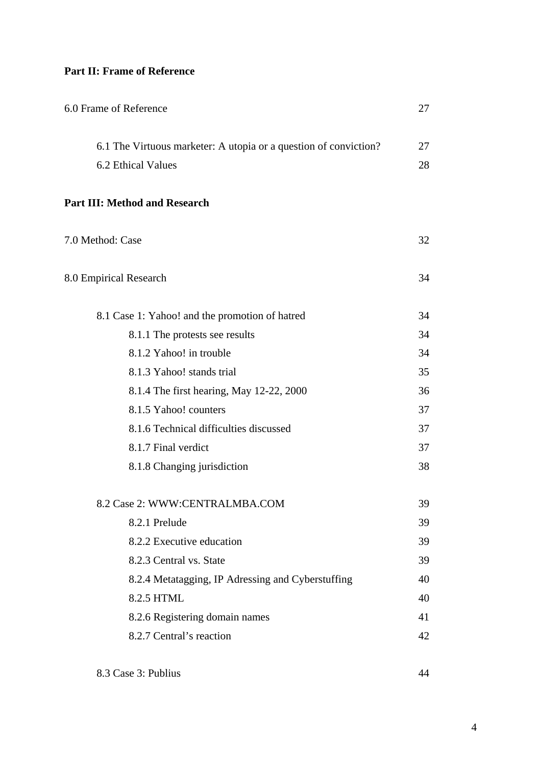**Part II: Frame of Reference**

| | |
|---|---|
| 6.0 Frame of Reference | 27 |
| 6.1 The Virtuous marketer: A utopia or a question of conviction? | 27 |
| 6.2 Ethical Values | 28 |

**Part III: Method and Research**

| | |
|---|---|
| 7.0 Method: Case | 32 |
| 8.0 Empirical Research | 34 |
| 8.1 Case 1: Yahoo! and the promotion of hatred | 34 |
| 8.1.1 The protests see results | 34 |
| 8.1.2 Yahoo! in trouble | 34 |
| 8.1.3 Yahoo! stands trial | 35 |
| 8.1.4 The first hearing, May 12-22, 2000 | 36 |
| 8.1.5 Yahoo! counters | 37 |
| 8.1.6 Technical difficulties discussed | 37 |
| 8.1.7 Final verdict | 37 |
| 8.1.8 Changing jurisdiction | 38 |
| 8.2 Case 2: WWW:CENTRALMBA.COM | 39 |
| 8.2.1 Prelude | 39 |
| 8.2.2 Executive education | 39 |
| 8.2.3 Central vs. State | 39 |
| 8.2.4 Metatagging, IP Adressing and Cyberstuffing | 40 |
| 8.2.5 HTML | 40 |
| 8.2.6 Registering domain names | 41 |
| 8.2.7 Central's reaction | 42 |
| 8.3 Case 3: Publius | 44 |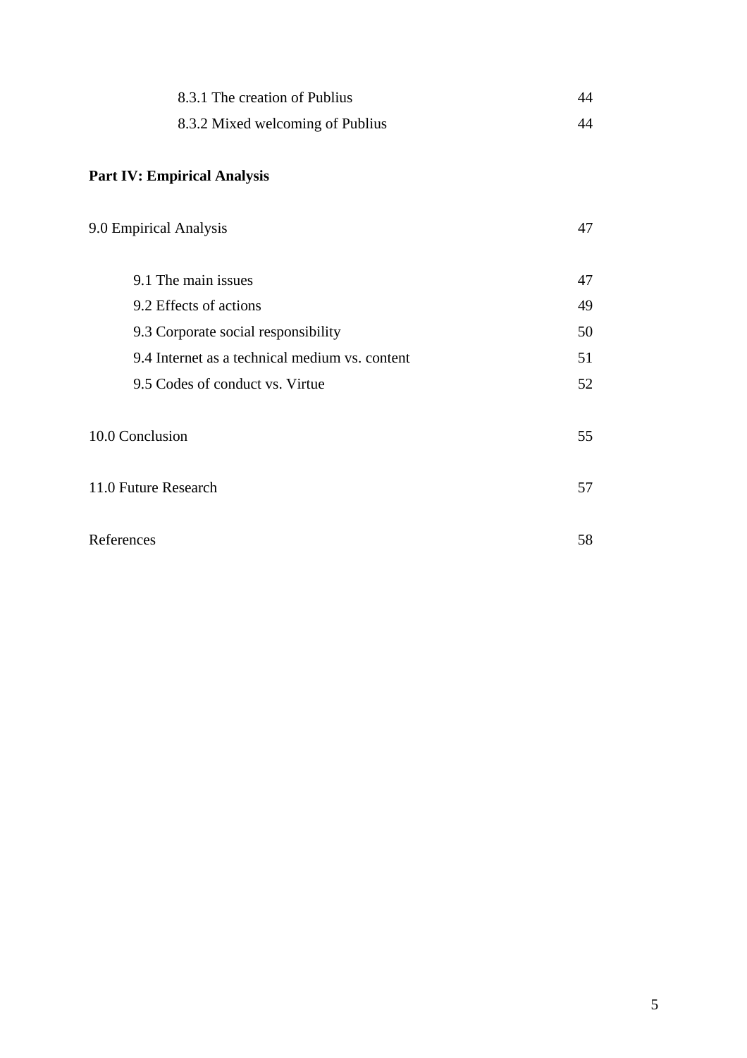8.3.1 The creation of Publius 44

8.3.2 Mixed welcoming of Publius 44

**Part IV: Empirical Analysis**

9.0 Empirical Analysis 47

9.1 The main issues 47

9.2 Effects of actions 49

9.3 Corporate social responsibility 50

9.4 Internet as a technical medium vs. content 51

9.5 Codes of conduct vs. Virtue 52

10.0 Conclusion 55

11.0 Future Research 57

References 58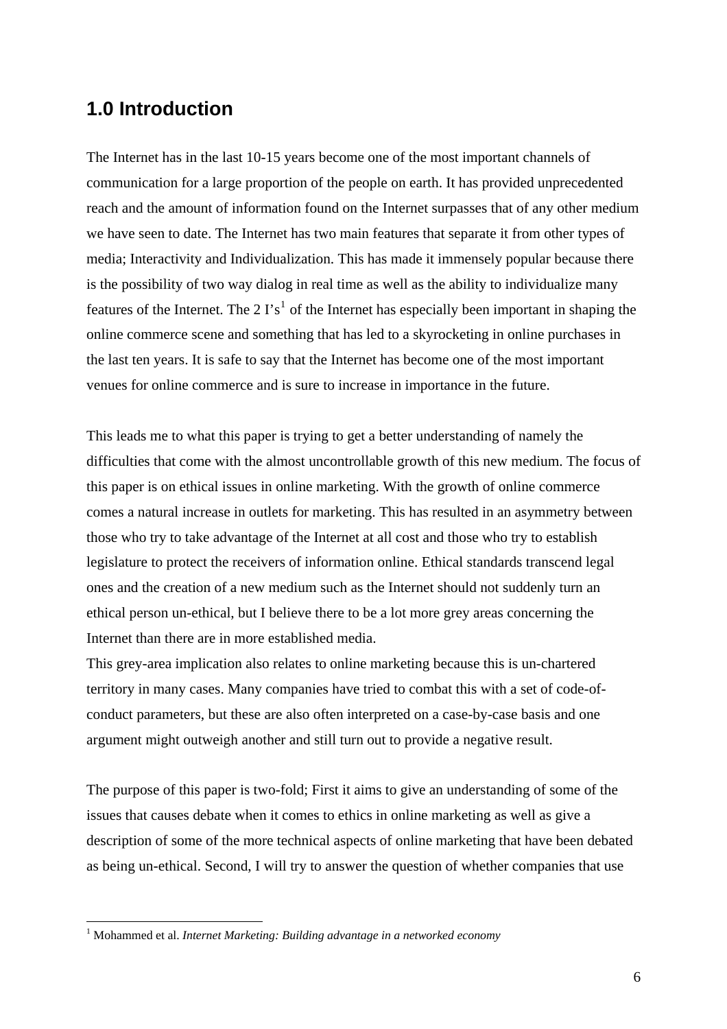## 1.0 Introduction

The Internet has in the last 10-15 years become one of the most important channels of communication for a large proportion of the people on earth. It has provided unprecedented reach and the amount of information found on the Internet surpasses that of any other medium we have seen to date. The Internet has two main features that separate it from other types of media; Interactivity and Individualization. This has made it immensely popular because there is the possibility of two way dialog in real time as well as the ability to individualize many features of the Internet. The 2 I's[1] of the Internet has especially been important in shaping the online commerce scene and something that has led to a skyrocketing in online purchases in the last ten years. It is safe to say that the Internet has become one of the most important venues for online commerce and is sure to increase in importance in the future.

This leads me to what this paper is trying to get a better understanding of namely the difficulties that come with the almost uncontrollable growth of this new medium. The focus of this paper is on ethical issues in online marketing. With the growth of online commerce comes a natural increase in outlets for marketing. This has resulted in an asymmetry between those who try to take advantage of the Internet at all cost and those who try to establish legislature to protect the receivers of information online. Ethical standards transcend legal ones and the creation of a new medium such as the Internet should not suddenly turn an ethical person un-ethical, but I believe there to be a lot more grey areas concerning the Internet than there are in more established media.
This grey-area implication also relates to online marketing because this is un-chartered territory in many cases. Many companies have tried to combat this with a set of code-of-conduct parameters, but these are also often interpreted on a case-by-case basis and one argument might outweigh another and still turn out to provide a negative result.

The purpose of this paper is two-fold; First it aims to give an understanding of some of the issues that causes debate when it comes to ethics in online marketing as well as give a description of some of the more technical aspects of online marketing that have been debated as being un-ethical. Second, I will try to answer the question of whether companies that use

---

[1] Mohammed et al. *Internet Marketing: Building advantage in a networked economy*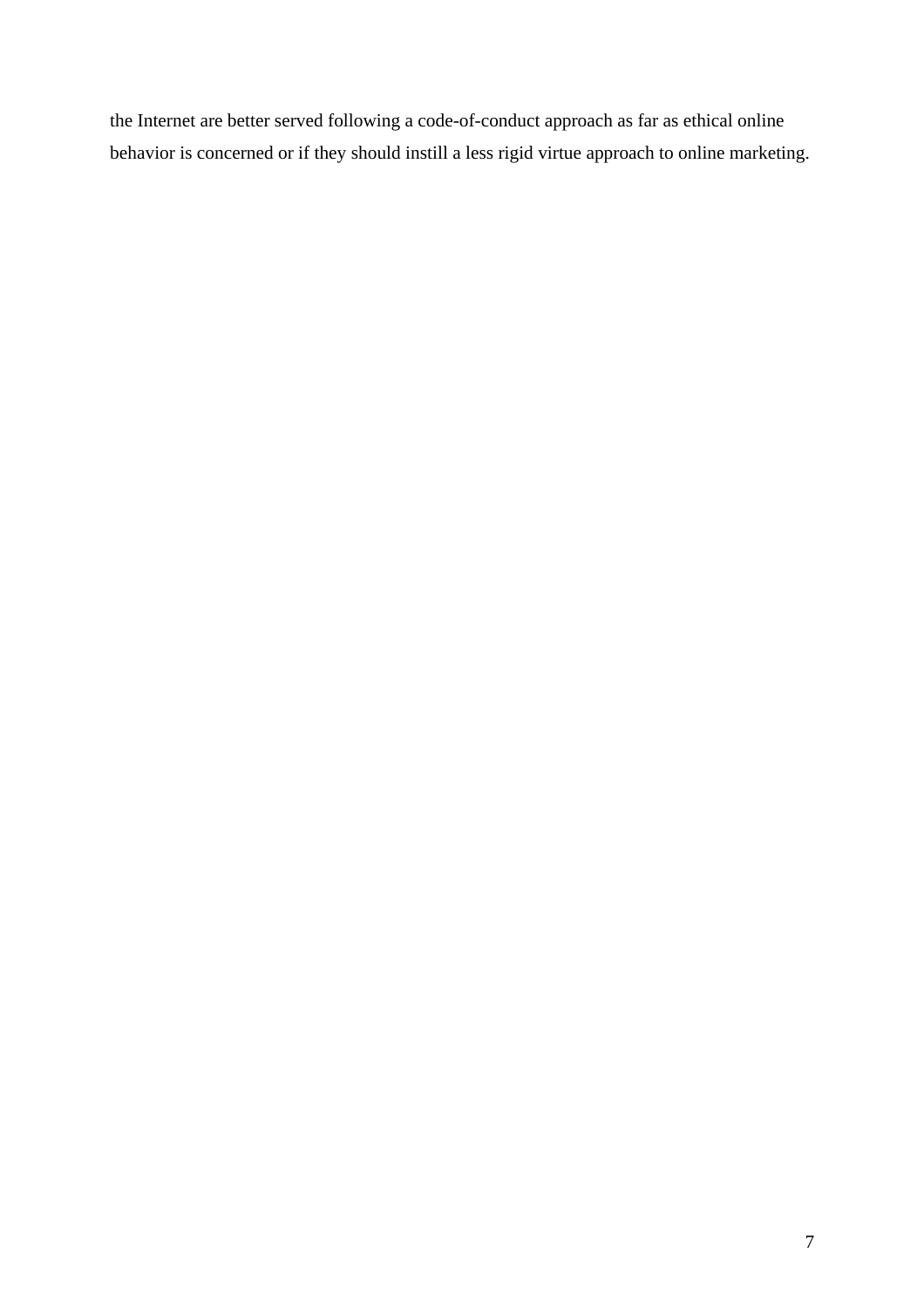the Internet are better served following a code-of-conduct approach as far as ethical online behavior is concerned or if they should instill a less rigid virtue approach to online marketing.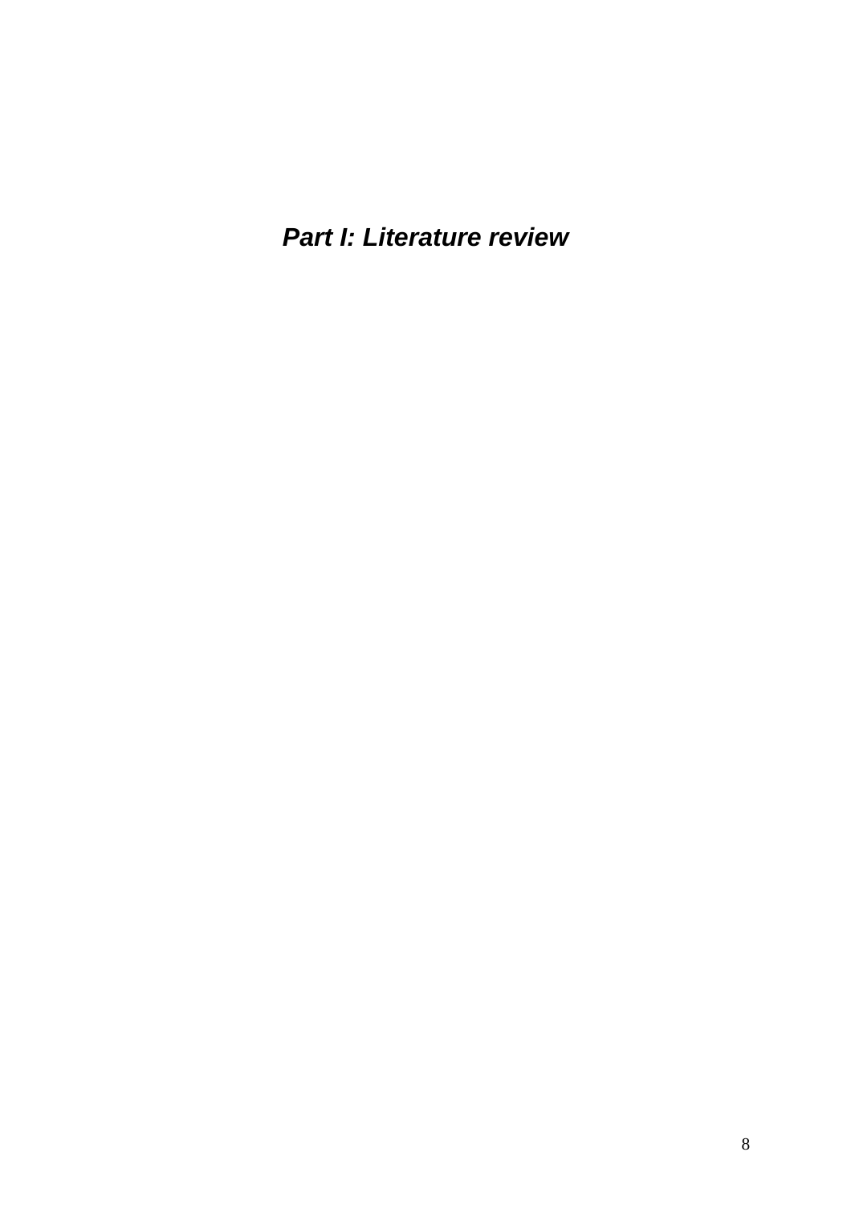# ***Part I: Literature review***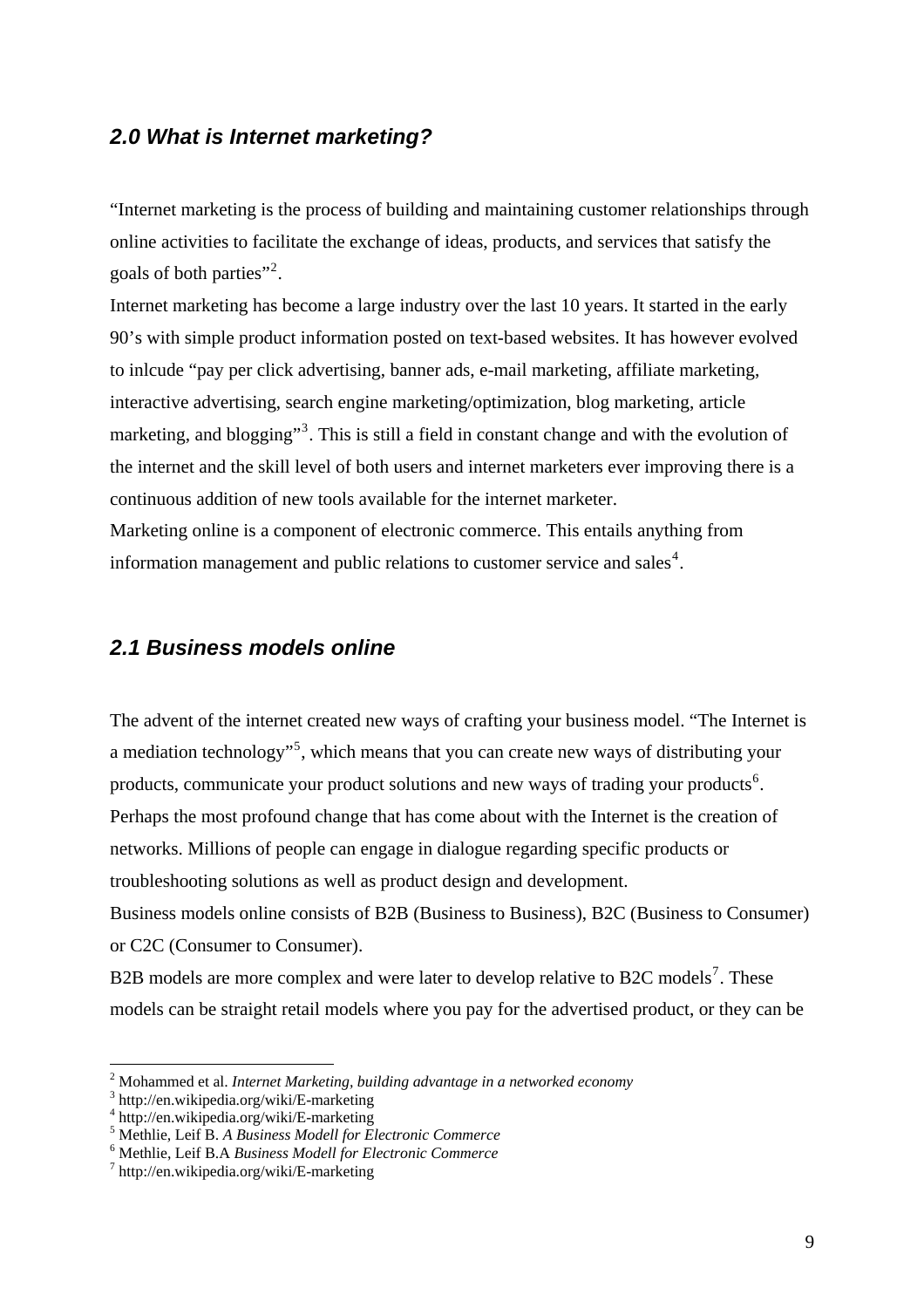## *2.0 What is Internet marketing?*

"Internet marketing is the process of building and maintaining customer relationships through online activities to facilitate the exchange of ideas, products, and services that satisfy the goals of both parties"[2].

Internet marketing has become a large industry over the last 10 years. It started in the early 90's with simple product information posted on text-based websites. It has however evolved to inlcude "pay per click advertising, banner ads, e-mail marketing, affiliate marketing, interactive advertising, search engine marketing/optimization, blog marketing, article marketing, and blogging"[3]. This is still a field in constant change and with the evolution of the internet and the skill level of both users and internet marketers ever improving there is a continuous addition of new tools available for the internet marketer.

Marketing online is a component of electronic commerce. This entails anything from information management and public relations to customer service and sales[4].

## *2.1 Business models online*

The advent of the internet created new ways of crafting your business model. "The Internet is a mediation technology"[5], which means that you can create new ways of distributing your products, communicate your product solutions and new ways of trading your products[6].

Perhaps the most profound change that has come about with the Internet is the creation of networks. Millions of people can engage in dialogue regarding specific products or troubleshooting solutions as well as product design and development.

Business models online consists of B2B (Business to Business), B2C (Business to Consumer) or C2C (Consumer to Consumer).

B2B models are more complex and were later to develop relative to B2C models[7]. These models can be straight retail models where you pay for the advertised product, or they can be

---

[2] Mohammed et al. *Internet Marketing, building advantage in a networked economy*

[3] http://en.wikipedia.org/wiki/E-marketing

[4] http://en.wikipedia.org/wiki/E-marketing

[5] Methlie, Leif B. *A Business Modell for Electronic Commerce*

[6] Methlie, Leif B.A *Business Modell for Electronic Commerce*

[7] http://en.wikipedia.org/wiki/E-marketing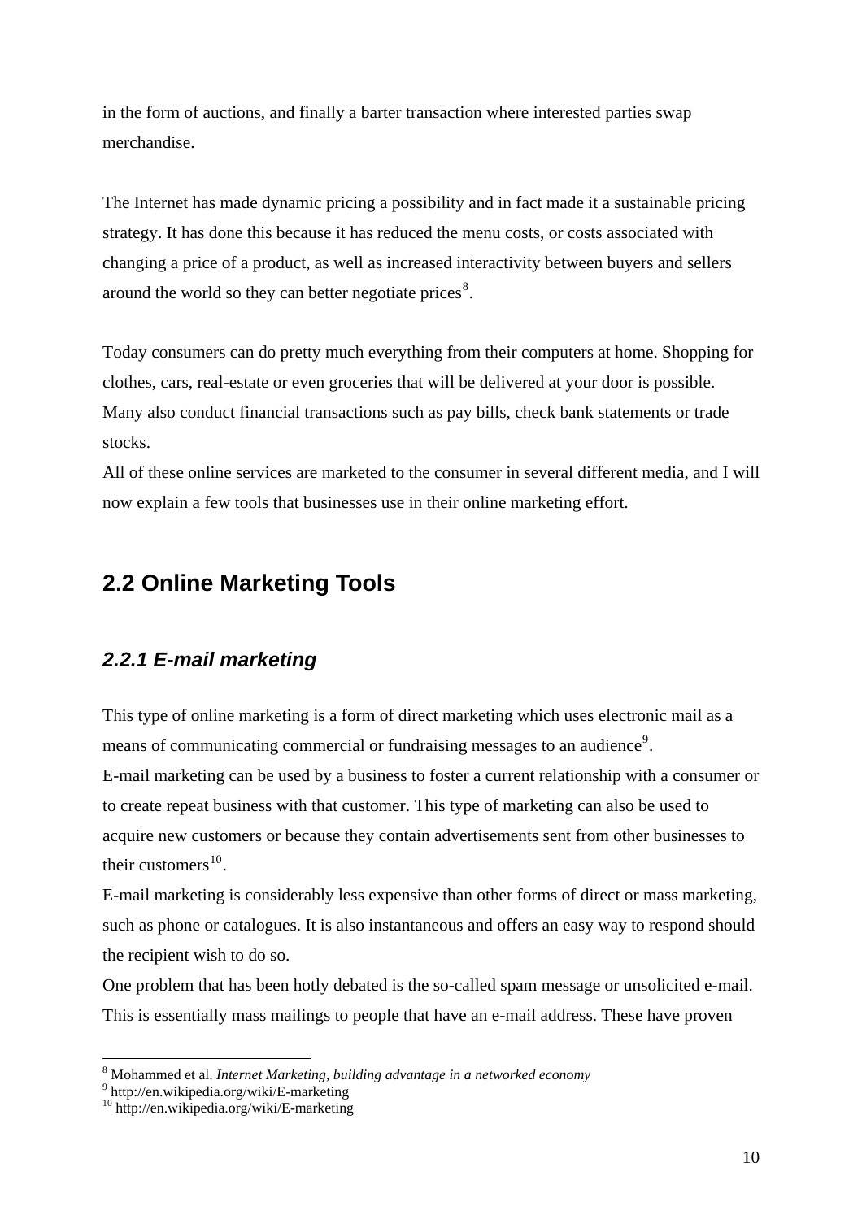in the form of auctions, and finally a barter transaction where interested parties swap merchandise.

The Internet has made dynamic pricing a possibility and in fact made it a sustainable pricing strategy. It has done this because it has reduced the menu costs, or costs associated with changing a price of a product, as well as increased interactivity between buyers and sellers around the world so they can better negotiate prices[8].

Today consumers can do pretty much everything from their computers at home. Shopping for clothes, cars, real-estate or even groceries that will be delivered at your door is possible. Many also conduct financial transactions such as pay bills, check bank statements or trade stocks.
All of these online services are marketed to the consumer in several different media, and I will now explain a few tools that businesses use in their online marketing effort.

## 2.2 Online Marketing Tools

### *2.2.1 E-mail marketing*

This type of online marketing is a form of direct marketing which uses electronic mail as a means of communicating commercial or fundraising messages to an audience[9].
E-mail marketing can be used by a business to foster a current relationship with a consumer or to create repeat business with that customer. This type of marketing can also be used to acquire new customers or because they contain advertisements sent from other businesses to their customers[10].
E-mail marketing is considerably less expensive than other forms of direct or mass marketing, such as phone or catalogues. It is also instantaneous and offers an easy way to respond should the recipient wish to do so.
One problem that has been hotly debated is the so-called spam message or unsolicited e-mail. This is essentially mass mailings to people that have an e-mail address. These have proven

---

[8] Mohammed et al. *Internet Marketing, building advantage in a networked economy*
[9] http://en.wikipedia.org/wiki/E-marketing
[10] http://en.wikipedia.org/wiki/E-marketing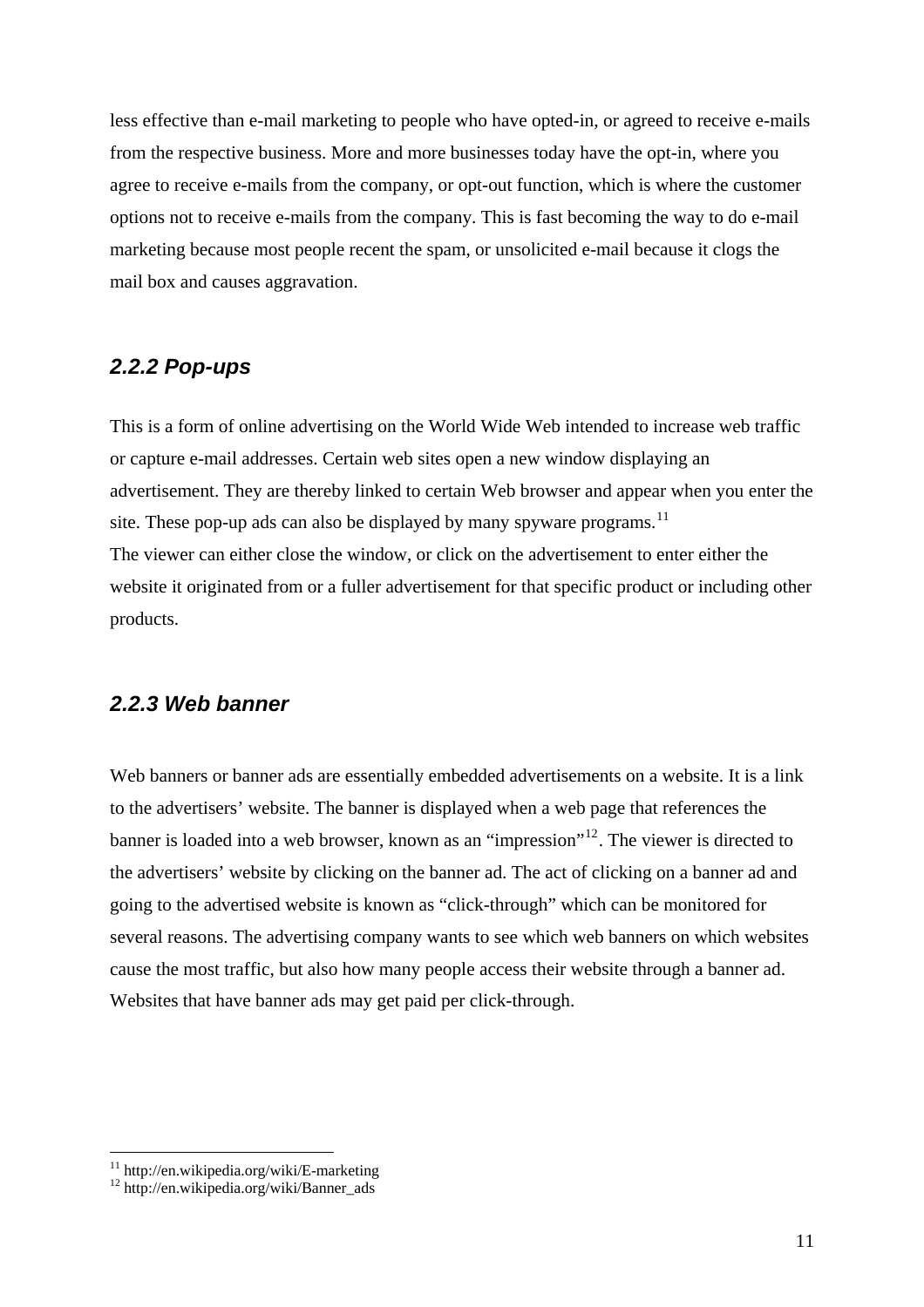less effective than e-mail marketing to people who have opted-in, or agreed to receive e-mails from the respective business. More and more businesses today have the opt-in, where you agree to receive e-mails from the company, or opt-out function, which is where the customer options not to receive e-mails from the company. This is fast becoming the way to do e-mail marketing because most people recent the spam, or unsolicited e-mail because it clogs the mail box and causes aggravation.

### *2.2.2 Pop-ups*

This is a form of online advertising on the World Wide Web intended to increase web traffic or capture e-mail addresses. Certain web sites open a new window displaying an advertisement. They are thereby linked to certain Web browser and appear when you enter the site. These pop-up ads can also be displayed by many spyware programs.[11]
The viewer can either close the window, or click on the advertisement to enter either the website it originated from or a fuller advertisement for that specific product or including other products.

### *2.2.3 Web banner*

Web banners or banner ads are essentially embedded advertisements on a website. It is a link to the advertisers' website. The banner is displayed when a web page that references the banner is loaded into a web browser, known as an "impression"[12]. The viewer is directed to the advertisers' website by clicking on the banner ad. The act of clicking on a banner ad and going to the advertised website is known as "click-through" which can be monitored for several reasons. The advertising company wants to see which web banners on which websites cause the most traffic, but also how many people access their website through a banner ad. Websites that have banner ads may get paid per click-through.

---

[11] http://en.wikipedia.org/wiki/E-marketing
[12] http://en.wikipedia.org/wiki/Banner_ads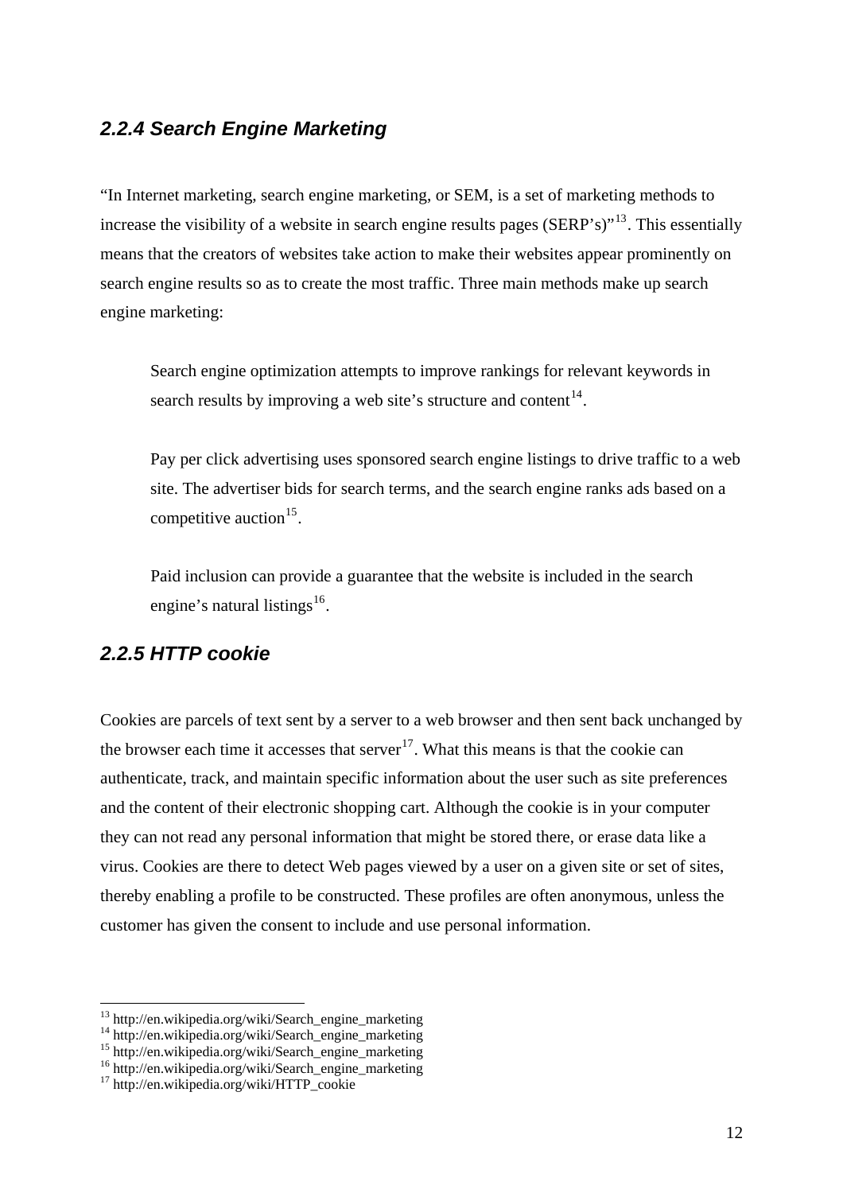### *2.2.4 Search Engine Marketing*

"In Internet marketing, search engine marketing, or SEM, is a set of marketing methods to increase the visibility of a website in search engine results pages (SERP's)"[13]. This essentially means that the creators of websites take action to make their websites appear prominently on search engine results so as to create the most traffic. Three main methods make up search engine marketing:

> Search engine optimization attempts to improve rankings for relevant keywords in search results by improving a web site's structure and content[14].
>
> Pay per click advertising uses sponsored search engine listings to drive traffic to a web site. The advertiser bids for search terms, and the search engine ranks ads based on a competitive auction[15].
>
> Paid inclusion can provide a guarantee that the website is included in the search engine's natural listings[16].

### *2.2.5 HTTP cookie*

Cookies are parcels of text sent by a server to a web browser and then sent back unchanged by the browser each time it accesses that server[17]. What this means is that the cookie can authenticate, track, and maintain specific information about the user such as site preferences and the content of their electronic shopping cart. Although the cookie is in your computer they can not read any personal information that might be stored there, or erase data like a virus. Cookies are there to detect Web pages viewed by a user on a given site or set of sites, thereby enabling a profile to be constructed. These profiles are often anonymous, unless the customer has given the consent to include and use personal information.

---

[13] http://en.wikipedia.org/wiki/Search_engine_marketing
[14] http://en.wikipedia.org/wiki/Search_engine_marketing
[15] http://en.wikipedia.org/wiki/Search_engine_marketing
[16] http://en.wikipedia.org/wiki/Search_engine_marketing
[17] http://en.wikipedia.org/wiki/HTTP_cookie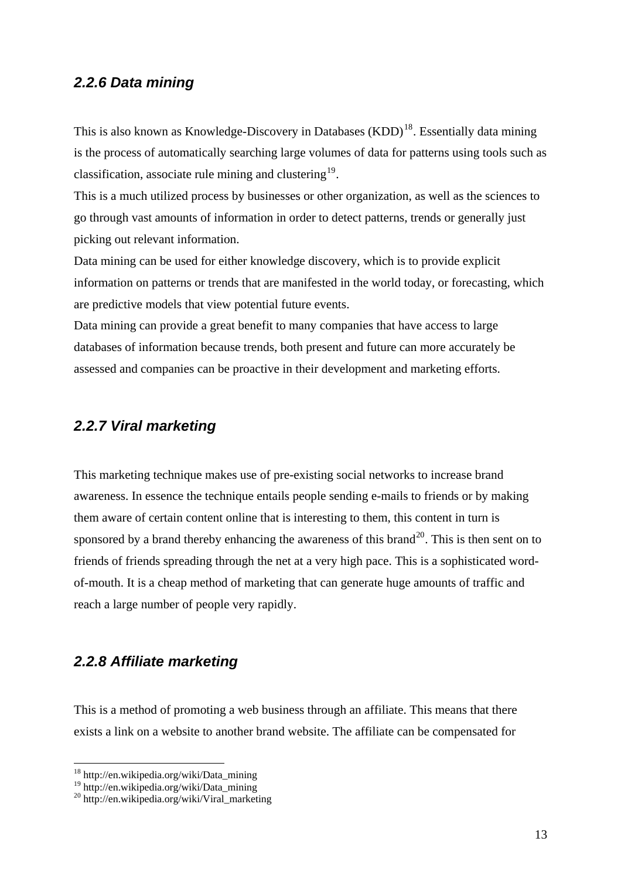### *2.2.6 Data mining*

This is also known as Knowledge-Discovery in Databases (KDD)[18]. Essentially data mining is the process of automatically searching large volumes of data for patterns using tools such as classification, associate rule mining and clustering[19].

This is a much utilized process by businesses or other organization, as well as the sciences to go through vast amounts of information in order to detect patterns, trends or generally just picking out relevant information.

Data mining can be used for either knowledge discovery, which is to provide explicit information on patterns or trends that are manifested in the world today, or forecasting, which are predictive models that view potential future events.

Data mining can provide a great benefit to many companies that have access to large databases of information because trends, both present and future can more accurately be assessed and companies can be proactive in their development and marketing efforts.

### *2.2.7 Viral marketing*

This marketing technique makes use of pre-existing social networks to increase brand awareness. In essence the technique entails people sending e-mails to friends or by making them aware of certain content online that is interesting to them, this content in turn is sponsored by a brand thereby enhancing the awareness of this brand[20]. This is then sent on to friends of friends spreading through the net at a very high pace. This is a sophisticated word-of-mouth. It is a cheap method of marketing that can generate huge amounts of traffic and reach a large number of people very rapidly.

### *2.2.8 Affiliate marketing*

This is a method of promoting a web business through an affiliate. This means that there exists a link on a website to another brand website. The affiliate can be compensated for

---

[18] http://en.wikipedia.org/wiki/Data_mining
[19] http://en.wikipedia.org/wiki/Data_mining
[20] http://en.wikipedia.org/wiki/Viral_marketing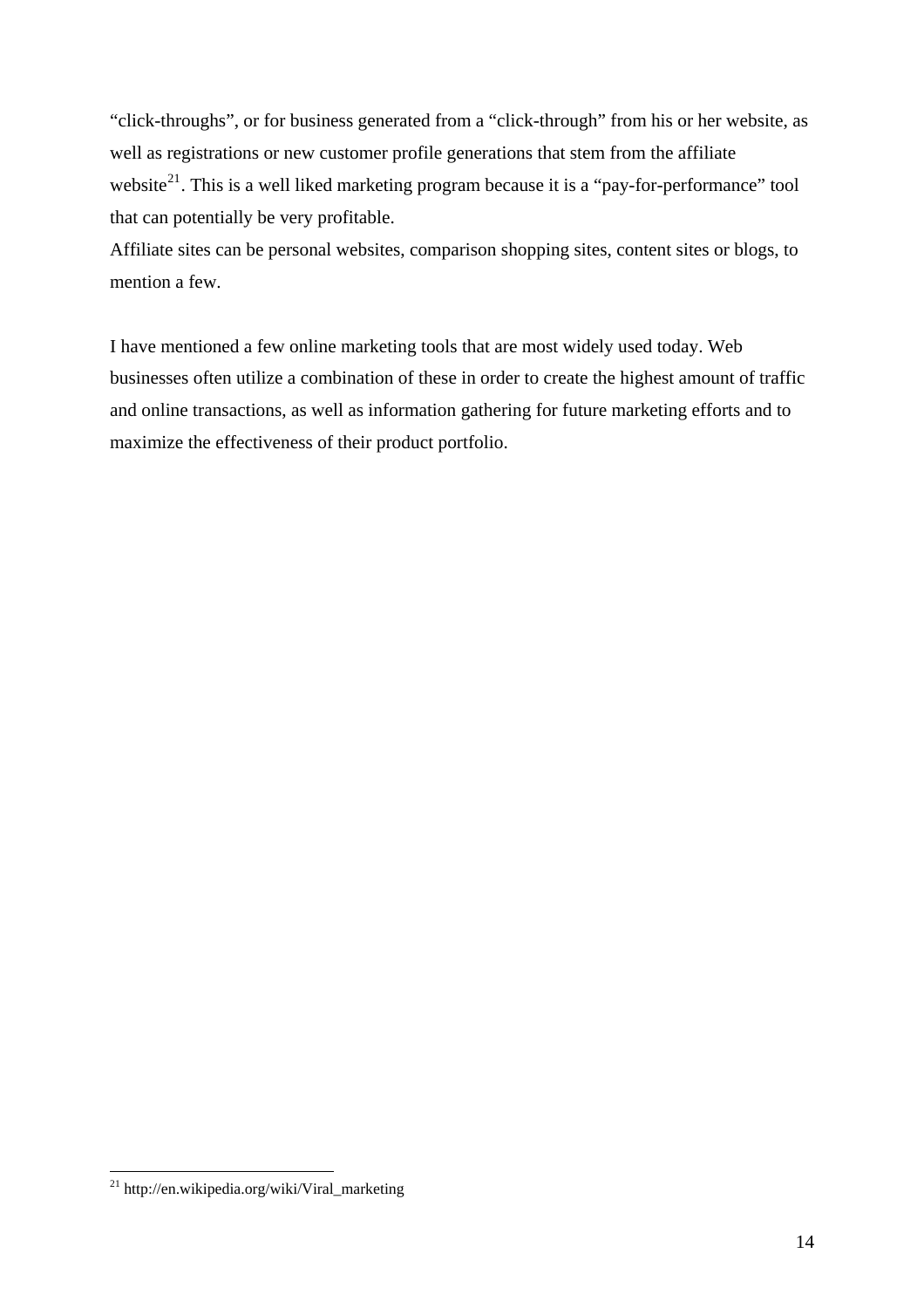"click-throughs", or for business generated from a "click-through" from his or her website, as well as registrations or new customer profile generations that stem from the affiliate website[21]. This is a well liked marketing program because it is a "pay-for-performance" tool that can potentially be very profitable.

Affiliate sites can be personal websites, comparison shopping sites, content sites or blogs, to mention a few.

I have mentioned a few online marketing tools that are most widely used today. Web businesses often utilize a combination of these in order to create the highest amount of traffic and online transactions, as well as information gathering for future marketing efforts and to maximize the effectiveness of their product portfolio.

---

[21] http://en.wikipedia.org/wiki/Viral_marketing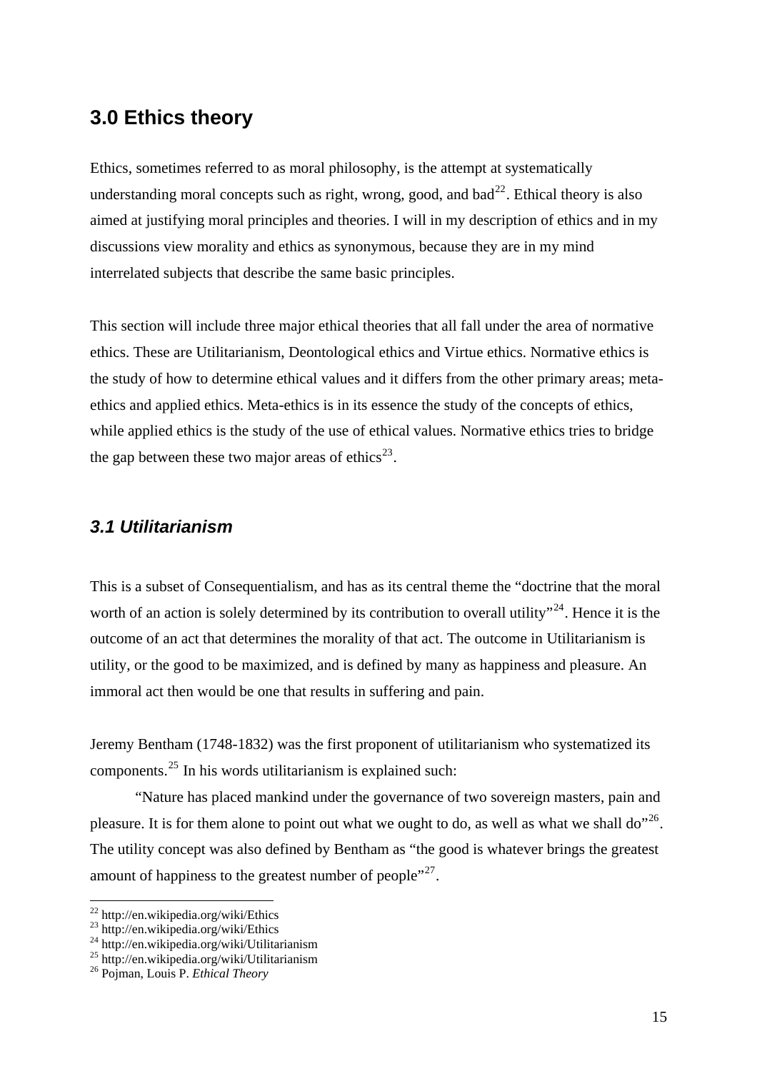## 3.0 Ethics theory

Ethics, sometimes referred to as moral philosophy, is the attempt at systematically understanding moral concepts such as right, wrong, good, and bad[22]. Ethical theory is also aimed at justifying moral principles and theories. I will in my description of ethics and in my discussions view morality and ethics as synonymous, because they are in my mind interrelated subjects that describe the same basic principles.

This section will include three major ethical theories that all fall under the area of normative ethics. These are Utilitarianism, Deontological ethics and Virtue ethics. Normative ethics is the study of how to determine ethical values and it differs from the other primary areas; meta-ethics and applied ethics. Meta-ethics is in its essence the study of the concepts of ethics, while applied ethics is the study of the use of ethical values. Normative ethics tries to bridge the gap between these two major areas of ethics[23].

### *3.1 Utilitarianism*

This is a subset of Consequentialism, and has as its central theme the "doctrine that the moral worth of an action is solely determined by its contribution to overall utility"[24]. Hence it is the outcome of an act that determines the morality of that act. The outcome in Utilitarianism is utility, or the good to be maximized, and is defined by many as happiness and pleasure. An immoral act then would be one that results in suffering and pain.

Jeremy Bentham (1748-1832) was the first proponent of utilitarianism who systematized its components.[25] In his words utilitarianism is explained such:

"Nature has placed mankind under the governance of two sovereign masters, pain and pleasure. It is for them alone to point out what we ought to do, as well as what we shall do"[26]. The utility concept was also defined by Bentham as "the good is whatever brings the greatest amount of happiness to the greatest number of people"[27].

---

[22] http://en.wikipedia.org/wiki/Ethics
[23] http://en.wikipedia.org/wiki/Ethics
[24] http://en.wikipedia.org/wiki/Utilitarianism
[25] http://en.wikipedia.org/wiki/Utilitarianism
[26] Pojman, Louis P. *Ethical Theory*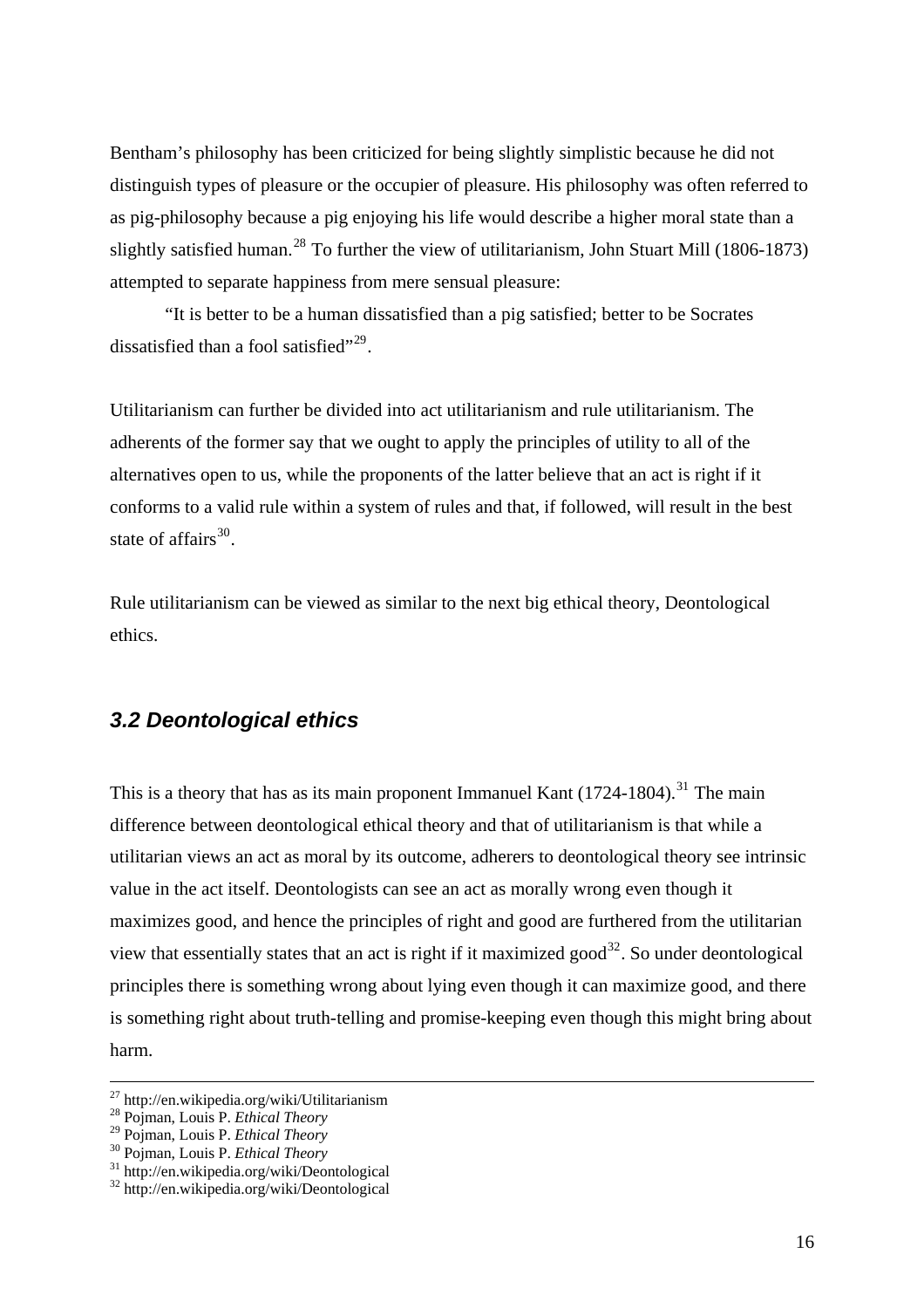Bentham's philosophy has been criticized for being slightly simplistic because he did not distinguish types of pleasure or the occupier of pleasure. His philosophy was often referred to as pig-philosophy because a pig enjoying his life would describe a higher moral state than a slightly satisfied human.[28] To further the view of utilitarianism, John Stuart Mill (1806-1873) attempted to separate happiness from mere sensual pleasure:

"It is better to be a human dissatisfied than a pig satisfied; better to be Socrates dissatisfied than a fool satisfied"[29].

Utilitarianism can further be divided into act utilitarianism and rule utilitarianism. The adherents of the former say that we ought to apply the principles of utility to all of the alternatives open to us, while the proponents of the latter believe that an act is right if it conforms to a valid rule within a system of rules and that, if followed, will result in the best state of affairs[30].

Rule utilitarianism can be viewed as similar to the next big ethical theory, Deontological ethics.

### *3.2 Deontological ethics*

This is a theory that has as its main proponent Immanuel Kant (1724-1804).[31] The main difference between deontological ethical theory and that of utilitarianism is that while a utilitarian views an act as moral by its outcome, adherers to deontological theory see intrinsic value in the act itself. Deontologists can see an act as morally wrong even though it maximizes good, and hence the principles of right and good are furthered from the utilitarian view that essentially states that an act is right if it maximized good[32]. So under deontological principles there is something wrong about lying even though it can maximize good, and there is something right about truth-telling and promise-keeping even though this might bring about harm.

---

[27] http://en.wikipedia.org/wiki/Utilitarianism
[28] Pojman, Louis P. *Ethical Theory*
[29] Pojman, Louis P. *Ethical Theory*
[30] Pojman, Louis P. *Ethical Theory*
[31] http://en.wikipedia.org/wiki/Deontological
[32] http://en.wikipedia.org/wiki/Deontological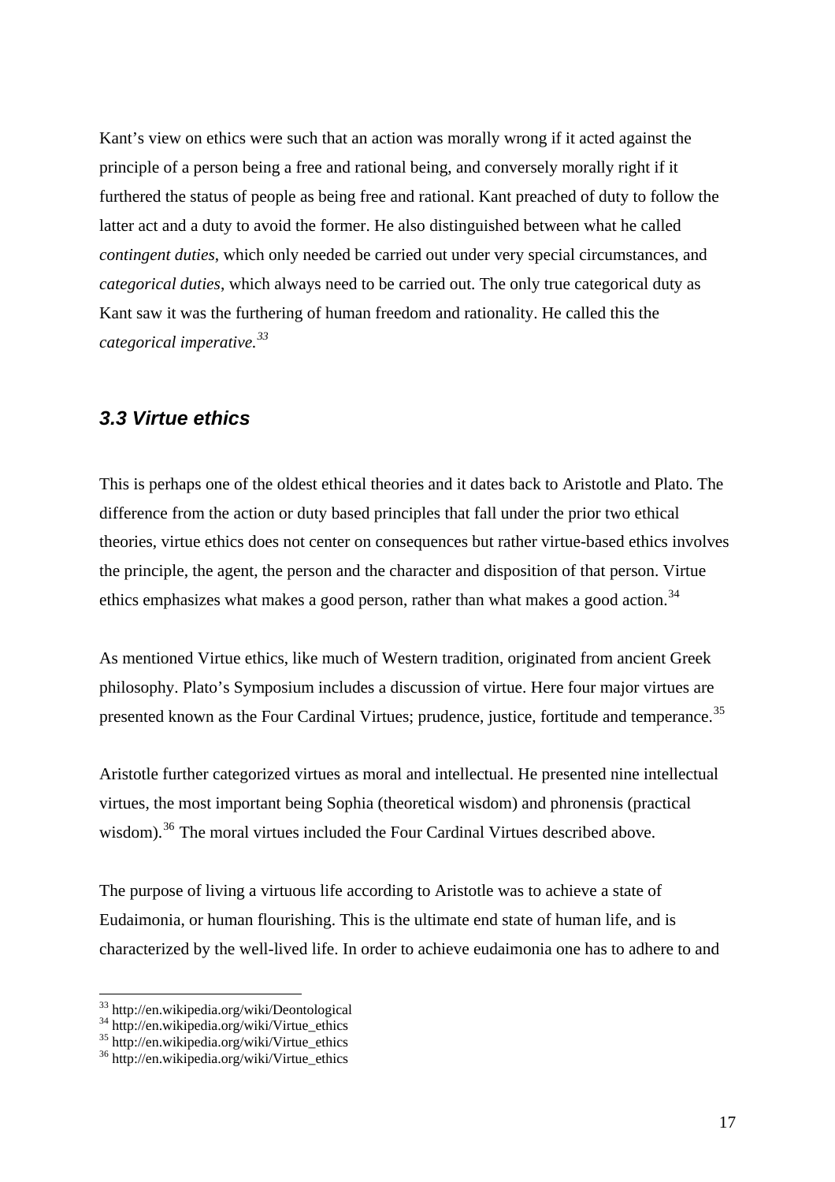Kant's view on ethics were such that an action was morally wrong if it acted against the principle of a person being a free and rational being, and conversely morally right if it furthered the status of people as being free and rational. Kant preached of duty to follow the latter act and a duty to avoid the former. He also distinguished between what he called *contingent duties*, which only needed be carried out under very special circumstances, and *categorical duties*, which always need to be carried out. The only true categorical duty as Kant saw it was the furthering of human freedom and rationality. He called this the *categorical imperative.*[33]

### *3.3 Virtue ethics*

This is perhaps one of the oldest ethical theories and it dates back to Aristotle and Plato. The difference from the action or duty based principles that fall under the prior two ethical theories, virtue ethics does not center on consequences but rather virtue-based ethics involves the principle, the agent, the person and the character and disposition of that person. Virtue ethics emphasizes what makes a good person, rather than what makes a good action.[34]

As mentioned Virtue ethics, like much of Western tradition, originated from ancient Greek philosophy. Plato's Symposium includes a discussion of virtue. Here four major virtues are presented known as the Four Cardinal Virtues; prudence, justice, fortitude and temperance.[35]

Aristotle further categorized virtues as moral and intellectual. He presented nine intellectual virtues, the most important being Sophia (theoretical wisdom) and phronensis (practical wisdom).[36] The moral virtues included the Four Cardinal Virtues described above.

The purpose of living a virtuous life according to Aristotle was to achieve a state of Eudaimonia, or human flourishing. This is the ultimate end state of human life, and is characterized by the well-lived life. In order to achieve eudaimonia one has to adhere to and

---

[33] http://en.wikipedia.org/wiki/Deontological
[34] http://en.wikipedia.org/wiki/Virtue_ethics
[35] http://en.wikipedia.org/wiki/Virtue_ethics
[36] http://en.wikipedia.org/wiki/Virtue_ethics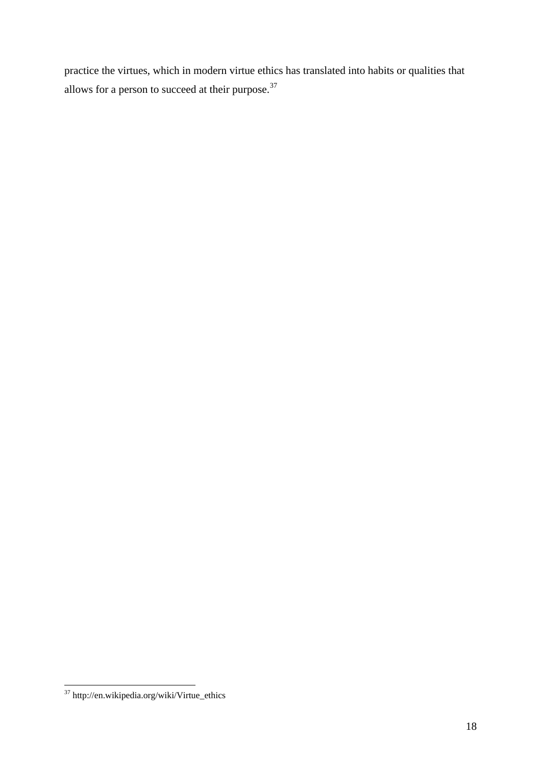practice the virtues, which in modern virtue ethics has translated into habits or qualities that allows for a person to succeed at their purpose.[37]

[37] http://en.wikipedia.org/wiki/Virtue_ethics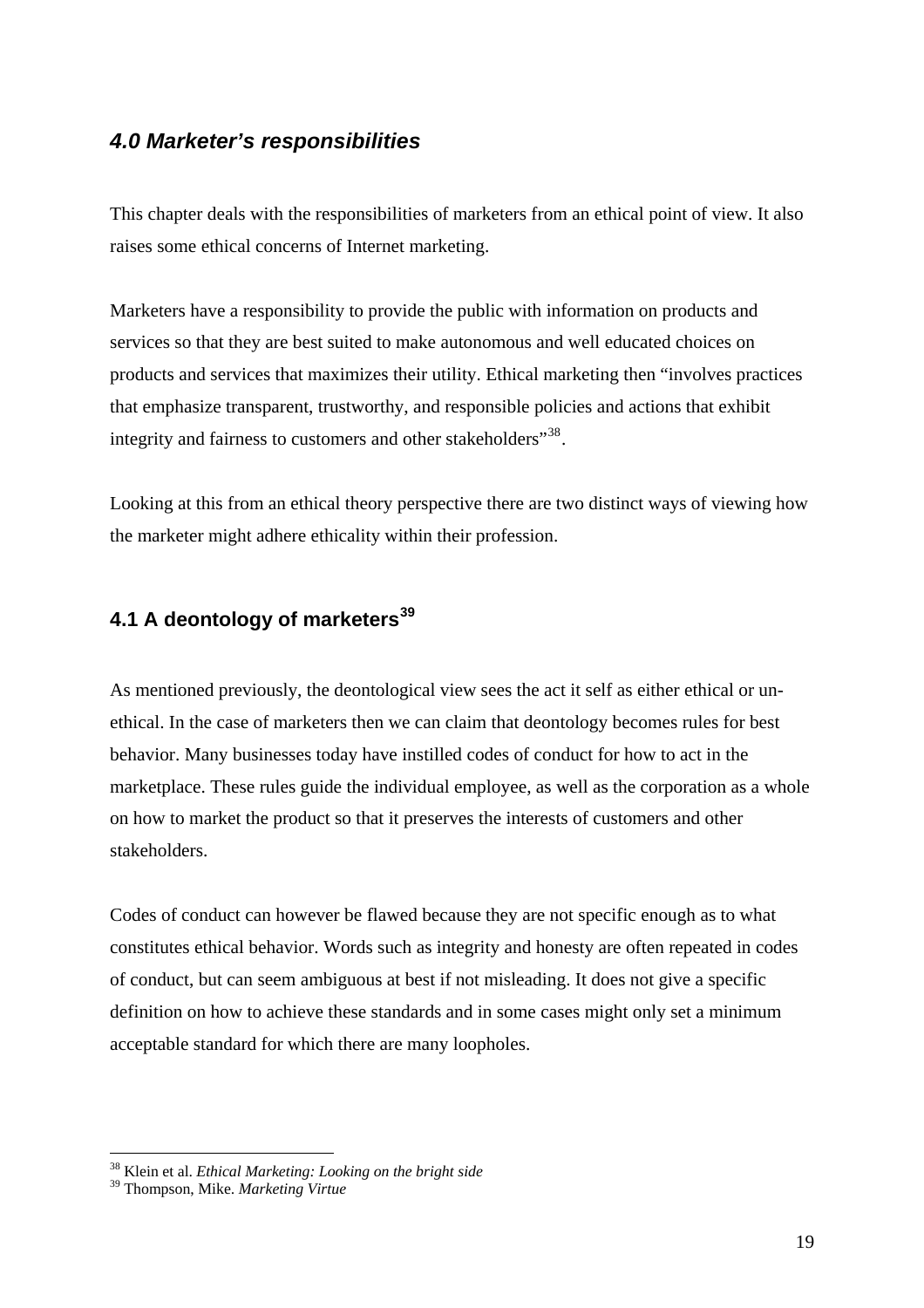## *4.0 Marketer's responsibilities*

This chapter deals with the responsibilities of marketers from an ethical point of view. It also raises some ethical concerns of Internet marketing.

Marketers have a responsibility to provide the public with information on products and services so that they are best suited to make autonomous and well educated choices on products and services that maximizes their utility. Ethical marketing then "involves practices that emphasize transparent, trustworthy, and responsible policies and actions that exhibit integrity and fairness to customers and other stakeholders"[38].

Looking at this from an ethical theory perspective there are two distinct ways of viewing how the marketer might adhere ethicality within their profession.

### 4.1 A deontology of marketers[39]

As mentioned previously, the deontological view sees the act it self as either ethical or un-ethical. In the case of marketers then we can claim that deontology becomes rules for best behavior. Many businesses today have instilled codes of conduct for how to act in the marketplace. These rules guide the individual employee, as well as the corporation as a whole on how to market the product so that it preserves the interests of customers and other stakeholders.

Codes of conduct can however be flawed because they are not specific enough as to what constitutes ethical behavior. Words such as integrity and honesty are often repeated in codes of conduct, but can seem ambiguous at best if not misleading. It does not give a specific definition on how to achieve these standards and in some cases might only set a minimum acceptable standard for which there are many loopholes.

---

[38] Klein et al. *Ethical Marketing: Looking on the bright side*

[39] Thompson, Mike. *Marketing Virtue*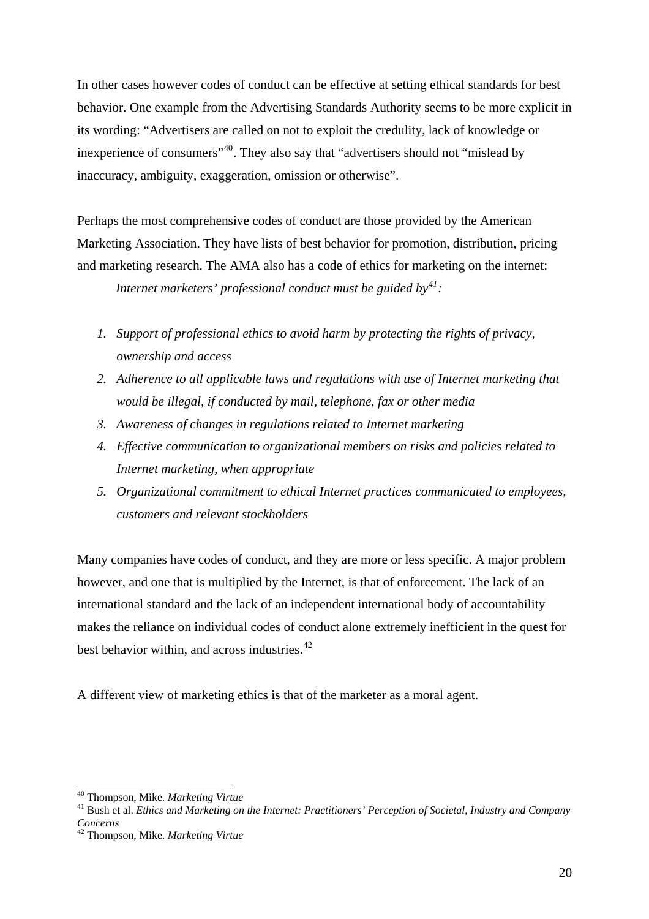In other cases however codes of conduct can be effective at setting ethical standards for best behavior. One example from the Advertising Standards Authority seems to be more explicit in its wording: "Advertisers are called on not to exploit the credulity, lack of knowledge or inexperience of consumers"[40]. They also say that "advertisers should not "mislead by inaccuracy, ambiguity, exaggeration, omission or otherwise".

Perhaps the most comprehensive codes of conduct are those provided by the American Marketing Association. They have lists of best behavior for promotion, distribution, pricing and marketing research. The AMA also has a code of ethics for marketing on the internet:

*Internet marketers' professional conduct must be guided by[41]:*

1. *Support of professional ethics to avoid harm by protecting the rights of privacy, ownership and access*
2. *Adherence to all applicable laws and regulations with use of Internet marketing that would be illegal, if conducted by mail, telephone, fax or other media*
3. *Awareness of changes in regulations related to Internet marketing*
4. *Effective communication to organizational members on risks and policies related to Internet marketing, when appropriate*
5. *Organizational commitment to ethical Internet practices communicated to employees, customers and relevant stockholders*

Many companies have codes of conduct, and they are more or less specific. A major problem however, and one that is multiplied by the Internet, is that of enforcement. The lack of an international standard and the lack of an independent international body of accountability makes the reliance on individual codes of conduct alone extremely inefficient in the quest for best behavior within, and across industries.[42]

A different view of marketing ethics is that of the marketer as a moral agent.

---

[40] Thompson, Mike. *Marketing Virtue*

[41] Bush et al. *Ethics and Marketing on the Internet: Practitioners' Perception of Societal, Industry and Company Concerns*

[42] Thompson, Mike. *Marketing Virtue*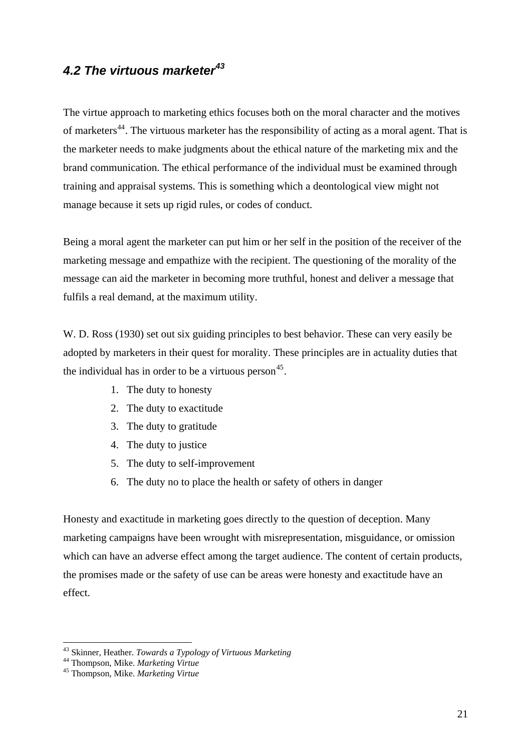## *4.2 The virtuous marketer*[43]

The virtue approach to marketing ethics focuses both on the moral character and the motives of marketers[44]. The virtuous marketer has the responsibility of acting as a moral agent. That is the marketer needs to make judgments about the ethical nature of the marketing mix and the brand communication. The ethical performance of the individual must be examined through training and appraisal systems. This is something which a deontological view might not manage because it sets up rigid rules, or codes of conduct.

Being a moral agent the marketer can put him or her self in the position of the receiver of the marketing message and empathize with the recipient. The questioning of the morality of the message can aid the marketer in becoming more truthful, honest and deliver a message that fulfils a real demand, at the maximum utility.

W. D. Ross (1930) set out six guiding principles to best behavior. These can very easily be adopted by marketers in their quest for morality. These principles are in actuality duties that the individual has in order to be a virtuous person[45].

1. The duty to honesty
2. The duty to exactitude
3. The duty to gratitude
4. The duty to justice
5. The duty to self-improvement
6. The duty no to place the health or safety of others in danger

Honesty and exactitude in marketing goes directly to the question of deception. Many marketing campaigns have been wrought with misrepresentation, misguidance, or omission which can have an adverse effect among the target audience. The content of certain products, the promises made or the safety of use can be areas were honesty and exactitude have an effect.

---

[43] Skinner, Heather. *Towards a Typology of Virtuous Marketing*
[44] Thompson, Mike. *Marketing Virtue*
[45] Thompson, Mike. *Marketing Virtue*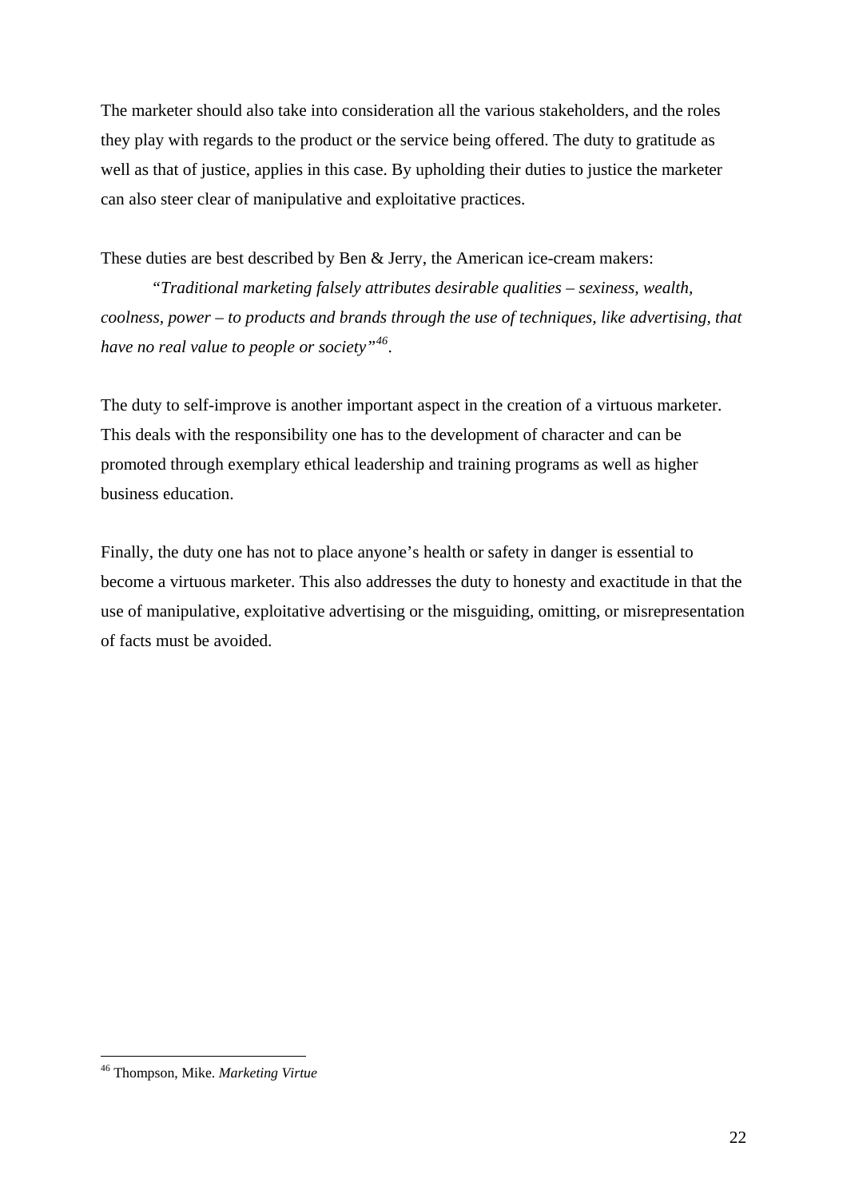The marketer should also take into consideration all the various stakeholders, and the roles they play with regards to the product or the service being offered. The duty to gratitude as well as that of justice, applies in this case. By upholding their duties to justice the marketer can also steer clear of manipulative and exploitative practices.

These duties are best described by Ben & Jerry, the American ice-cream makers:

> *"Traditional marketing falsely attributes desirable qualities – sexiness, wealth, coolness, power – to products and brands through the use of techniques, like advertising, that have no real value to people or society"*[46].

The duty to self-improve is another important aspect in the creation of a virtuous marketer. This deals with the responsibility one has to the development of character and can be promoted through exemplary ethical leadership and training programs as well as higher business education.

Finally, the duty one has not to place anyone's health or safety in danger is essential to become a virtuous marketer. This also addresses the duty to honesty and exactitude in that the use of manipulative, exploitative advertising or the misguiding, omitting, or misrepresentation of facts must be avoided.

---

[46] Thompson, Mike. *Marketing Virtue*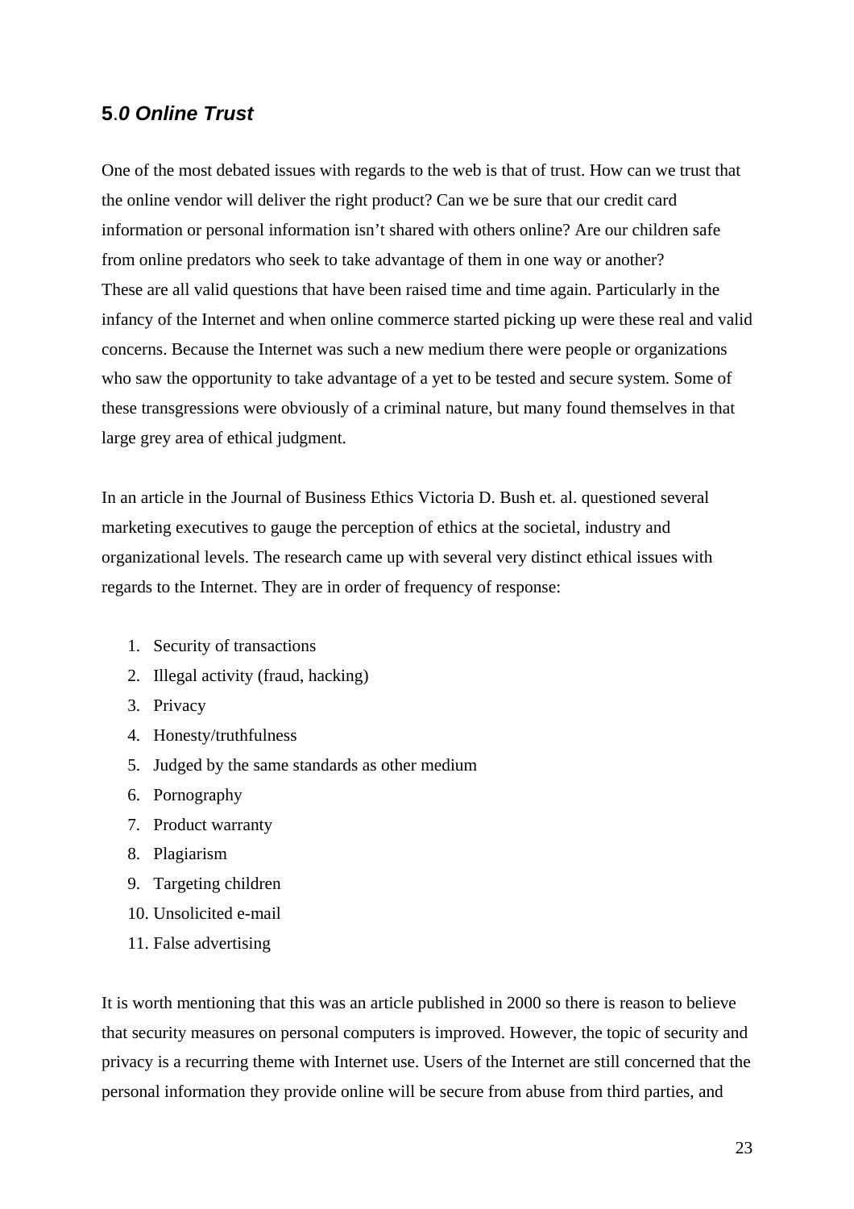## 5.*0 Online Trust*

One of the most debated issues with regards to the web is that of trust. How can we trust that the online vendor will deliver the right product? Can we be sure that our credit card information or personal information isn't shared with others online? Are our children safe from online predators who seek to take advantage of them in one way or another?
These are all valid questions that have been raised time and time again. Particularly in the infancy of the Internet and when online commerce started picking up were these real and valid concerns. Because the Internet was such a new medium there were people or organizations who saw the opportunity to take advantage of a yet to be tested and secure system. Some of these transgressions were obviously of a criminal nature, but many found themselves in that large grey area of ethical judgment.

In an article in the Journal of Business Ethics Victoria D. Bush et. al. questioned several marketing executives to gauge the perception of ethics at the societal, industry and organizational levels. The research came up with several very distinct ethical issues with regards to the Internet. They are in order of frequency of response:

1. Security of transactions
2. Illegal activity (fraud, hacking)
3. Privacy
4. Honesty/truthfulness
5. Judged by the same standards as other medium
6. Pornography
7. Product warranty
8. Plagiarism
9. Targeting children
10. Unsolicited e-mail
11. False advertising

It is worth mentioning that this was an article published in 2000 so there is reason to believe that security measures on personal computers is improved. However, the topic of security and privacy is a recurring theme with Internet use. Users of the Internet are still concerned that the personal information they provide online will be secure from abuse from third parties, and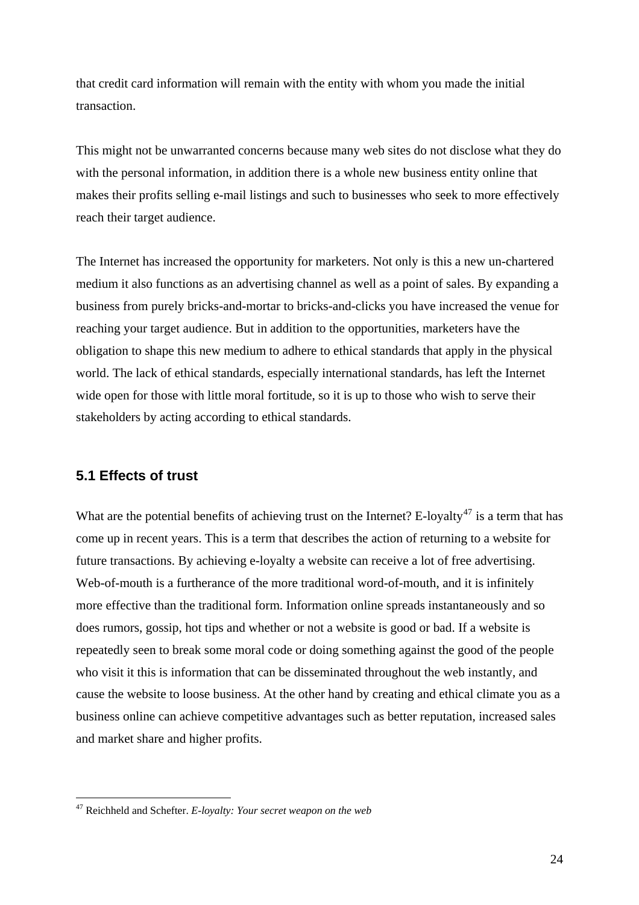that credit card information will remain with the entity with whom you made the initial transaction.

This might not be unwarranted concerns because many web sites do not disclose what they do with the personal information, in addition there is a whole new business entity online that makes their profits selling e-mail listings and such to businesses who seek to more effectively reach their target audience.

The Internet has increased the opportunity for marketers. Not only is this a new un-chartered medium it also functions as an advertising channel as well as a point of sales. By expanding a business from purely bricks-and-mortar to bricks-and-clicks you have increased the venue for reaching your target audience. But in addition to the opportunities, marketers have the obligation to shape this new medium to adhere to ethical standards that apply in the physical world. The lack of ethical standards, especially international standards, has left the Internet wide open for those with little moral fortitude, so it is up to those who wish to serve their stakeholders by acting according to ethical standards.

### 5.1 Effects of trust

What are the potential benefits of achieving trust on the Internet? E-loyalty[47] is a term that has come up in recent years. This is a term that describes the action of returning to a website for future transactions. By achieving e-loyalty a website can receive a lot of free advertising. Web-of-mouth is a furtherance of the more traditional word-of-mouth, and it is infinitely more effective than the traditional form. Information online spreads instantaneously and so does rumors, gossip, hot tips and whether or not a website is good or bad. If a website is repeatedly seen to break some moral code or doing something against the good of the people who visit it this is information that can be disseminated throughout the web instantly, and cause the website to loose business. At the other hand by creating and ethical climate you as a business online can achieve competitive advantages such as better reputation, increased sales and market share and higher profits.

---

[47] Reichheld and Schefter. *E-loyalty: Your secret weapon on the web*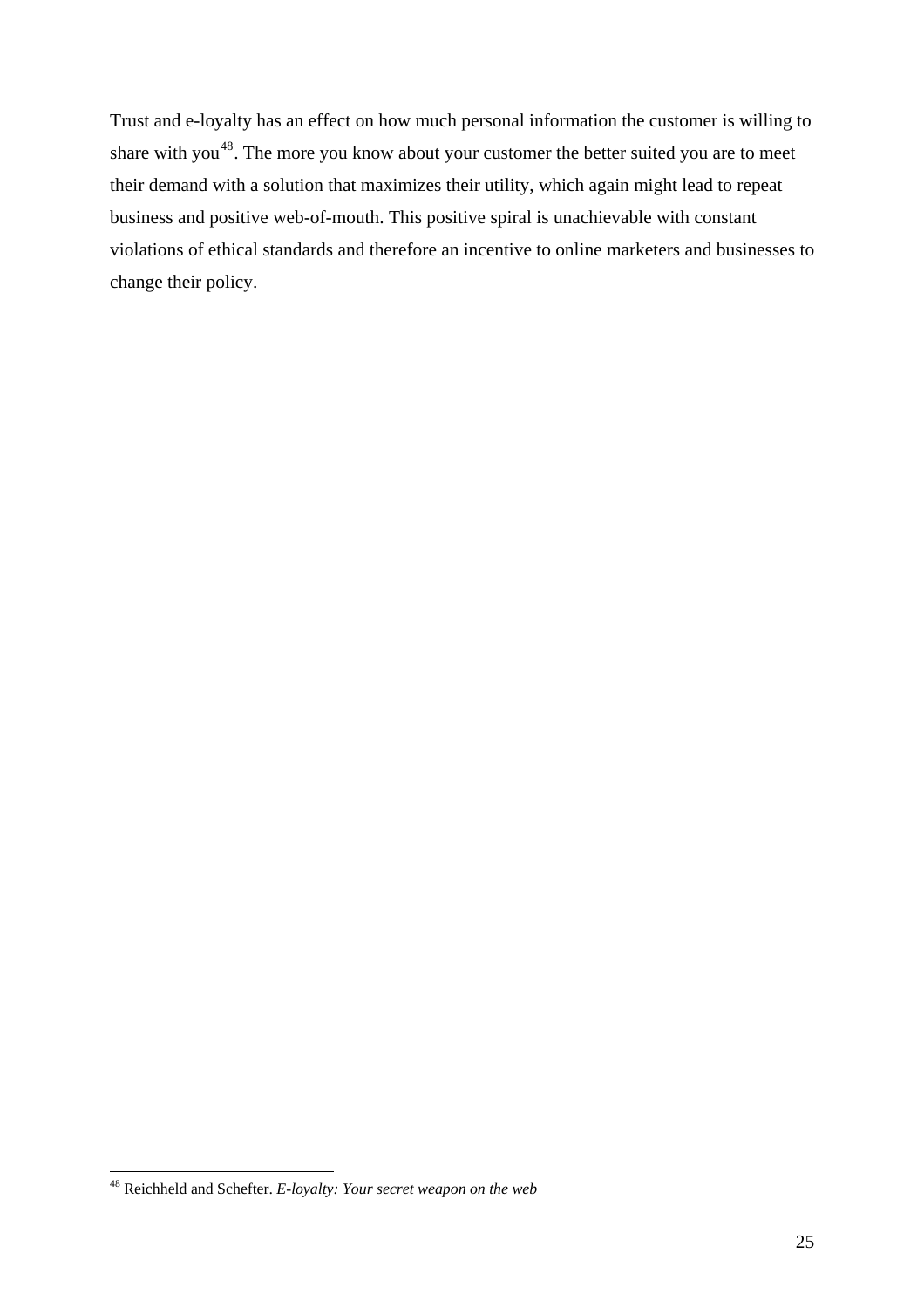Trust and e-loyalty has an effect on how much personal information the customer is willing to share with you[48]. The more you know about your customer the better suited you are to meet their demand with a solution that maximizes their utility, which again might lead to repeat business and positive web-of-mouth. This positive spiral is unachievable with constant violations of ethical standards and therefore an incentive to online marketers and businesses to change their policy.

[48] Reichheld and Schefter. *E-loyalty: Your secret weapon on the web*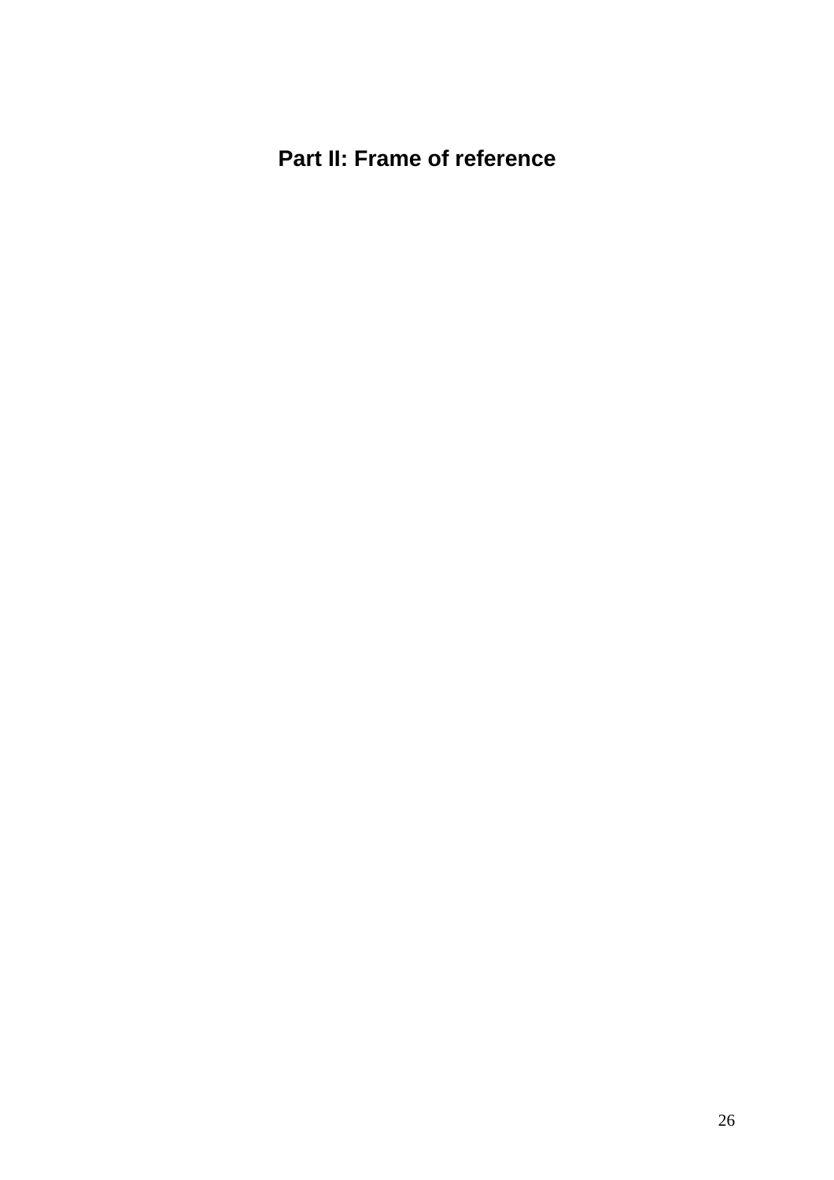# Part II: Frame of reference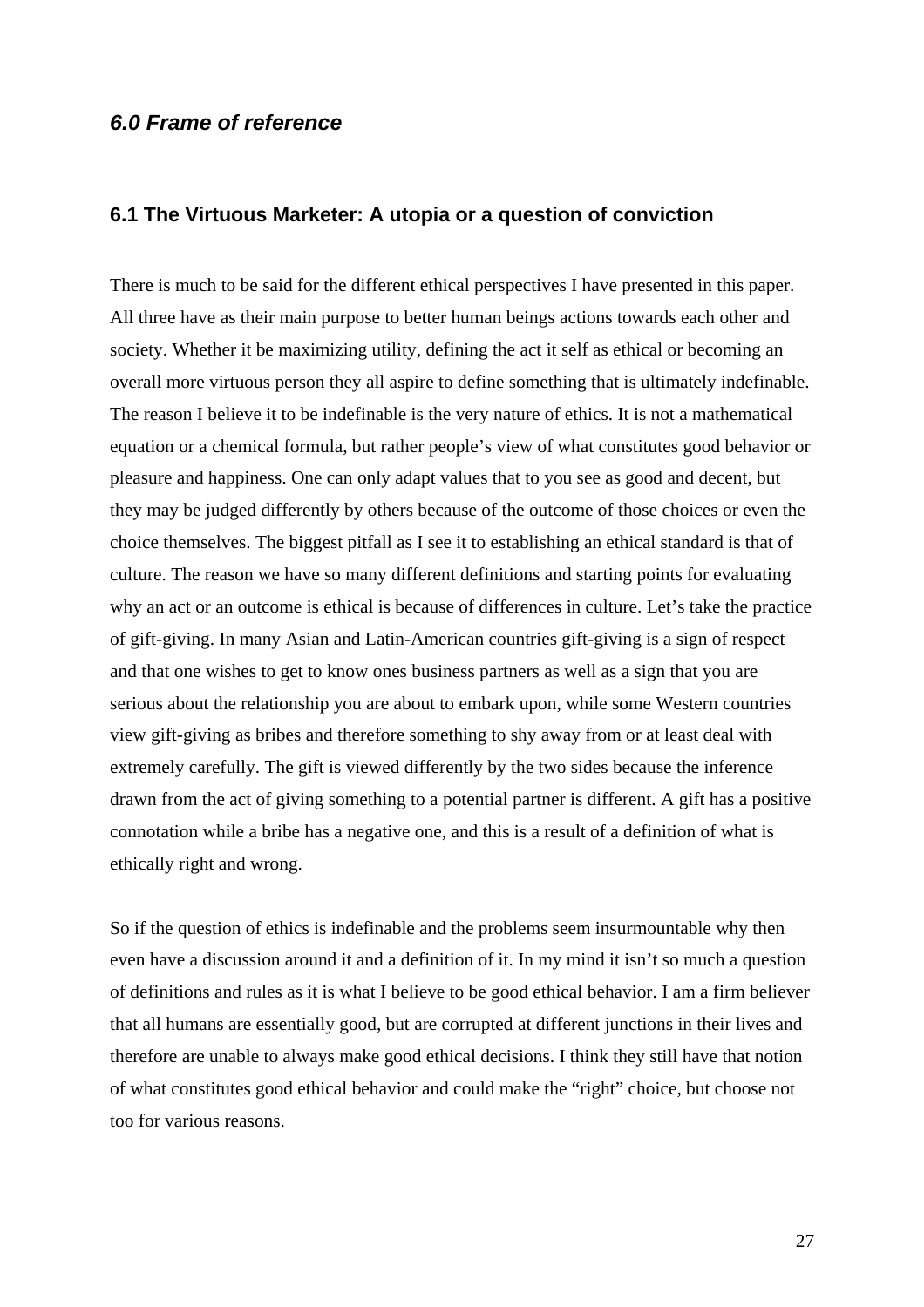## *6.0 Frame of reference*

### 6.1 The Virtuous Marketer: A utopia or a question of conviction

There is much to be said for the different ethical perspectives I have presented in this paper. All three have as their main purpose to better human beings actions towards each other and society. Whether it be maximizing utility, defining the act it self as ethical or becoming an overall more virtuous person they all aspire to define something that is ultimately indefinable. The reason I believe it to be indefinable is the very nature of ethics. It is not a mathematical equation or a chemical formula, but rather people's view of what constitutes good behavior or pleasure and happiness. One can only adapt values that to you see as good and decent, but they may be judged differently by others because of the outcome of those choices or even the choice themselves. The biggest pitfall as I see it to establishing an ethical standard is that of culture. The reason we have so many different definitions and starting points for evaluating why an act or an outcome is ethical is because of differences in culture. Let's take the practice of gift-giving. In many Asian and Latin-American countries gift-giving is a sign of respect and that one wishes to get to know ones business partners as well as a sign that you are serious about the relationship you are about to embark upon, while some Western countries view gift-giving as bribes and therefore something to shy away from or at least deal with extremely carefully. The gift is viewed differently by the two sides because the inference drawn from the act of giving something to a potential partner is different. A gift has a positive connotation while a bribe has a negative one, and this is a result of a definition of what is ethically right and wrong.

So if the question of ethics is indefinable and the problems seem insurmountable why then even have a discussion around it and a definition of it. In my mind it isn't so much a question of definitions and rules as it is what I believe to be good ethical behavior. I am a firm believer that all humans are essentially good, but are corrupted at different junctions in their lives and therefore are unable to always make good ethical decisions. I think they still have that notion of what constitutes good ethical behavior and could make the "right" choice, but choose not too for various reasons.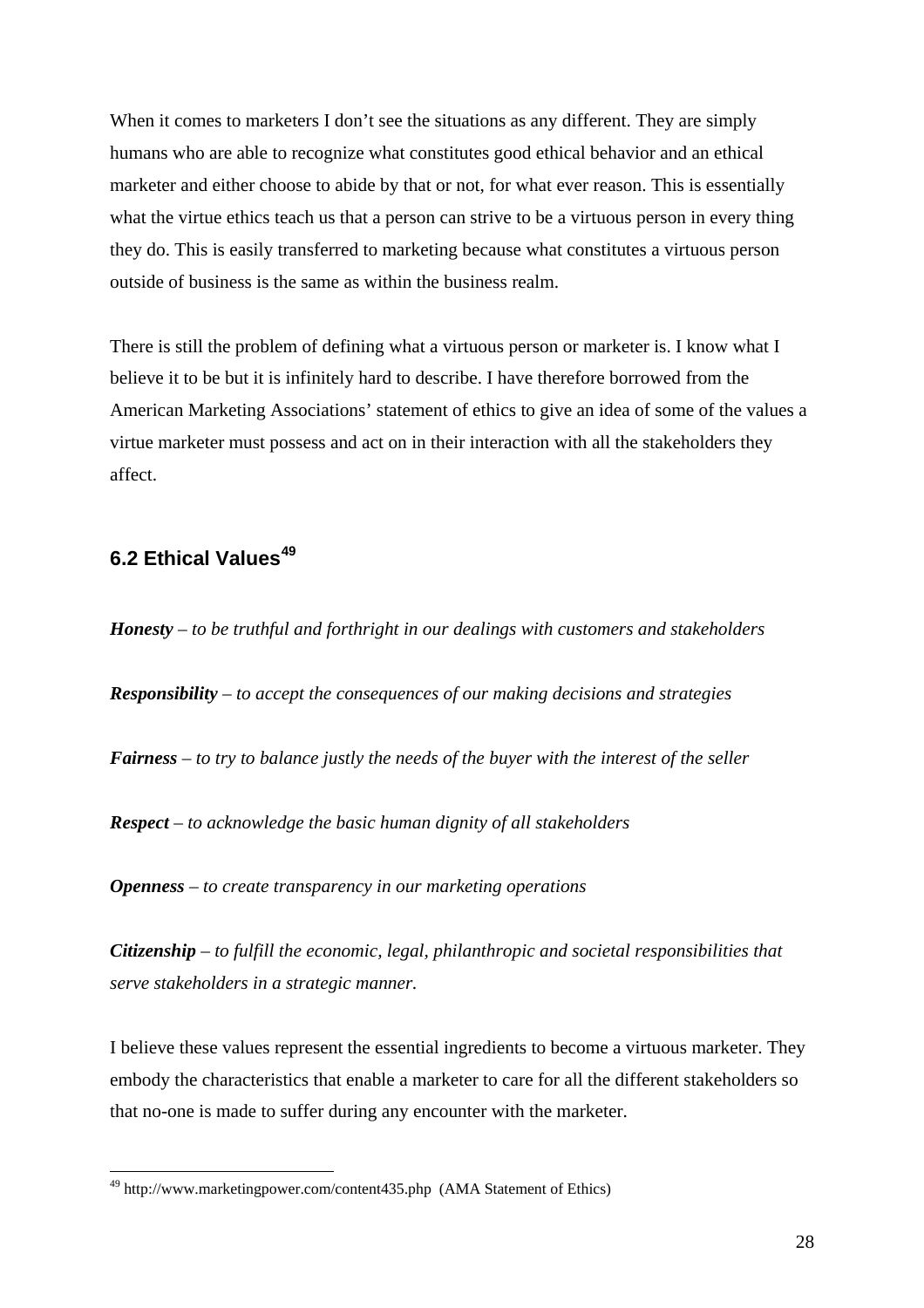When it comes to marketers I don't see the situations as any different. They are simply humans who are able to recognize what constitutes good ethical behavior and an ethical marketer and either choose to abide by that or not, for what ever reason. This is essentially what the virtue ethics teach us that a person can strive to be a virtuous person in every thing they do. This is easily transferred to marketing because what constitutes a virtuous person outside of business is the same as within the business realm.

There is still the problem of defining what a virtuous person or marketer is. I know what I believe it to be but it is infinitely hard to describe. I have therefore borrowed from the American Marketing Associations' statement of ethics to give an idea of some of the values a virtue marketer must possess and act on in their interaction with all the stakeholders they affect.

## 6.2 Ethical Values[49]

***Honesty*** *– to be truthful and forthright in our dealings with customers and stakeholders*

***Responsibility*** *– to accept the consequences of our making decisions and strategies*

***Fairness*** *– to try to balance justly the needs of the buyer with the interest of the seller*

***Respect*** *– to acknowledge the basic human dignity of all stakeholders*

***Openness*** *– to create transparency in our marketing operations*

***Citizenship*** *– to fulfill the economic, legal, philanthropic and societal responsibilities that serve stakeholders in a strategic manner.*

I believe these values represent the essential ingredients to become a virtuous marketer. They embody the characteristics that enable a marketer to care for all the different stakeholders so that no-one is made to suffer during any encounter with the marketer.

---

[49] http://www.marketingpower.com/content435.php (AMA Statement of Ethics)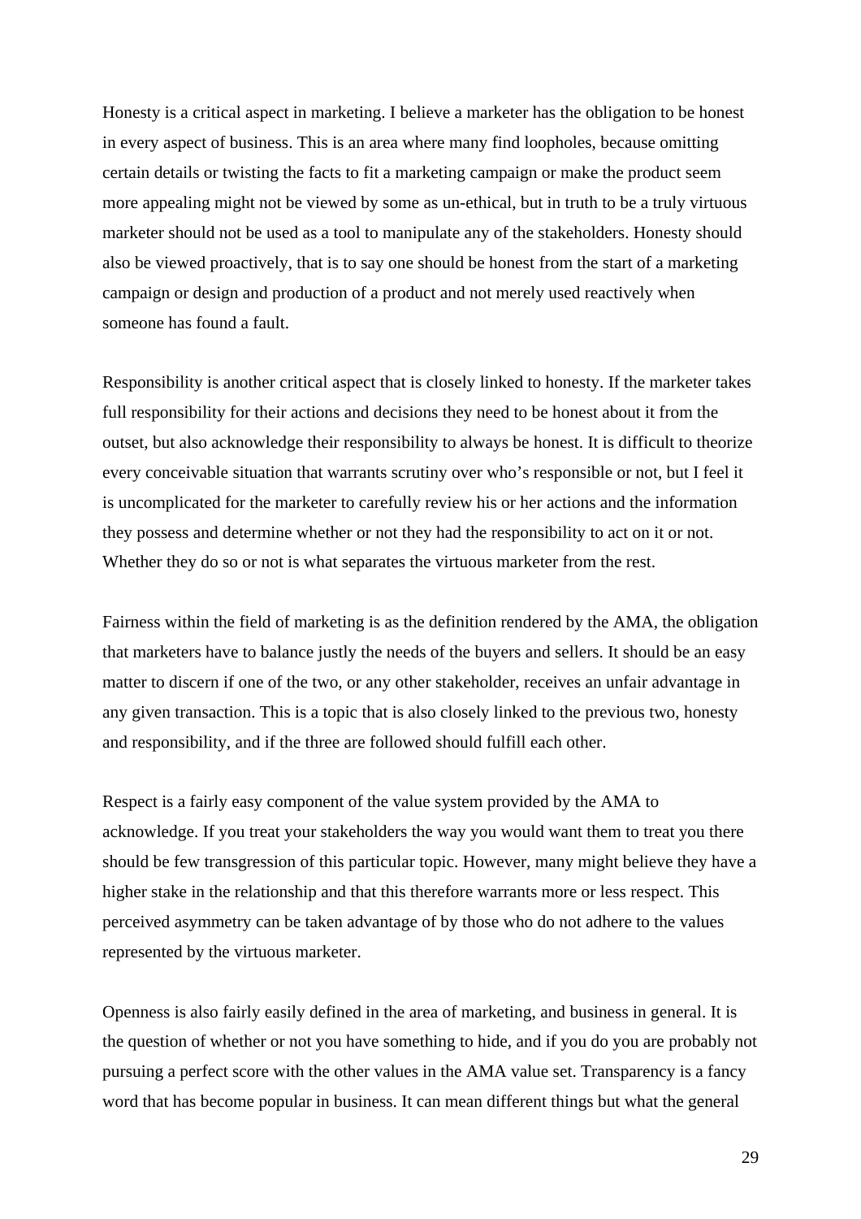Honesty is a critical aspect in marketing. I believe a marketer has the obligation to be honest in every aspect of business. This is an area where many find loopholes, because omitting certain details or twisting the facts to fit a marketing campaign or make the product seem more appealing might not be viewed by some as un-ethical, but in truth to be a truly virtuous marketer should not be used as a tool to manipulate any of the stakeholders. Honesty should also be viewed proactively, that is to say one should be honest from the start of a marketing campaign or design and production of a product and not merely used reactively when someone has found a fault.

Responsibility is another critical aspect that is closely linked to honesty. If the marketer takes full responsibility for their actions and decisions they need to be honest about it from the outset, but also acknowledge their responsibility to always be honest. It is difficult to theorize every conceivable situation that warrants scrutiny over who's responsible or not, but I feel it is uncomplicated for the marketer to carefully review his or her actions and the information they possess and determine whether or not they had the responsibility to act on it or not. Whether they do so or not is what separates the virtuous marketer from the rest.

Fairness within the field of marketing is as the definition rendered by the AMA, the obligation that marketers have to balance justly the needs of the buyers and sellers. It should be an easy matter to discern if one of the two, or any other stakeholder, receives an unfair advantage in any given transaction. This is a topic that is also closely linked to the previous two, honesty and responsibility, and if the three are followed should fulfill each other.

Respect is a fairly easy component of the value system provided by the AMA to acknowledge. If you treat your stakeholders the way you would want them to treat you there should be few transgression of this particular topic. However, many might believe they have a higher stake in the relationship and that this therefore warrants more or less respect. This perceived asymmetry can be taken advantage of by those who do not adhere to the values represented by the virtuous marketer.

Openness is also fairly easily defined in the area of marketing, and business in general. It is the question of whether or not you have something to hide, and if you do you are probably not pursuing a perfect score with the other values in the AMA value set. Transparency is a fancy word that has become popular in business. It can mean different things but what the general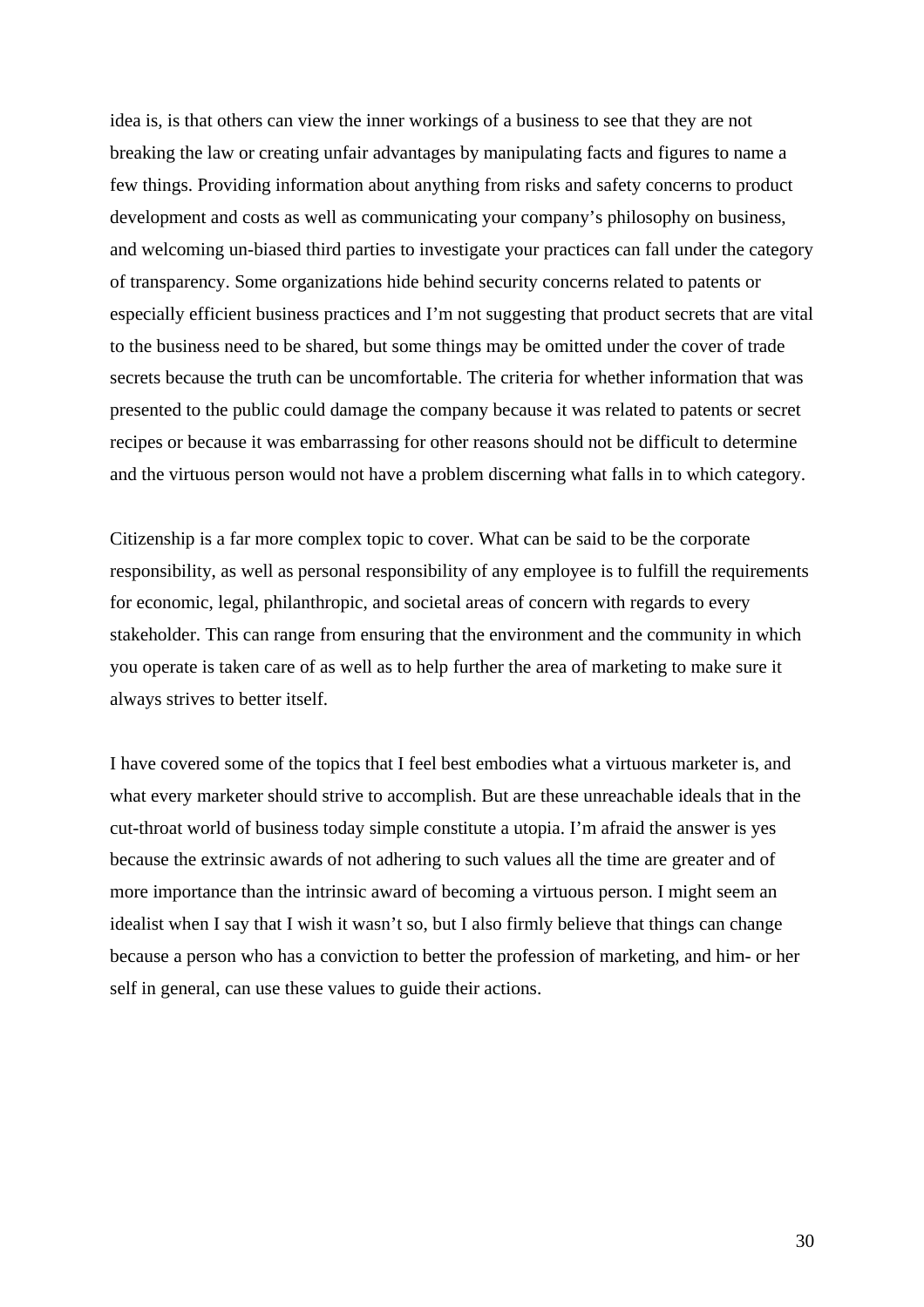idea is, is that others can view the inner workings of a business to see that they are not breaking the law or creating unfair advantages by manipulating facts and figures to name a few things. Providing information about anything from risks and safety concerns to product development and costs as well as communicating your company's philosophy on business, and welcoming un-biased third parties to investigate your practices can fall under the category of transparency. Some organizations hide behind security concerns related to patents or especially efficient business practices and I'm not suggesting that product secrets that are vital to the business need to be shared, but some things may be omitted under the cover of trade secrets because the truth can be uncomfortable. The criteria for whether information that was presented to the public could damage the company because it was related to patents or secret recipes or because it was embarrassing for other reasons should not be difficult to determine and the virtuous person would not have a problem discerning what falls in to which category.

Citizenship is a far more complex topic to cover. What can be said to be the corporate responsibility, as well as personal responsibility of any employee is to fulfill the requirements for economic, legal, philanthropic, and societal areas of concern with regards to every stakeholder. This can range from ensuring that the environment and the community in which you operate is taken care of as well as to help further the area of marketing to make sure it always strives to better itself.

I have covered some of the topics that I feel best embodies what a virtuous marketer is, and what every marketer should strive to accomplish. But are these unreachable ideals that in the cut-throat world of business today simple constitute a utopia. I'm afraid the answer is yes because the extrinsic awards of not adhering to such values all the time are greater and of more importance than the intrinsic award of becoming a virtuous person. I might seem an idealist when I say that I wish it wasn't so, but I also firmly believe that things can change because a person who has a conviction to better the profession of marketing, and him- or her self in general, can use these values to guide their actions.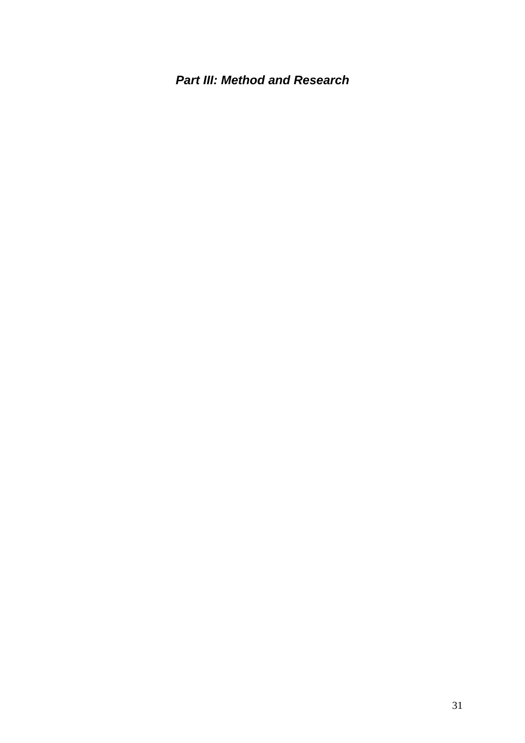***Part III: Method and Research***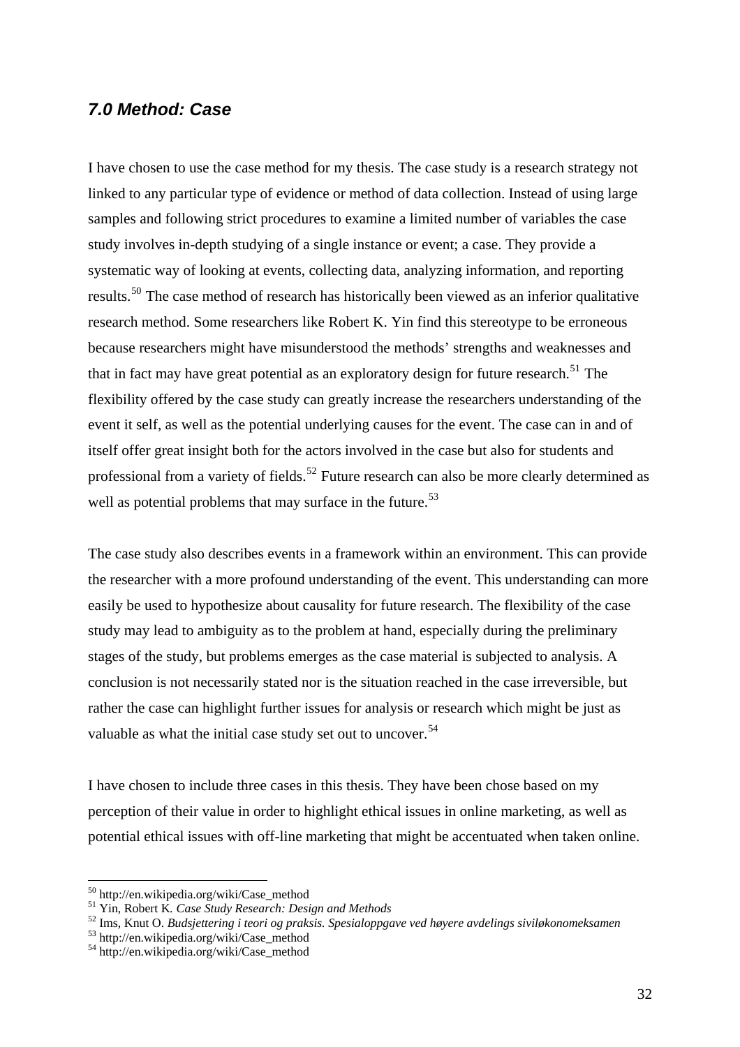### *7.0 Method: Case*

I have chosen to use the case method for my thesis. The case study is a research strategy not linked to any particular type of evidence or method of data collection. Instead of using large samples and following strict procedures to examine a limited number of variables the case study involves in-depth studying of a single instance or event; a case. They provide a systematic way of looking at events, collecting data, analyzing information, and reporting results.[50] The case method of research has historically been viewed as an inferior qualitative research method. Some researchers like Robert K. Yin find this stereotype to be erroneous because researchers might have misunderstood the methods' strengths and weaknesses and that in fact may have great potential as an exploratory design for future research.[51] The flexibility offered by the case study can greatly increase the researchers understanding of the event it self, as well as the potential underlying causes for the event. The case can in and of itself offer great insight both for the actors involved in the case but also for students and professional from a variety of fields.[52] Future research can also be more clearly determined as well as potential problems that may surface in the future.[53]

The case study also describes events in a framework within an environment. This can provide the researcher with a more profound understanding of the event. This understanding can more easily be used to hypothesize about causality for future research. The flexibility of the case study may lead to ambiguity as to the problem at hand, especially during the preliminary stages of the study, but problems emerges as the case material is subjected to analysis. A conclusion is not necessarily stated nor is the situation reached in the case irreversible, but rather the case can highlight further issues for analysis or research which might be just as valuable as what the initial case study set out to uncover.[54]

I have chosen to include three cases in this thesis. They have been chose based on my perception of their value in order to highlight ethical issues in online marketing, as well as potential ethical issues with off-line marketing that might be accentuated when taken online.

---

[50] http://en.wikipedia.org/wiki/Case_method
[51] Yin, Robert K. *Case Study Research: Design and Methods*
[52] Ims, Knut O. *Budsjettering i teori og praksis. Spesialoppgave ved høyere avdelings siviløkonomeksamen*
[53] http://en.wikipedia.org/wiki/Case_method
[54] http://en.wikipedia.org/wiki/Case_method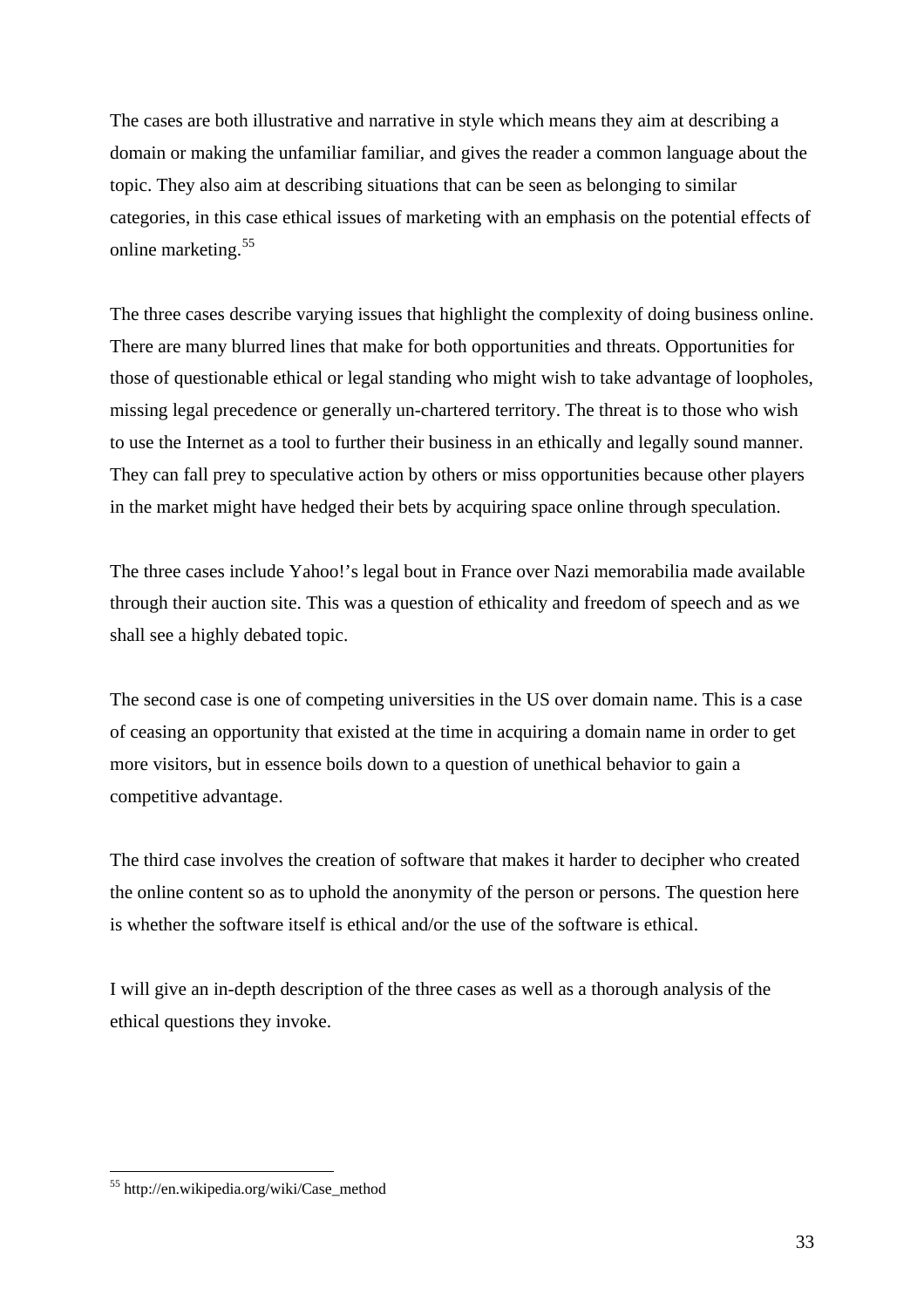The cases are both illustrative and narrative in style which means they aim at describing a domain or making the unfamiliar familiar, and gives the reader a common language about the topic. They also aim at describing situations that can be seen as belonging to similar categories, in this case ethical issues of marketing with an emphasis on the potential effects of online marketing.[55]

The three cases describe varying issues that highlight the complexity of doing business online. There are many blurred lines that make for both opportunities and threats. Opportunities for those of questionable ethical or legal standing who might wish to take advantage of loopholes, missing legal precedence or generally un-chartered territory. The threat is to those who wish to use the Internet as a tool to further their business in an ethically and legally sound manner. They can fall prey to speculative action by others or miss opportunities because other players in the market might have hedged their bets by acquiring space online through speculation.

The three cases include Yahoo!'s legal bout in France over Nazi memorabilia made available through their auction site. This was a question of ethicality and freedom of speech and as we shall see a highly debated topic.

The second case is one of competing universities in the US over domain name. This is a case of ceasing an opportunity that existed at the time in acquiring a domain name in order to get more visitors, but in essence boils down to a question of unethical behavior to gain a competitive advantage.

The third case involves the creation of software that makes it harder to decipher who created the online content so as to uphold the anonymity of the person or persons. The question here is whether the software itself is ethical and/or the use of the software is ethical.

I will give an in-depth description of the three cases as well as a thorough analysis of the ethical questions they invoke.

---

[55] http://en.wikipedia.org/wiki/Case_method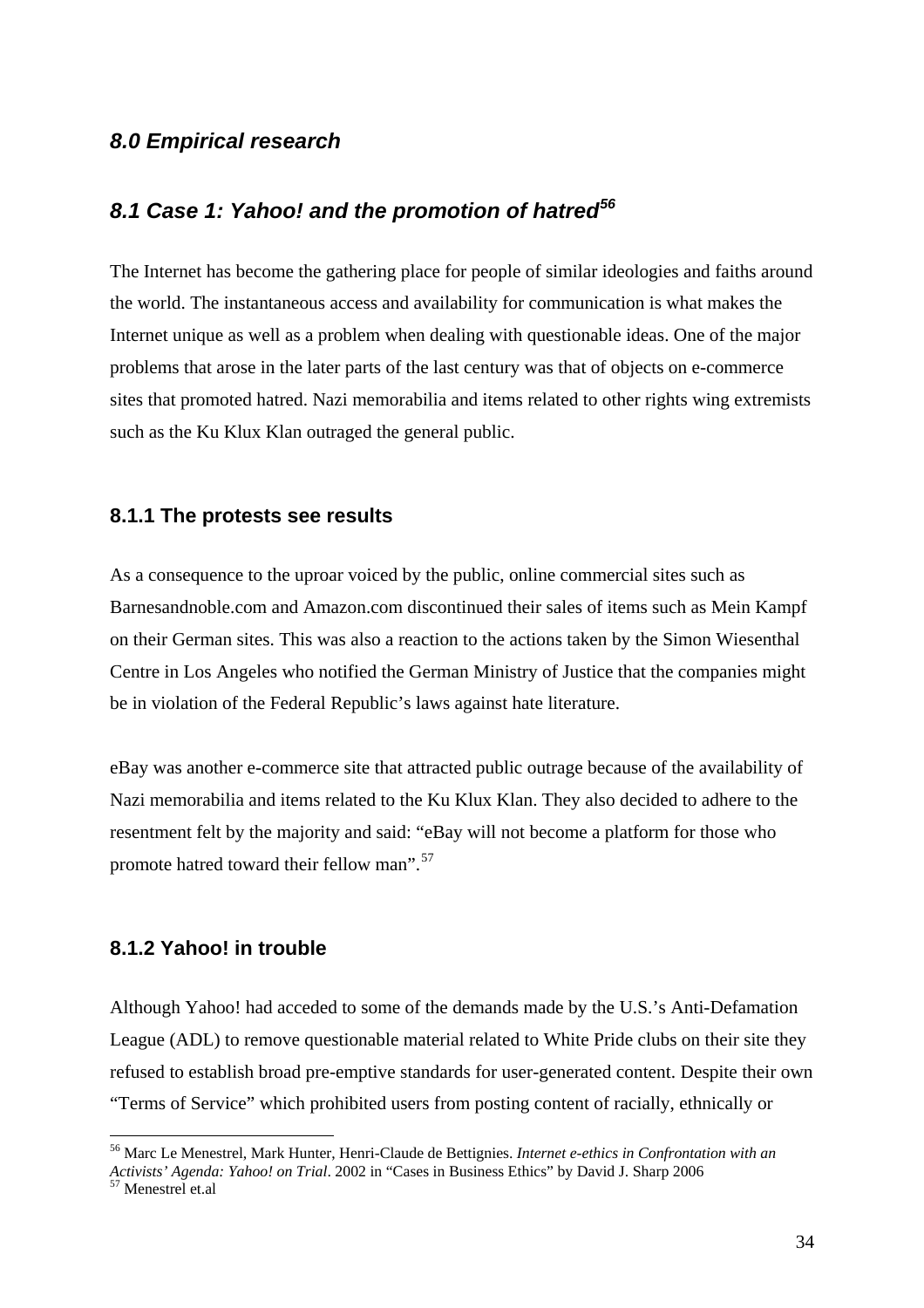## *8.0 Empirical research*

## *8.1 Case 1: Yahoo! and the promotion of hatred*[56]

The Internet has become the gathering place for people of similar ideologies and faiths around the world. The instantaneous access and availability for communication is what makes the Internet unique as well as a problem when dealing with questionable ideas. One of the major problems that arose in the later parts of the last century was that of objects on e-commerce sites that promoted hatred. Nazi memorabilia and items related to other rights wing extremists such as the Ku Klux Klan outraged the general public.

### 8.1.1 The protests see results

As a consequence to the uproar voiced by the public, online commercial sites such as Barnesandnoble.com and Amazon.com discontinued their sales of items such as Mein Kampf on their German sites. This was also a reaction to the actions taken by the Simon Wiesenthal Centre in Los Angeles who notified the German Ministry of Justice that the companies might be in violation of the Federal Republic's laws against hate literature.

eBay was another e-commerce site that attracted public outrage because of the availability of Nazi memorabilia and items related to the Ku Klux Klan. They also decided to adhere to the resentment felt by the majority and said: "eBay will not become a platform for those who promote hatred toward their fellow man".[57]

### 8.1.2 Yahoo! in trouble

Although Yahoo! had acceded to some of the demands made by the U.S.'s Anti-Defamation League (ADL) to remove questionable material related to White Pride clubs on their site they refused to establish broad pre-emptive standards for user-generated content. Despite their own "Terms of Service" which prohibited users from posting content of racially, ethnically or

---

[56] Marc Le Menestrel, Mark Hunter, Henri-Claude de Bettignies. *Internet e-ethics in Confrontation with an Activists' Agenda: Yahoo! on Trial*. 2002 in "Cases in Business Ethics" by David J. Sharp 2006

[57] Menestrel et.al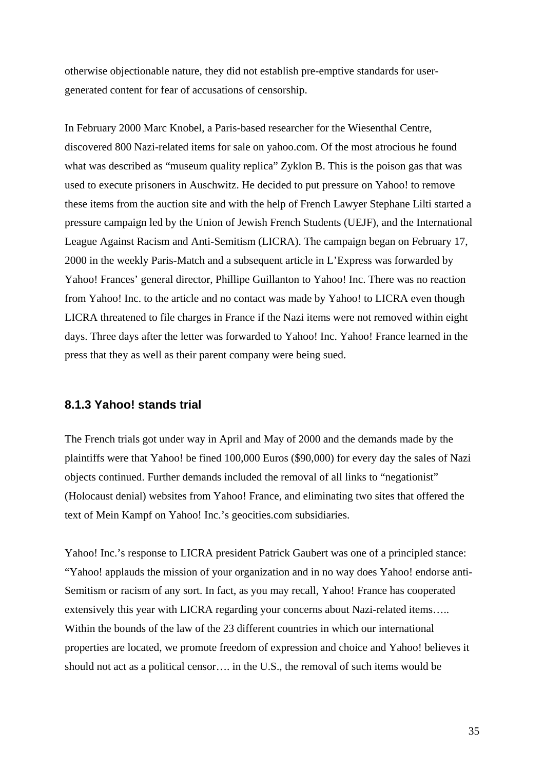otherwise objectionable nature, they did not establish pre-emptive standards for user-generated content for fear of accusations of censorship.

In February 2000 Marc Knobel, a Paris-based researcher for the Wiesenthal Centre, discovered 800 Nazi-related items for sale on yahoo.com. Of the most atrocious he found what was described as "museum quality replica" Zyklon B. This is the poison gas that was used to execute prisoners in Auschwitz. He decided to put pressure on Yahoo! to remove these items from the auction site and with the help of French Lawyer Stephane Lilti started a pressure campaign led by the Union of Jewish French Students (UEJF), and the International League Against Racism and Anti-Semitism (LICRA). The campaign began on February 17, 2000 in the weekly Paris-Match and a subsequent article in L'Express was forwarded by Yahoo! Frances' general director, Phillipe Guillanton to Yahoo! Inc. There was no reaction from Yahoo! Inc. to the article and no contact was made by Yahoo! to LICRA even though LICRA threatened to file charges in France if the Nazi items were not removed within eight days. Three days after the letter was forwarded to Yahoo! Inc. Yahoo! France learned in the press that they as well as their parent company were being sued.

### 8.1.3 Yahoo! stands trial

The French trials got under way in April and May of 2000 and the demands made by the plaintiffs were that Yahoo! be fined 100,000 Euros ($90,000) for every day the sales of Nazi objects continued. Further demands included the removal of all links to "negationist" (Holocaust denial) websites from Yahoo! France, and eliminating two sites that offered the text of Mein Kampf on Yahoo! Inc.'s geocities.com subsidiaries.

Yahoo! Inc.'s response to LICRA president Patrick Gaubert was one of a principled stance: "Yahoo! applauds the mission of your organization and in no way does Yahoo! endorse anti-Semitism or racism of any sort. In fact, as you may recall, Yahoo! France has cooperated extensively this year with LICRA regarding your concerns about Nazi-related items….. Within the bounds of the law of the 23 different countries in which our international properties are located, we promote freedom of expression and choice and Yahoo! believes it should not act as a political censor…. in the U.S., the removal of such items would be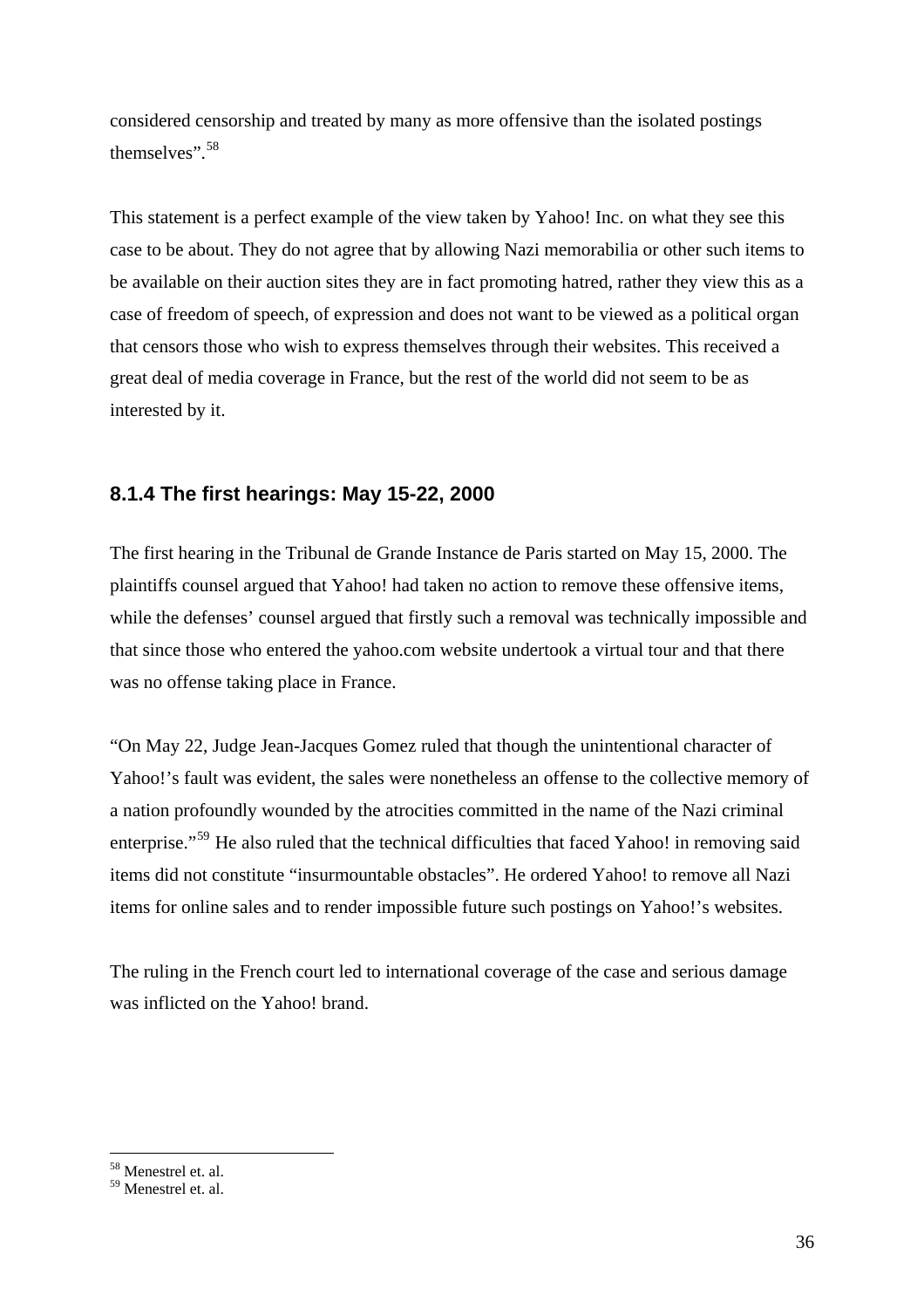considered censorship and treated by many as more offensive than the isolated postings themselves”.[58]

This statement is a perfect example of the view taken by Yahoo! Inc. on what they see this case to be about. They do not agree that by allowing Nazi memorabilia or other such items to be available on their auction sites they are in fact promoting hatred, rather they view this as a case of freedom of speech, of expression and does not want to be viewed as a political organ that censors those who wish to express themselves through their websites. This received a great deal of media coverage in France, but the rest of the world did not seem to be as interested by it.

### 8.1.4 The first hearings: May 15-22, 2000

The first hearing in the Tribunal de Grande Instance de Paris started on May 15, 2000. The plaintiffs counsel argued that Yahoo! had taken no action to remove these offensive items, while the defenses’ counsel argued that firstly such a removal was technically impossible and that since those who entered the yahoo.com website undertook a virtual tour and that there was no offense taking place in France.

“On May 22, Judge Jean-Jacques Gomez ruled that though the unintentional character of Yahoo!’s fault was evident, the sales were nonetheless an offense to the collective memory of a nation profoundly wounded by the atrocities committed in the name of the Nazi criminal enterprise.”[59] He also ruled that the technical difficulties that faced Yahoo! in removing said items did not constitute “insurmountable obstacles”. He ordered Yahoo! to remove all Nazi items for online sales and to render impossible future such postings on Yahoo!’s websites.

The ruling in the French court led to international coverage of the case and serious damage was inflicted on the Yahoo! brand.

---

[58] Menestrel et. al.

[59] Menestrel et. al.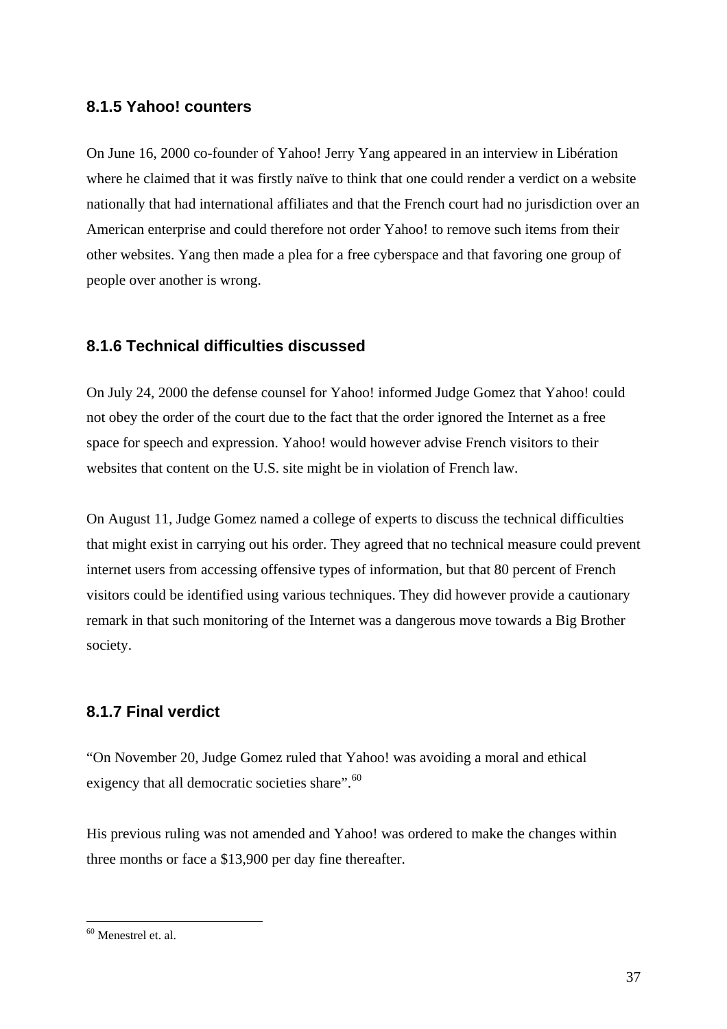### 8.1.5 Yahoo! counters

On June 16, 2000 co-founder of Yahoo! Jerry Yang appeared in an interview in Libération where he claimed that it was firstly naïve to think that one could render a verdict on a website nationally that had international affiliates and that the French court had no jurisdiction over an American enterprise and could therefore not order Yahoo! to remove such items from their other websites. Yang then made a plea for a free cyberspace and that favoring one group of people over another is wrong.

### 8.1.6 Technical difficulties discussed

On July 24, 2000 the defense counsel for Yahoo! informed Judge Gomez that Yahoo! could not obey the order of the court due to the fact that the order ignored the Internet as a free space for speech and expression. Yahoo! would however advise French visitors to their websites that content on the U.S. site might be in violation of French law.

On August 11, Judge Gomez named a college of experts to discuss the technical difficulties that might exist in carrying out his order. They agreed that no technical measure could prevent internet users from accessing offensive types of information, but that 80 percent of French visitors could be identified using various techniques. They did however provide a cautionary remark in that such monitoring of the Internet was a dangerous move towards a Big Brother society.

### 8.1.7 Final verdict

"On November 20, Judge Gomez ruled that Yahoo! was avoiding a moral and ethical exigency that all democratic societies share".[60]

His previous ruling was not amended and Yahoo! was ordered to make the changes within three months or face a $13,900 per day fine thereafter.

---

[60] Menestrel et. al.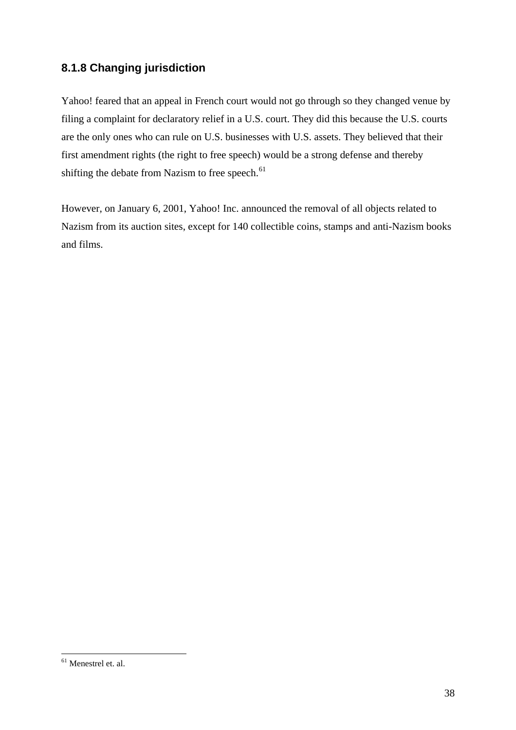### 8.1.8 Changing jurisdiction

Yahoo! feared that an appeal in French court would not go through so they changed venue by filing a complaint for declaratory relief in a U.S. court. They did this because the U.S. courts are the only ones who can rule on U.S. businesses with U.S. assets. They believed that their first amendment rights (the right to free speech) would be a strong defense and thereby shifting the debate from Nazism to free speech.[61]

However, on January 6, 2001, Yahoo! Inc. announced the removal of all objects related to Nazism from its auction sites, except for 140 collectible coins, stamps and anti-Nazism books and films.

---

[61] Menestrel et. al.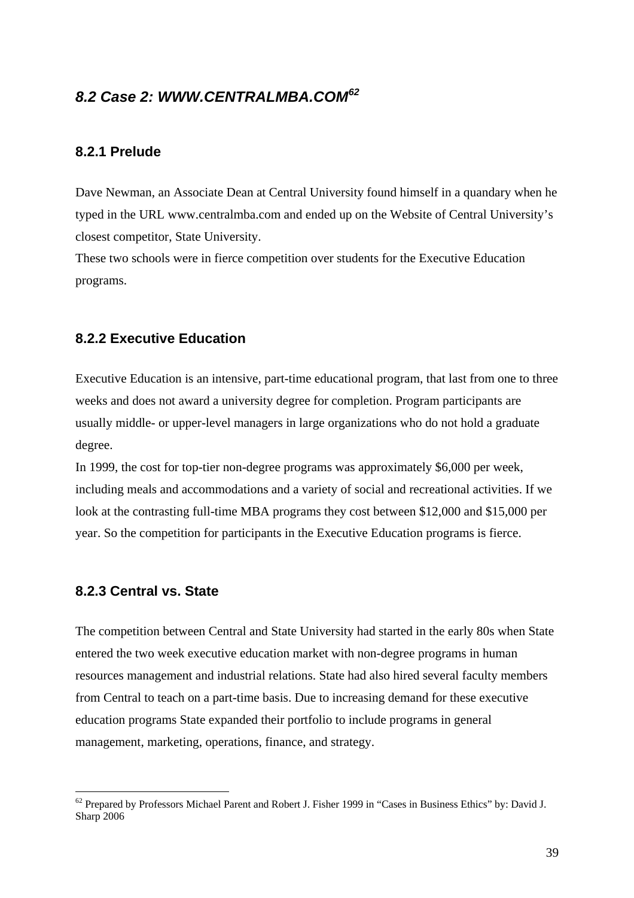## 8.2 Case 2: WWW.CENTRALMBA.COM[62]

### 8.2.1 Prelude

Dave Newman, an Associate Dean at Central University found himself in a quandary when he typed in the URL www.centralmba.com and ended up on the Website of Central University's closest competitor, State University.

These two schools were in fierce competition over students for the Executive Education programs.

### 8.2.2 Executive Education

Executive Education is an intensive, part-time educational program, that last from one to three weeks and does not award a university degree for completion. Program participants are usually middle- or upper-level managers in large organizations who do not hold a graduate degree.

In 1999, the cost for top-tier non-degree programs was approximately \$6,000 per week, including meals and accommodations and a variety of social and recreational activities. If we look at the contrasting full-time MBA programs they cost between \$12,000 and \$15,000 per year. So the competition for participants in the Executive Education programs is fierce.

### 8.2.3 Central vs. State

The competition between Central and State University had started in the early 80s when State entered the two week executive education market with non-degree programs in human resources management and industrial relations. State had also hired several faculty members from Central to teach on a part-time basis. Due to increasing demand for these executive education programs State expanded their portfolio to include programs in general management, marketing, operations, finance, and strategy.

[62] Prepared by Professors Michael Parent and Robert J. Fisher 1999 in "Cases in Business Ethics" by: David J. Sharp 2006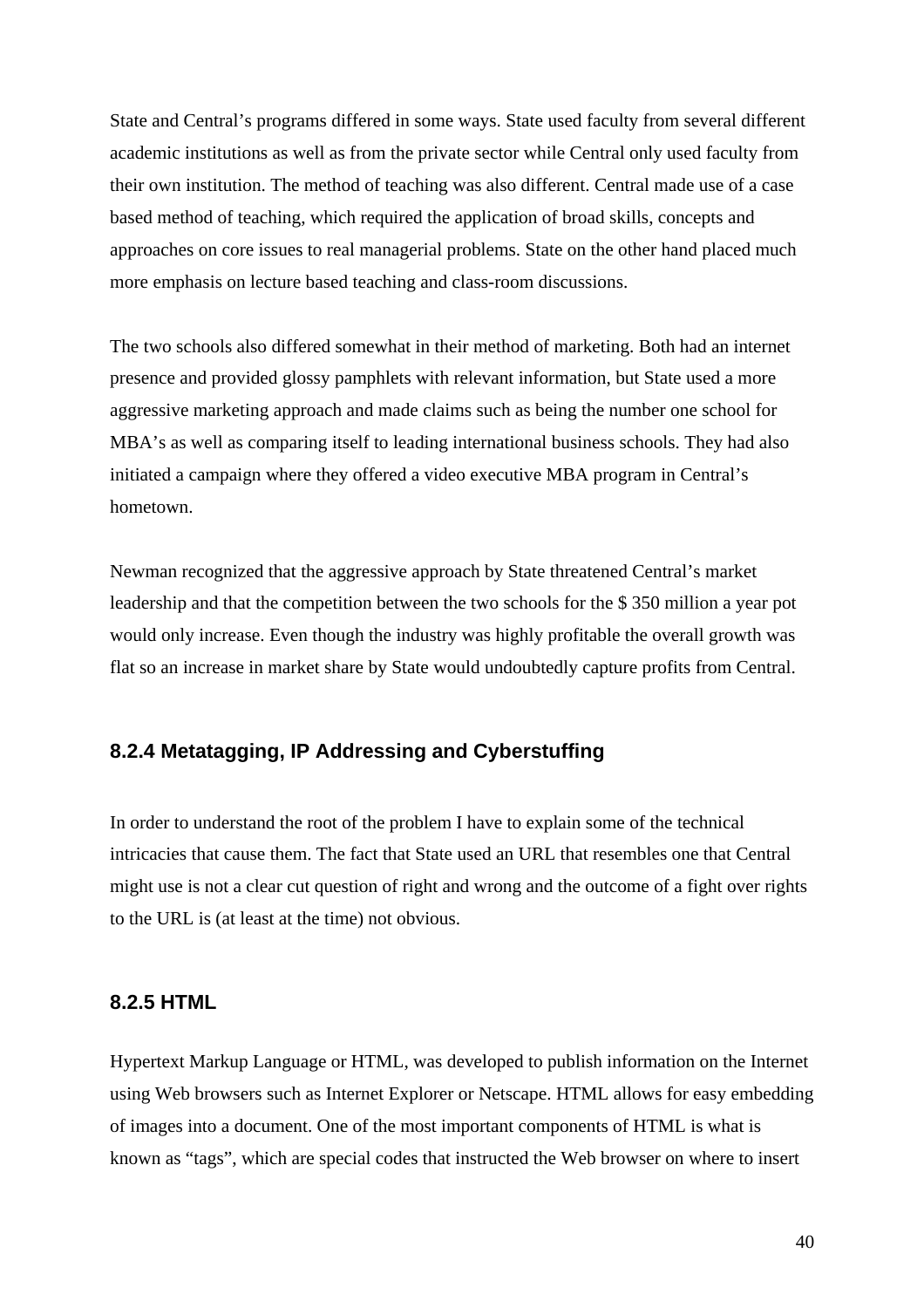State and Central's programs differed in some ways. State used faculty from several different academic institutions as well as from the private sector while Central only used faculty from their own institution. The method of teaching was also different. Central made use of a case based method of teaching, which required the application of broad skills, concepts and approaches on core issues to real managerial problems. State on the other hand placed much more emphasis on lecture based teaching and class-room discussions.

The two schools also differed somewhat in their method of marketing. Both had an internet presence and provided glossy pamphlets with relevant information, but State used a more aggressive marketing approach and made claims such as being the number one school for MBA's as well as comparing itself to leading international business schools. They had also initiated a campaign where they offered a video executive MBA program in Central's hometown.

Newman recognized that the aggressive approach by State threatened Central's market leadership and that the competition between the two schools for the $ 350 million a year pot would only increase. Even though the industry was highly profitable the overall growth was flat so an increase in market share by State would undoubtedly capture profits from Central.

### 8.2.4 Metatagging, IP Addressing and Cyberstuffing

In order to understand the root of the problem I have to explain some of the technical intricacies that cause them. The fact that State used an URL that resembles one that Central might use is not a clear cut question of right and wrong and the outcome of a fight over rights to the URL is (at least at the time) not obvious.

### 8.2.5 HTML

Hypertext Markup Language or HTML, was developed to publish information on the Internet using Web browsers such as Internet Explorer or Netscape. HTML allows for easy embedding of images into a document. One of the most important components of HTML is what is known as "tags", which are special codes that instructed the Web browser on where to insert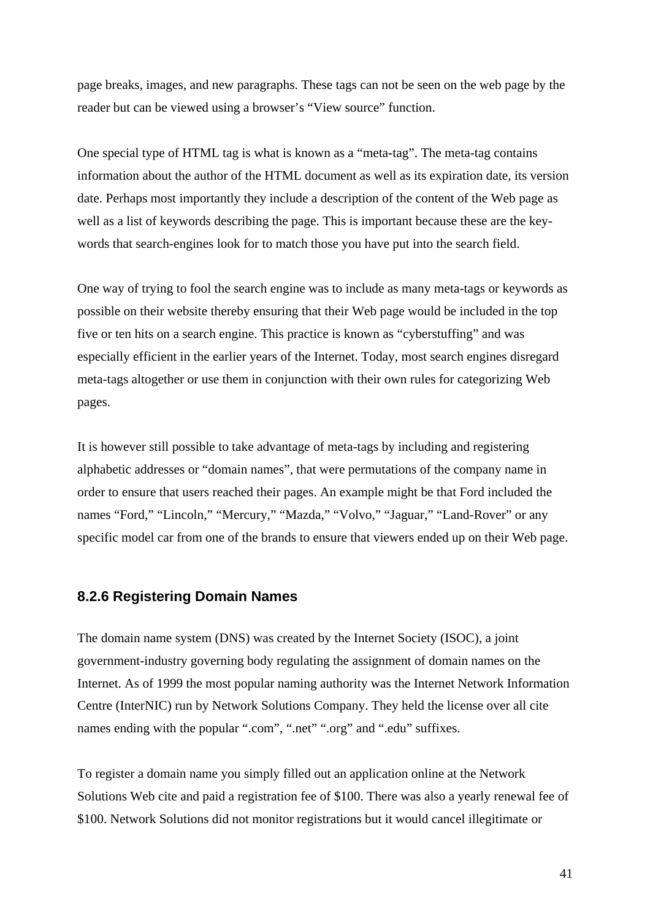page breaks, images, and new paragraphs. These tags can not be seen on the web page by the reader but can be viewed using a browser's "View source" function.

One special type of HTML tag is what is known as a "meta-tag". The meta-tag contains information about the author of the HTML document as well as its expiration date, its version date. Perhaps most importantly they include a description of the content of the Web page as well as a list of keywords describing the page. This is important because these are the key-words that search-engines look for to match those you have put into the search field.

One way of trying to fool the search engine was to include as many meta-tags or keywords as possible on their website thereby ensuring that their Web page would be included in the top five or ten hits on a search engine. This practice is known as "cyberstuffing" and was especially efficient in the earlier years of the Internet. Today, most search engines disregard meta-tags altogether or use them in conjunction with their own rules for categorizing Web pages.

It is however still possible to take advantage of meta-tags by including and registering alphabetic addresses or "domain names", that were permutations of the company name in order to ensure that users reached their pages. An example might be that Ford included the names "Ford," "Lincoln," "Mercury," "Mazda," "Volvo," "Jaguar," "Land-Rover" or any specific model car from one of the brands to ensure that viewers ended up on their Web page.

### 8.2.6 Registering Domain Names

The domain name system (DNS) was created by the Internet Society (ISOC), a joint government-industry governing body regulating the assignment of domain names on the Internet. As of 1999 the most popular naming authority was the Internet Network Information Centre (InterNIC) run by Network Solutions Company. They held the license over all cite names ending with the popular ".com", ".net" ".org" and ".edu" suffixes.

To register a domain name you simply filled out an application online at the Network Solutions Web cite and paid a registration fee of $100. There was also a yearly renewal fee of $100. Network Solutions did not monitor registrations but it would cancel illegitimate or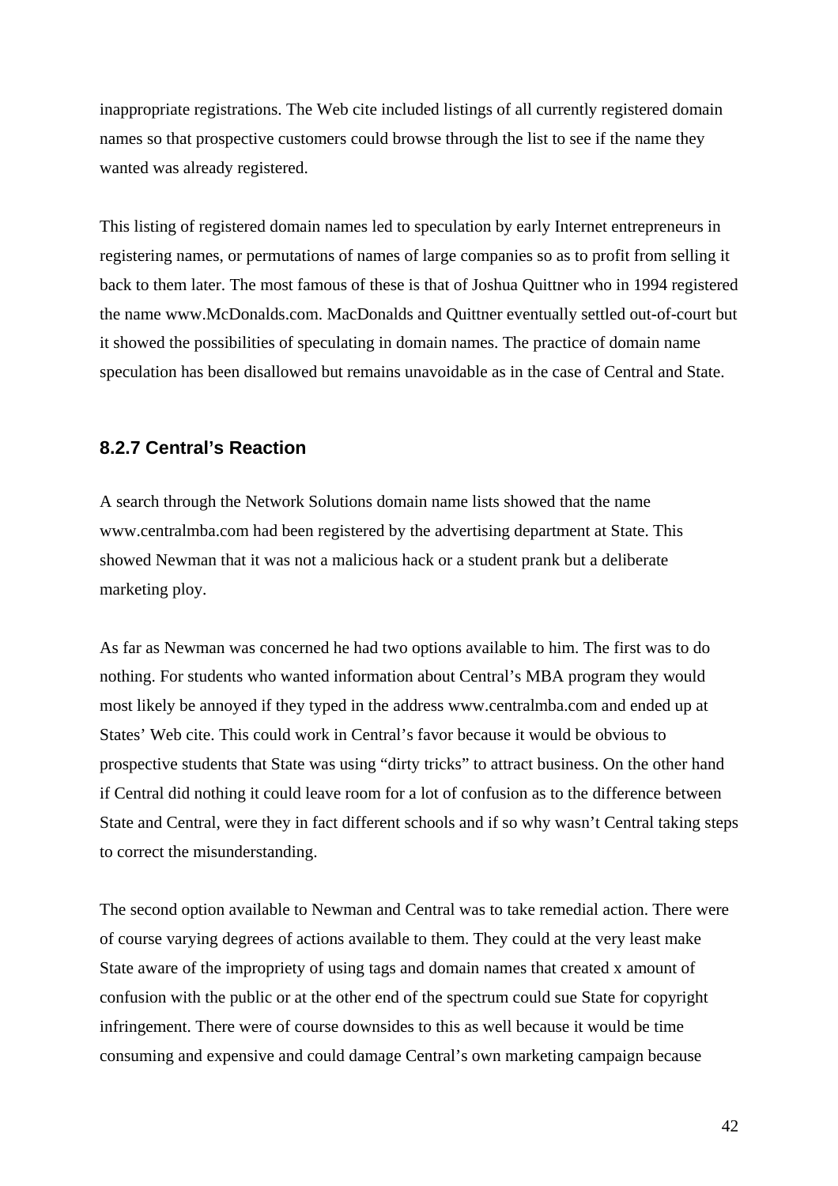inappropriate registrations. The Web cite included listings of all currently registered domain names so that prospective customers could browse through the list to see if the name they wanted was already registered.

This listing of registered domain names led to speculation by early Internet entrepreneurs in registering names, or permutations of names of large companies so as to profit from selling it back to them later. The most famous of these is that of Joshua Quittner who in 1994 registered the name www.McDonalds.com. MacDonalds and Quittner eventually settled out-of-court but it showed the possibilities of speculating in domain names. The practice of domain name speculation has been disallowed but remains unavoidable as in the case of Central and State.

### 8.2.7 Central's Reaction

A search through the Network Solutions domain name lists showed that the name www.centralmba.com had been registered by the advertising department at State. This showed Newman that it was not a malicious hack or a student prank but a deliberate marketing ploy.

As far as Newman was concerned he had two options available to him. The first was to do nothing. For students who wanted information about Central's MBA program they would most likely be annoyed if they typed in the address www.centralmba.com and ended up at States' Web cite. This could work in Central's favor because it would be obvious to prospective students that State was using "dirty tricks" to attract business. On the other hand if Central did nothing it could leave room for a lot of confusion as to the difference between State and Central, were they in fact different schools and if so why wasn't Central taking steps to correct the misunderstanding.

The second option available to Newman and Central was to take remedial action. There were of course varying degrees of actions available to them. They could at the very least make State aware of the impropriety of using tags and domain names that created x amount of confusion with the public or at the other end of the spectrum could sue State for copyright infringement. There were of course downsides to this as well because it would be time consuming and expensive and could damage Central's own marketing campaign because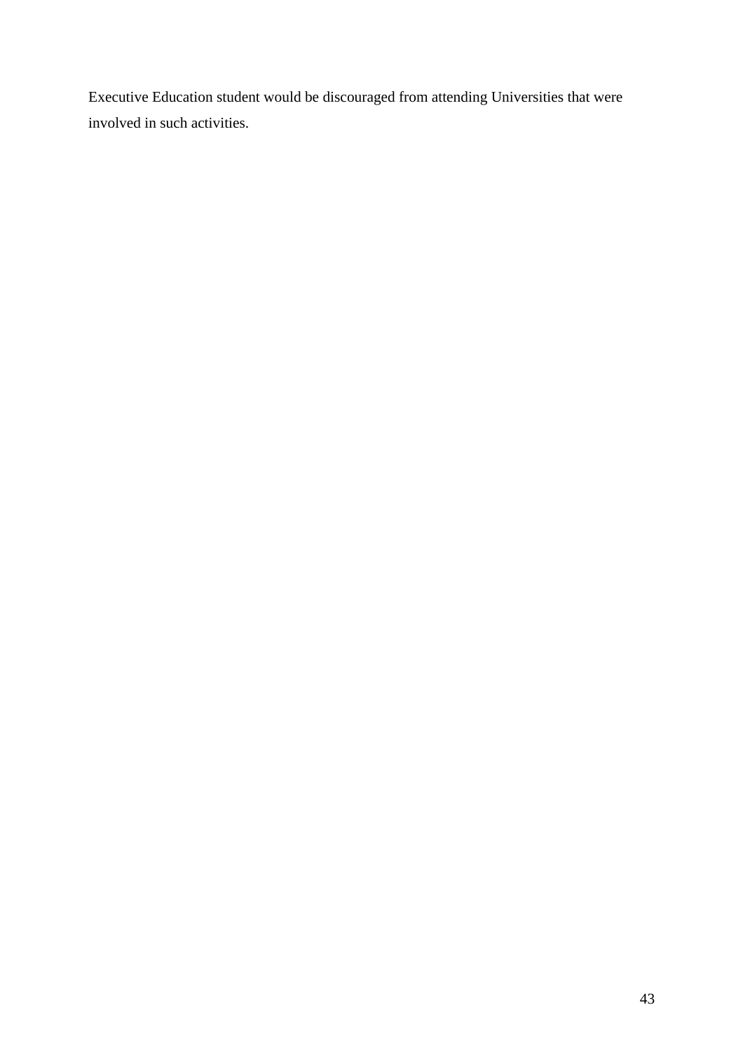Executive Education student would be discouraged from attending Universities that were involved in such activities.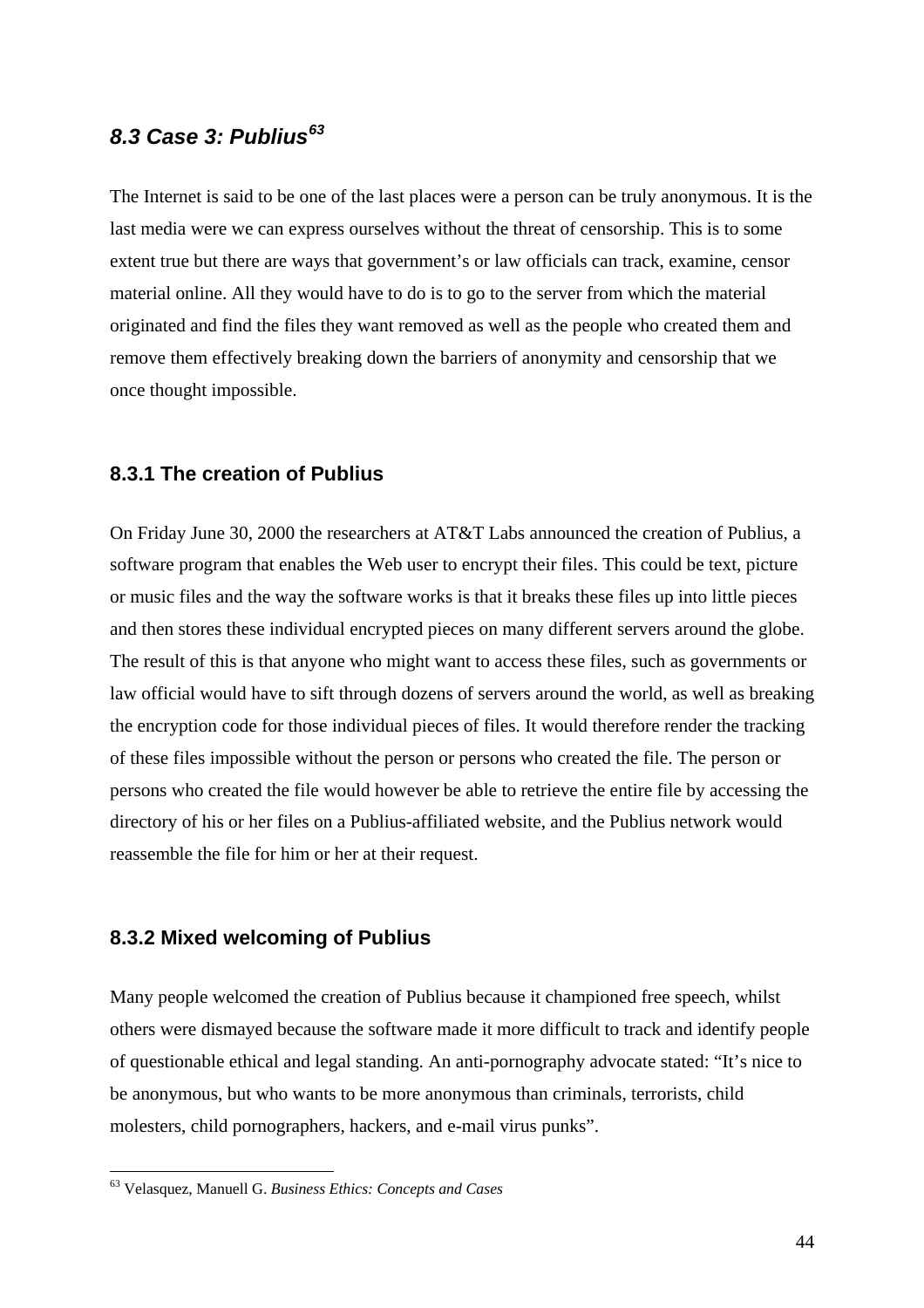## *8.3 Case 3: Publius*[63]

The Internet is said to be one of the last places were a person can be truly anonymous. It is the last media were we can express ourselves without the threat of censorship. This is to some extent true but there are ways that government's or law officials can track, examine, censor material online. All they would have to do is to go to the server from which the material originated and find the files they want removed as well as the people who created them and remove them effectively breaking down the barriers of anonymity and censorship that we once thought impossible.

### 8.3.1 The creation of Publius

On Friday June 30, 2000 the researchers at AT&T Labs announced the creation of Publius, a software program that enables the Web user to encrypt their files. This could be text, picture or music files and the way the software works is that it breaks these files up into little pieces and then stores these individual encrypted pieces on many different servers around the globe. The result of this is that anyone who might want to access these files, such as governments or law official would have to sift through dozens of servers around the world, as well as breaking the encryption code for those individual pieces of files. It would therefore render the tracking of these files impossible without the person or persons who created the file. The person or persons who created the file would however be able to retrieve the entire file by accessing the directory of his or her files on a Publius-affiliated website, and the Publius network would reassemble the file for him or her at their request.

### 8.3.2 Mixed welcoming of Publius

Many people welcomed the creation of Publius because it championed free speech, whilst others were dismayed because the software made it more difficult to track and identify people of questionable ethical and legal standing. An anti-pornography advocate stated: "It's nice to be anonymous, but who wants to be more anonymous than criminals, terrorists, child molesters, child pornographers, hackers, and e-mail virus punks".

---

[63] Velasquez, Manuell G. *Business Ethics: Concepts and Cases*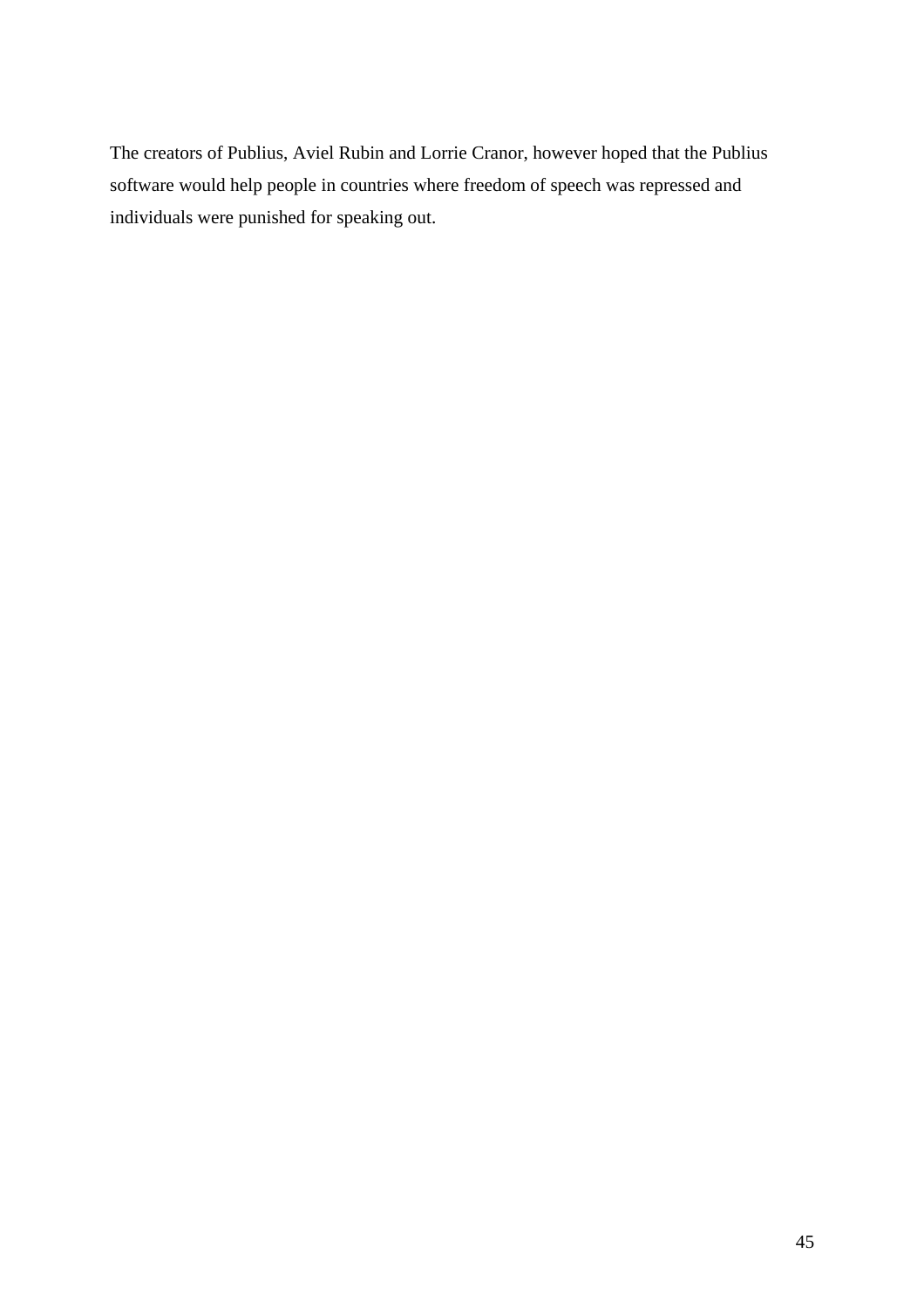The creators of Publius, Aviel Rubin and Lorrie Cranor, however hoped that the Publius software would help people in countries where freedom of speech was repressed and individuals were punished for speaking out.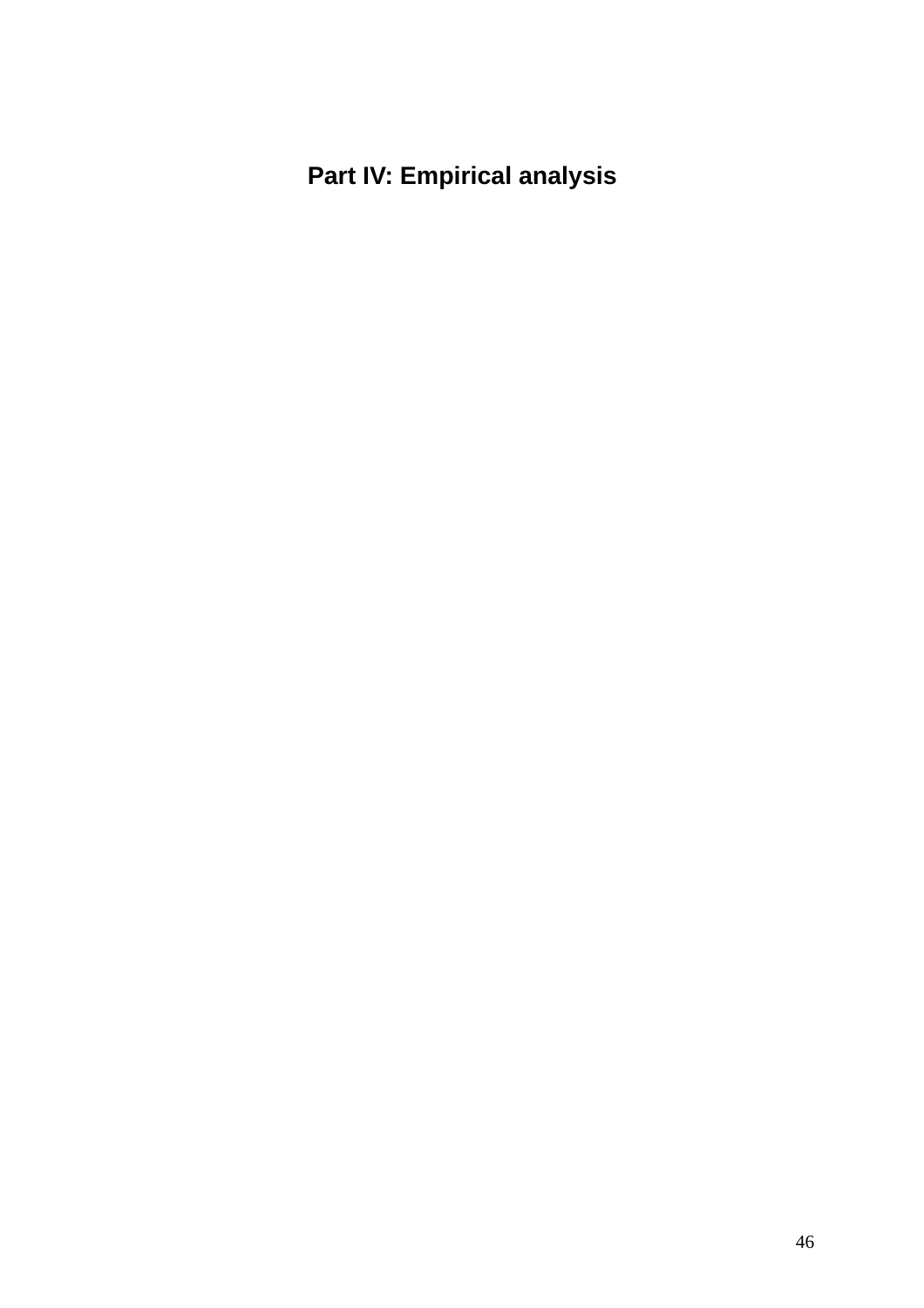# Part IV: Empirical analysis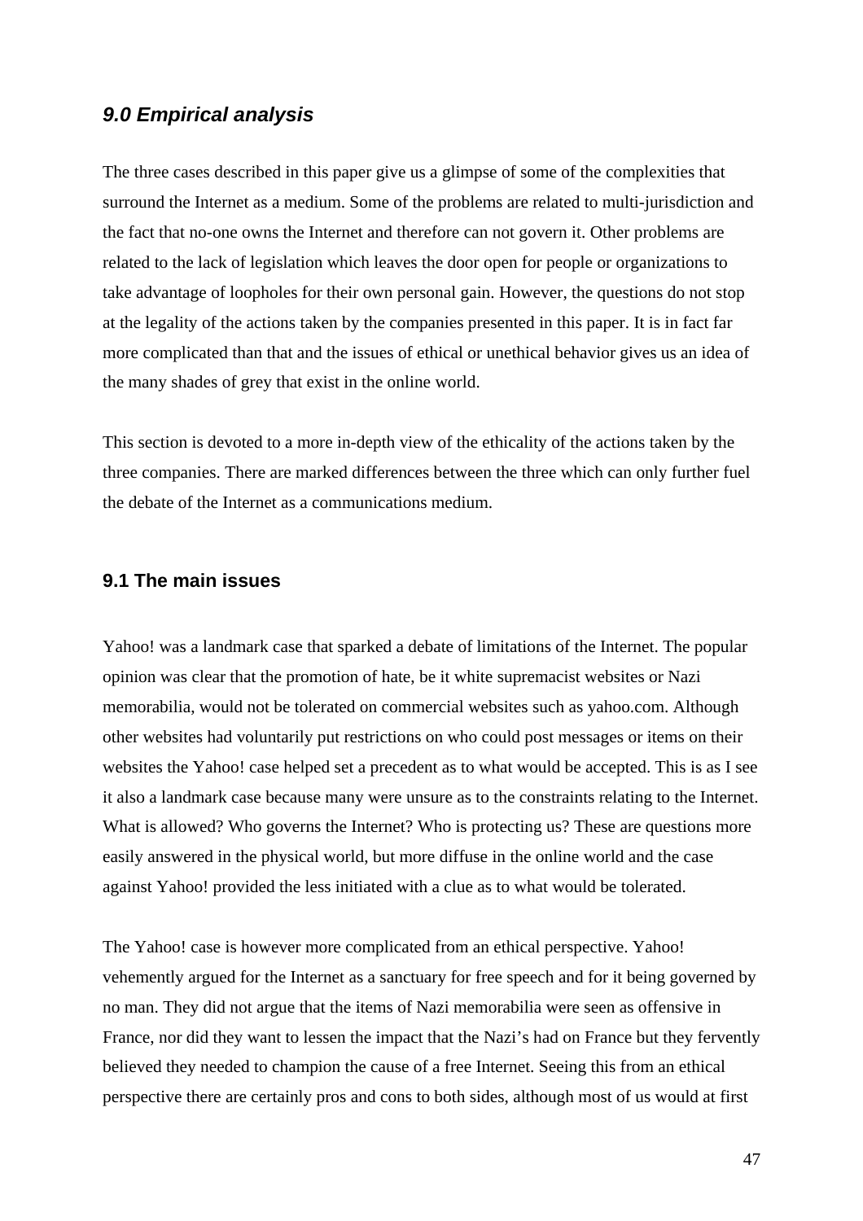## *9.0 Empirical analysis*

The three cases described in this paper give us a glimpse of some of the complexities that surround the Internet as a medium. Some of the problems are related to multi-jurisdiction and the fact that no-one owns the Internet and therefore can not govern it. Other problems are related to the lack of legislation which leaves the door open for people or organizations to take advantage of loopholes for their own personal gain. However, the questions do not stop at the legality of the actions taken by the companies presented in this paper. It is in fact far more complicated than that and the issues of ethical or unethical behavior gives us an idea of the many shades of grey that exist in the online world.

This section is devoted to a more in-depth view of the ethicality of the actions taken by the three companies. There are marked differences between the three which can only further fuel the debate of the Internet as a communications medium.

### 9.1 The main issues

Yahoo! was a landmark case that sparked a debate of limitations of the Internet. The popular opinion was clear that the promotion of hate, be it white supremacist websites or Nazi memorabilia, would not be tolerated on commercial websites such as yahoo.com. Although other websites had voluntarily put restrictions on who could post messages or items on their websites the Yahoo! case helped set a precedent as to what would be accepted. This is as I see it also a landmark case because many were unsure as to the constraints relating to the Internet. What is allowed? Who governs the Internet? Who is protecting us? These are questions more easily answered in the physical world, but more diffuse in the online world and the case against Yahoo! provided the less initiated with a clue as to what would be tolerated.

The Yahoo! case is however more complicated from an ethical perspective. Yahoo! vehemently argued for the Internet as a sanctuary for free speech and for it being governed by no man. They did not argue that the items of Nazi memorabilia were seen as offensive in France, nor did they want to lessen the impact that the Nazi's had on France but they fervently believed they needed to champion the cause of a free Internet. Seeing this from an ethical perspective there are certainly pros and cons to both sides, although most of us would at first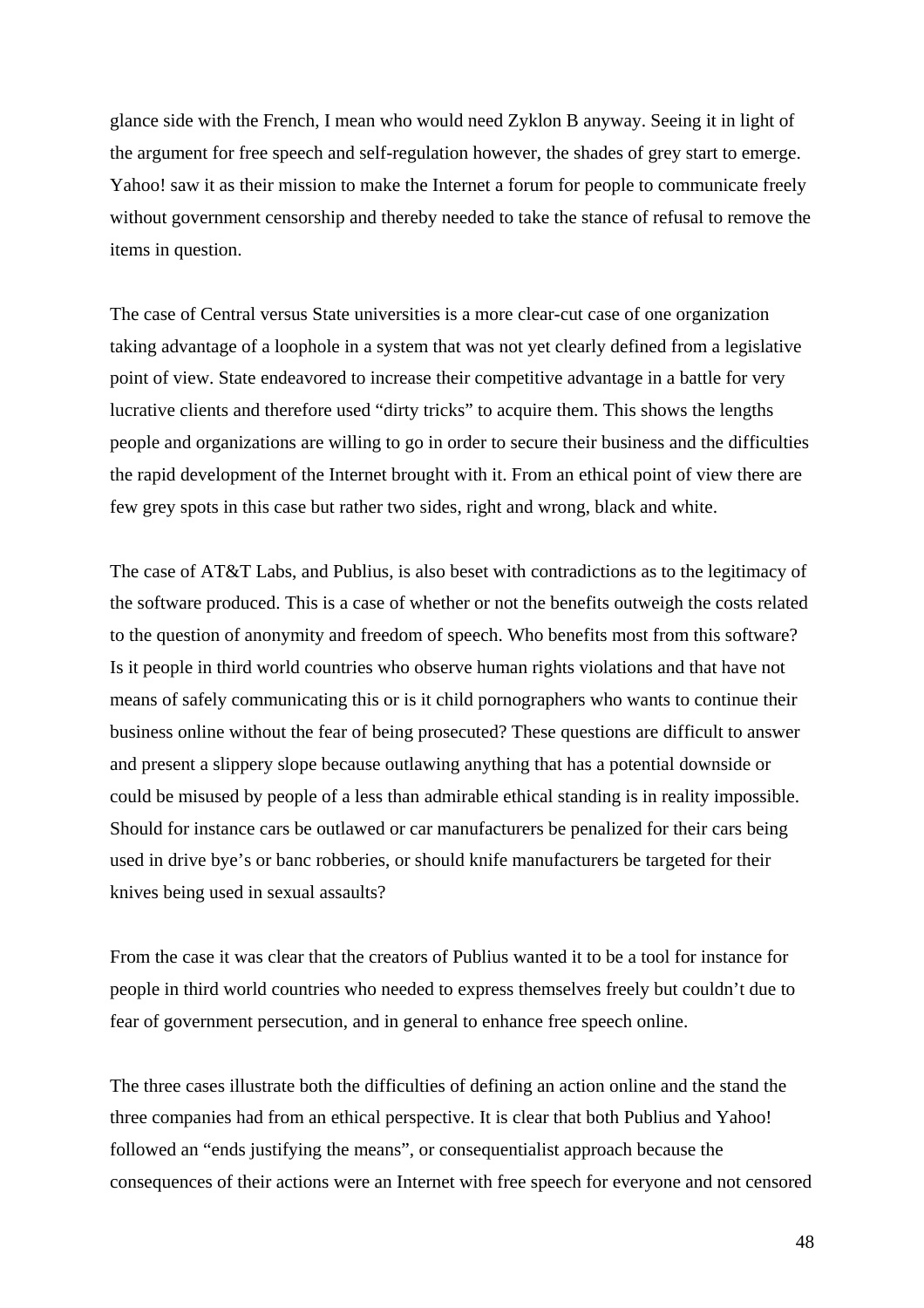glance side with the French, I mean who would need Zyklon B anyway. Seeing it in light of the argument for free speech and self-regulation however, the shades of grey start to emerge. Yahoo! saw it as their mission to make the Internet a forum for people to communicate freely without government censorship and thereby needed to take the stance of refusal to remove the items in question.

The case of Central versus State universities is a more clear-cut case of one organization taking advantage of a loophole in a system that was not yet clearly defined from a legislative point of view. State endeavored to increase their competitive advantage in a battle for very lucrative clients and therefore used "dirty tricks" to acquire them. This shows the lengths people and organizations are willing to go in order to secure their business and the difficulties the rapid development of the Internet brought with it. From an ethical point of view there are few grey spots in this case but rather two sides, right and wrong, black and white.

The case of AT&T Labs, and Publius, is also beset with contradictions as to the legitimacy of the software produced. This is a case of whether or not the benefits outweigh the costs related to the question of anonymity and freedom of speech. Who benefits most from this software? Is it people in third world countries who observe human rights violations and that have not means of safely communicating this or is it child pornographers who wants to continue their business online without the fear of being prosecuted? These questions are difficult to answer and present a slippery slope because outlawing anything that has a potential downside or could be misused by people of a less than admirable ethical standing is in reality impossible. Should for instance cars be outlawed or car manufacturers be penalized for their cars being used in drive bye's or banc robberies, or should knife manufacturers be targeted for their knives being used in sexual assaults?

From the case it was clear that the creators of Publius wanted it to be a tool for instance for people in third world countries who needed to express themselves freely but couldn't due to fear of government persecution, and in general to enhance free speech online.

The three cases illustrate both the difficulties of defining an action online and the stand the three companies had from an ethical perspective. It is clear that both Publius and Yahoo! followed an "ends justifying the means", or consequentialist approach because the consequences of their actions were an Internet with free speech for everyone and not censored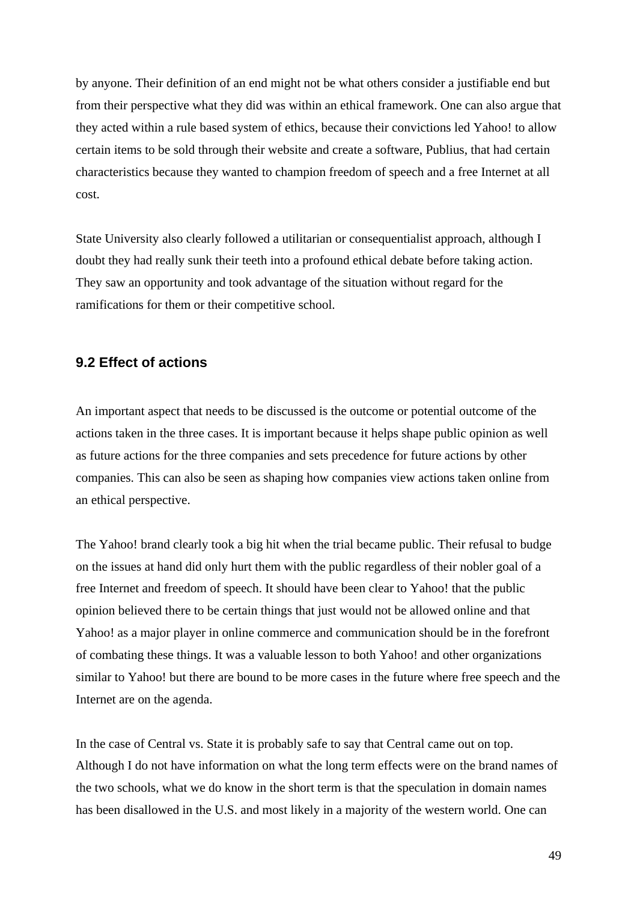by anyone. Their definition of an end might not be what others consider a justifiable end but from their perspective what they did was within an ethical framework. One can also argue that they acted within a rule based system of ethics, because their convictions led Yahoo! to allow certain items to be sold through their website and create a software, Publius, that had certain characteristics because they wanted to champion freedom of speech and a free Internet at all cost.

State University also clearly followed a utilitarian or consequentialist approach, although I doubt they had really sunk their teeth into a profound ethical debate before taking action. They saw an opportunity and took advantage of the situation without regard for the ramifications for them or their competitive school.

### 9.2 Effect of actions

An important aspect that needs to be discussed is the outcome or potential outcome of the actions taken in the three cases. It is important because it helps shape public opinion as well as future actions for the three companies and sets precedence for future actions by other companies. This can also be seen as shaping how companies view actions taken online from an ethical perspective.

The Yahoo! brand clearly took a big hit when the trial became public. Their refusal to budge on the issues at hand did only hurt them with the public regardless of their nobler goal of a free Internet and freedom of speech. It should have been clear to Yahoo! that the public opinion believed there to be certain things that just would not be allowed online and that Yahoo! as a major player in online commerce and communication should be in the forefront of combating these things. It was a valuable lesson to both Yahoo! and other organizations similar to Yahoo! but there are bound to be more cases in the future where free speech and the Internet are on the agenda.

In the case of Central vs. State it is probably safe to say that Central came out on top. Although I do not have information on what the long term effects were on the brand names of the two schools, what we do know in the short term is that the speculation in domain names has been disallowed in the U.S. and most likely in a majority of the western world. One can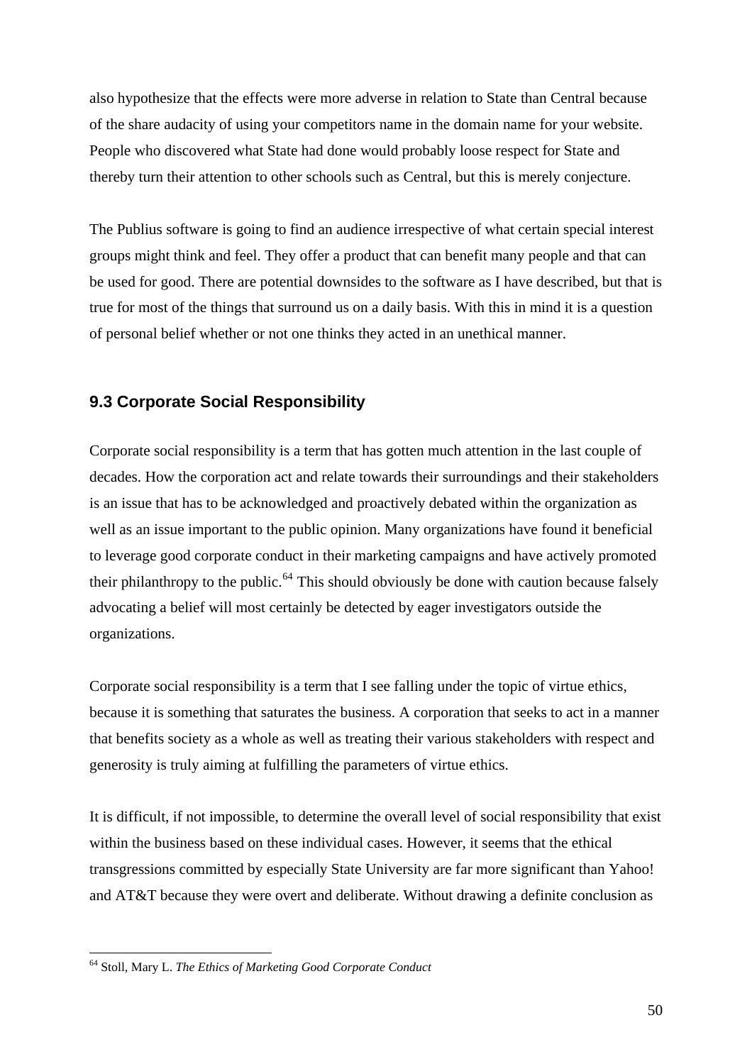also hypothesize that the effects were more adverse in relation to State than Central because of the share audacity of using your competitors name in the domain name for your website. People who discovered what State had done would probably loose respect for State and thereby turn their attention to other schools such as Central, but this is merely conjecture.

The Publius software is going to find an audience irrespective of what certain special interest groups might think and feel. They offer a product that can benefit many people and that can be used for good. There are potential downsides to the software as I have described, but that is true for most of the things that surround us on a daily basis. With this in mind it is a question of personal belief whether or not one thinks they acted in an unethical manner.

### 9.3 Corporate Social Responsibility

Corporate social responsibility is a term that has gotten much attention in the last couple of decades. How the corporation act and relate towards their surroundings and their stakeholders is an issue that has to be acknowledged and proactively debated within the organization as well as an issue important to the public opinion. Many organizations have found it beneficial to leverage good corporate conduct in their marketing campaigns and have actively promoted their philanthropy to the public.[64] This should obviously be done with caution because falsely advocating a belief will most certainly be detected by eager investigators outside the organizations.

Corporate social responsibility is a term that I see falling under the topic of virtue ethics, because it is something that saturates the business. A corporation that seeks to act in a manner that benefits society as a whole as well as treating their various stakeholders with respect and generosity is truly aiming at fulfilling the parameters of virtue ethics.

It is difficult, if not impossible, to determine the overall level of social responsibility that exist within the business based on these individual cases. However, it seems that the ethical transgressions committed by especially State University are far more significant than Yahoo! and AT&T because they were overt and deliberate. Without drawing a definite conclusion as

---

[64] Stoll, Mary L. *The Ethics of Marketing Good Corporate Conduct*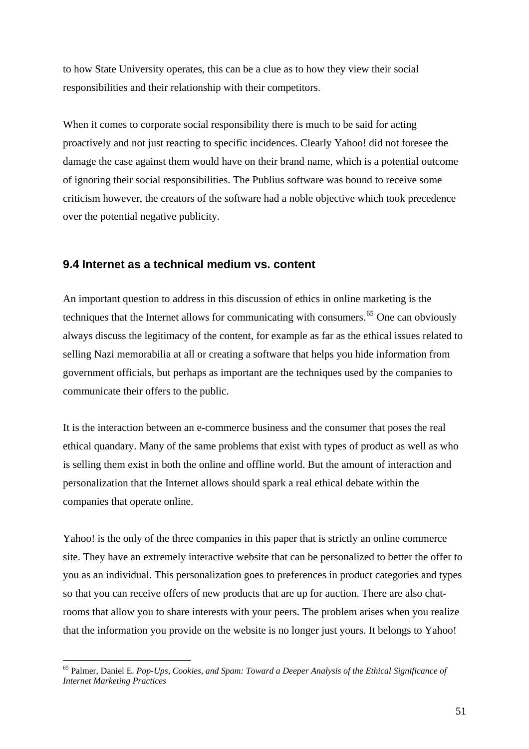to how State University operates, this can be a clue as to how they view their social responsibilities and their relationship with their competitors.

When it comes to corporate social responsibility there is much to be said for acting proactively and not just reacting to specific incidences. Clearly Yahoo! did not foresee the damage the case against them would have on their brand name, which is a potential outcome of ignoring their social responsibilities. The Publius software was bound to receive some criticism however, the creators of the software had a noble objective which took precedence over the potential negative publicity.

### 9.4 Internet as a technical medium vs. content

An important question to address in this discussion of ethics in online marketing is the techniques that the Internet allows for communicating with consumers.[65] One can obviously always discuss the legitimacy of the content, for example as far as the ethical issues related to selling Nazi memorabilia at all or creating a software that helps you hide information from government officials, but perhaps as important are the techniques used by the companies to communicate their offers to the public.

It is the interaction between an e-commerce business and the consumer that poses the real ethical quandary. Many of the same problems that exist with types of product as well as who is selling them exist in both the online and offline world. But the amount of interaction and personalization that the Internet allows should spark a real ethical debate within the companies that operate online.

Yahoo! is the only of the three companies in this paper that is strictly an online commerce site. They have an extremely interactive website that can be personalized to better the offer to you as an individual. This personalization goes to preferences in product categories and types so that you can receive offers of new products that are up for auction. There are also chat-rooms that allow you to share interests with your peers. The problem arises when you realize that the information you provide on the website is no longer just yours. It belongs to Yahoo!

---

[65] Palmer, Daniel E. *Pop-Ups, Cookies, and Spam: Toward a Deeper Analysis of the Ethical Significance of Internet Marketing Practices*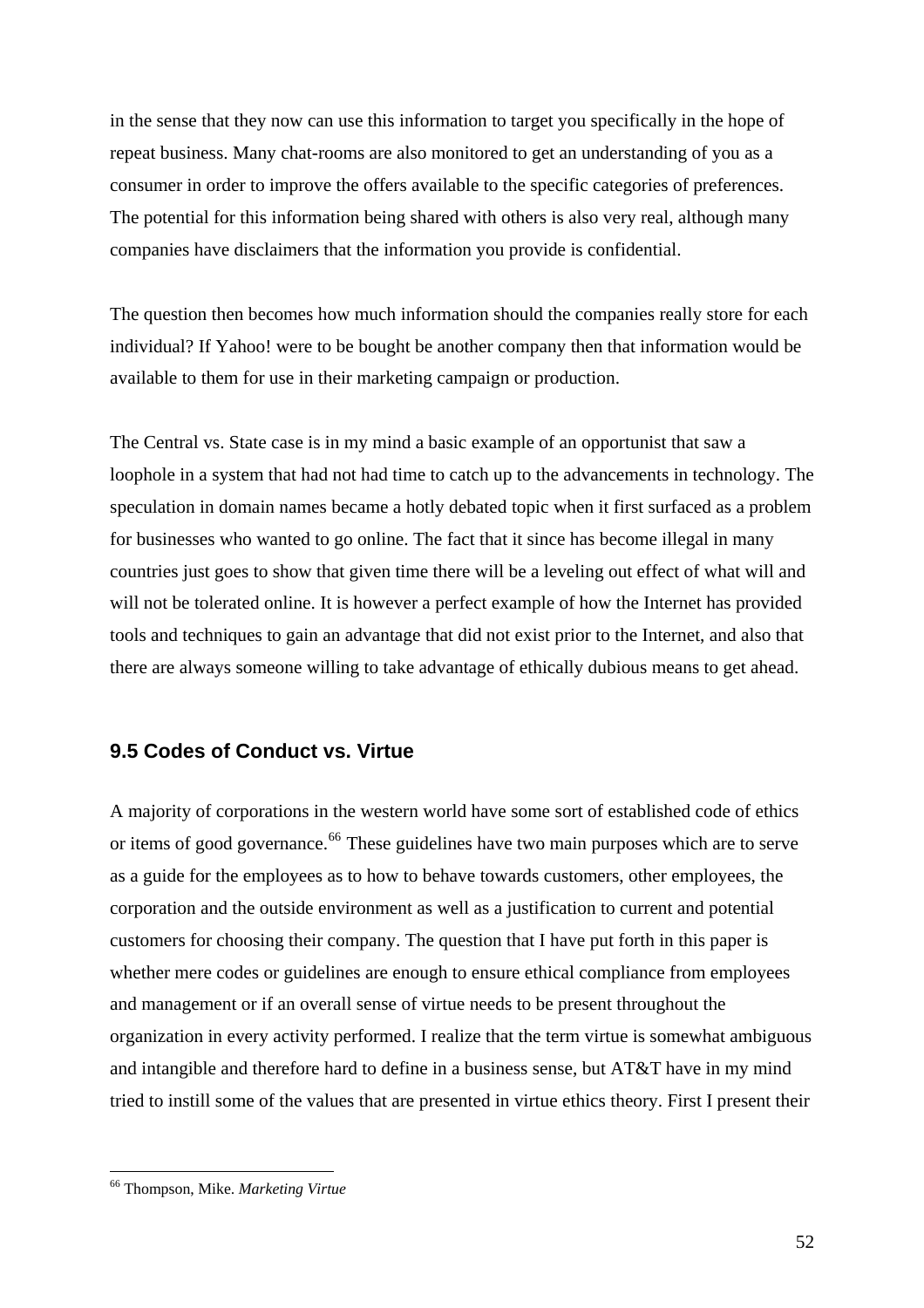in the sense that they now can use this information to target you specifically in the hope of repeat business. Many chat-rooms are also monitored to get an understanding of you as a consumer in order to improve the offers available to the specific categories of preferences. The potential for this information being shared with others is also very real, although many companies have disclaimers that the information you provide is confidential.

The question then becomes how much information should the companies really store for each individual? If Yahoo! were to be bought be another company then that information would be available to them for use in their marketing campaign or production.

The Central vs. State case is in my mind a basic example of an opportunist that saw a loophole in a system that had not had time to catch up to the advancements in technology. The speculation in domain names became a hotly debated topic when it first surfaced as a problem for businesses who wanted to go online. The fact that it since has become illegal in many countries just goes to show that given time there will be a leveling out effect of what will and will not be tolerated online. It is however a perfect example of how the Internet has provided tools and techniques to gain an advantage that did not exist prior to the Internet, and also that there are always someone willing to take advantage of ethically dubious means to get ahead.

### 9.5 Codes of Conduct vs. Virtue

A majority of corporations in the western world have some sort of established code of ethics or items of good governance.[66] These guidelines have two main purposes which are to serve as a guide for the employees as to how to behave towards customers, other employees, the corporation and the outside environment as well as a justification to current and potential customers for choosing their company. The question that I have put forth in this paper is whether mere codes or guidelines are enough to ensure ethical compliance from employees and management or if an overall sense of virtue needs to be present throughout the organization in every activity performed. I realize that the term virtue is somewhat ambiguous and intangible and therefore hard to define in a business sense, but AT&T have in my mind tried to instill some of the values that are presented in virtue ethics theory. First I present their

---

[66] Thompson, Mike. *Marketing Virtue*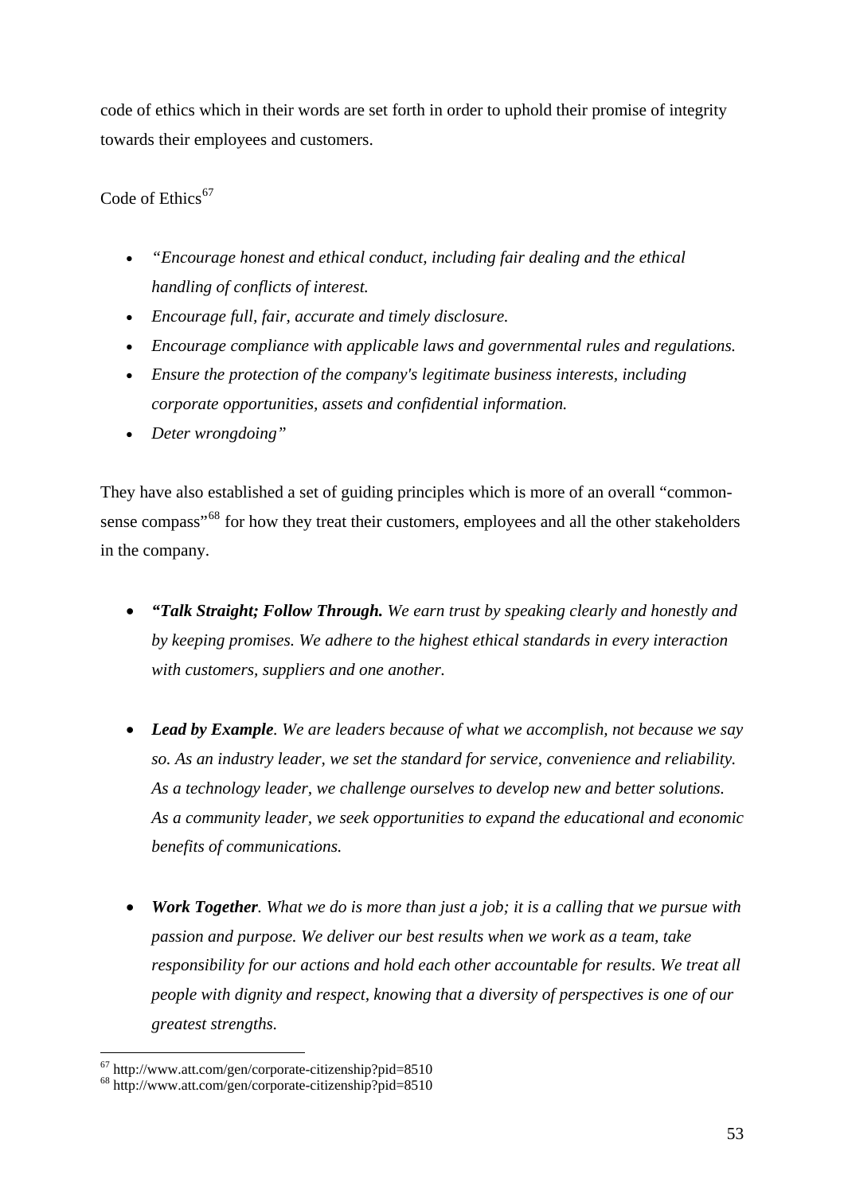code of ethics which in their words are set forth in order to uphold their promise of integrity towards their employees and customers.

Code of Ethics[67]

- *"Encourage honest and ethical conduct, including fair dealing and the ethical handling of conflicts of interest.*
- *Encourage full, fair, accurate and timely disclosure.*
- *Encourage compliance with applicable laws and governmental rules and regulations.*
- *Ensure the protection of the company's legitimate business interests, including corporate opportunities, assets and confidential information.*
- *Deter wrongdoing"*

They have also established a set of guiding principles which is more of an overall "common-sense compass"[68] for how they treat their customers, employees and all the other stakeholders in the company.

- ***"Talk Straight; Follow Through.*** *We earn trust by speaking clearly and honestly and by keeping promises. We adhere to the highest ethical standards in every interaction with customers, suppliers and one another.*

- ***Lead by Example****. We are leaders because of what we accomplish, not because we say so. As an industry leader, we set the standard for service, convenience and reliability. As a technology leader, we challenge ourselves to develop new and better solutions. As a community leader, we seek opportunities to expand the educational and economic benefits of communications.*

- ***Work Together****. What we do is more than just a job; it is a calling that we pursue with passion and purpose. We deliver our best results when we work as a team, take responsibility for our actions and hold each other accountable for results. We treat all people with dignity and respect, knowing that a diversity of perspectives is one of our greatest strengths.*

---

[67] http://www.att.com/gen/corporate-citizenship?pid=8510
[68] http://www.att.com/gen/corporate-citizenship?pid=8510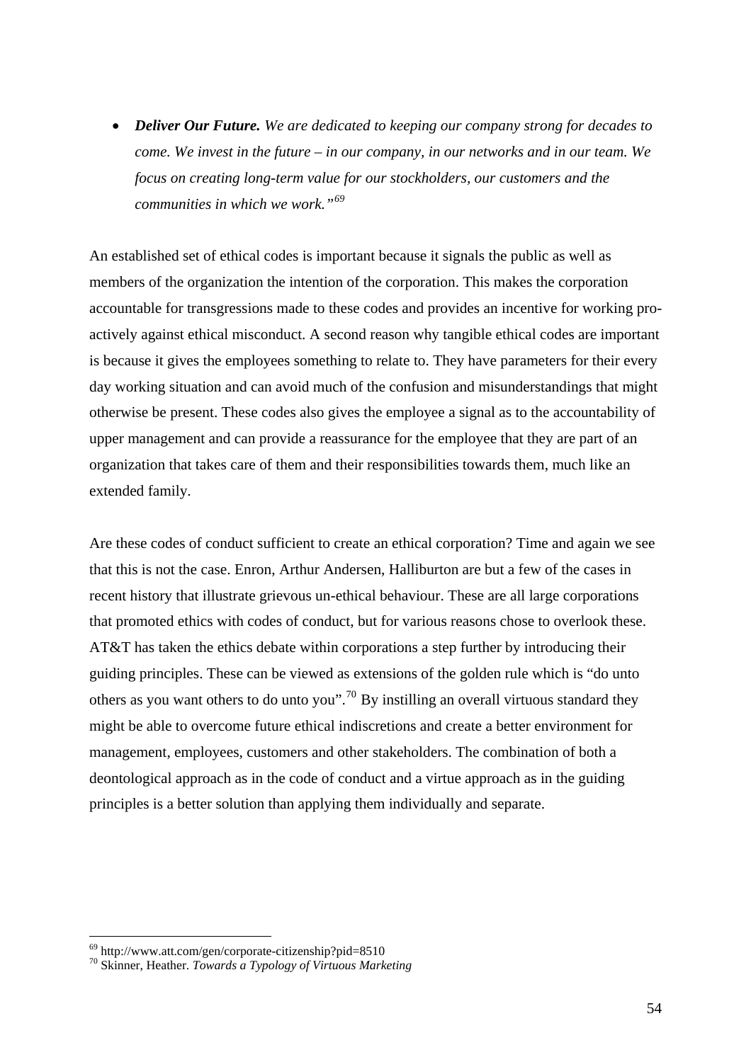- ***Deliver Our Future.*** *We are dedicated to keeping our company strong for decades to come. We invest in the future – in our company, in our networks and in our team. We focus on creating long-term value for our stockholders, our customers and the communities in which we work."*[69]

An established set of ethical codes is important because it signals the public as well as members of the organization the intention of the corporation. This makes the corporation accountable for transgressions made to these codes and provides an incentive for working pro-actively against ethical misconduct. A second reason why tangible ethical codes are important is because it gives the employees something to relate to. They have parameters for their every day working situation and can avoid much of the confusion and misunderstandings that might otherwise be present. These codes also gives the employee a signal as to the accountability of upper management and can provide a reassurance for the employee that they are part of an organization that takes care of them and their responsibilities towards them, much like an extended family.

Are these codes of conduct sufficient to create an ethical corporation? Time and again we see that this is not the case. Enron, Arthur Andersen, Halliburton are but a few of the cases in recent history that illustrate grievous un-ethical behaviour. These are all large corporations that promoted ethics with codes of conduct, but for various reasons chose to overlook these. AT&T has taken the ethics debate within corporations a step further by introducing their guiding principles. These can be viewed as extensions of the golden rule which is "do unto others as you want others to do unto you".[70] By instilling an overall virtuous standard they might be able to overcome future ethical indiscretions and create a better environment for management, employees, customers and other stakeholders. The combination of both a deontological approach as in the code of conduct and a virtue approach as in the guiding principles is a better solution than applying them individually and separate.

---

[69] http://www.att.com/gen/corporate-citizenship?pid=8510

[70] Skinner, Heather. *Towards a Typology of Virtuous Marketing*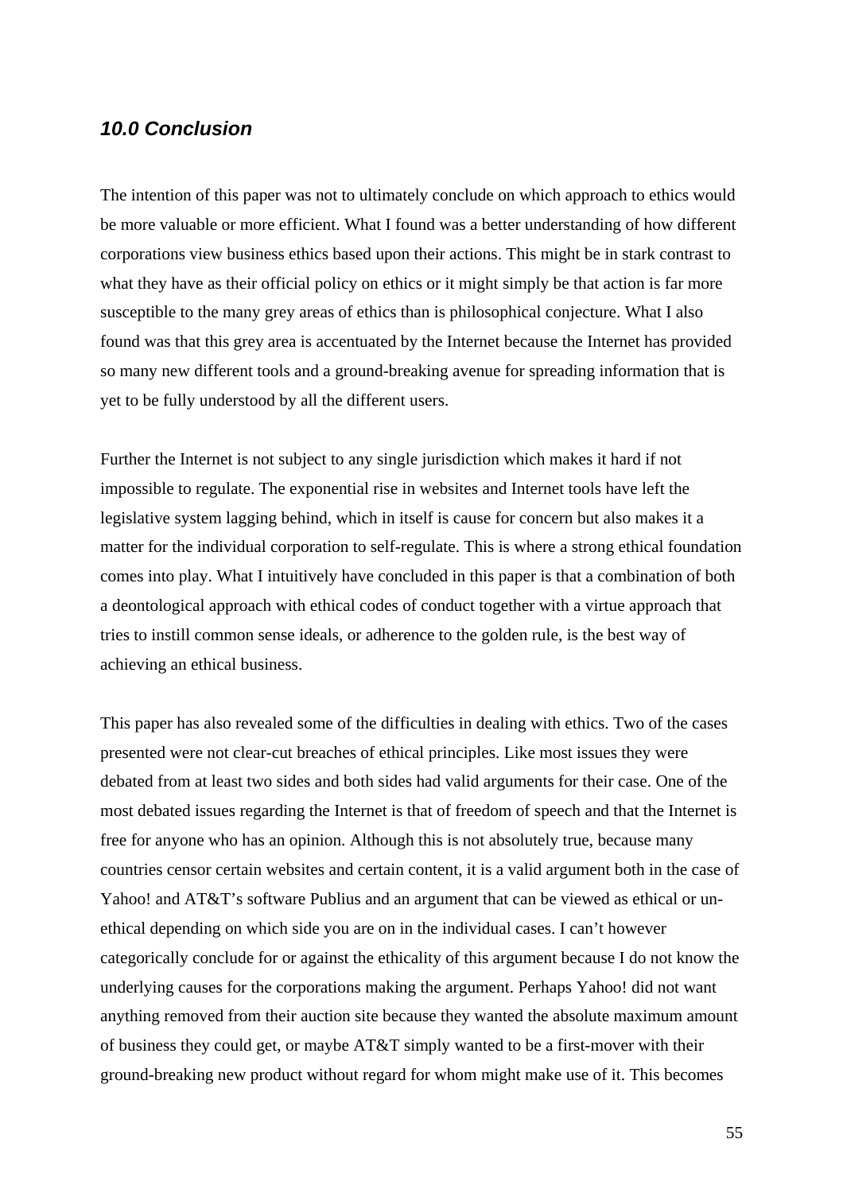## *10.0 Conclusion*

The intention of this paper was not to ultimately conclude on which approach to ethics would be more valuable or more efficient. What I found was a better understanding of how different corporations view business ethics based upon their actions. This might be in stark contrast to what they have as their official policy on ethics or it might simply be that action is far more susceptible to the many grey areas of ethics than is philosophical conjecture. What I also found was that this grey area is accentuated by the Internet because the Internet has provided so many new different tools and a ground-breaking avenue for spreading information that is yet to be fully understood by all the different users.

Further the Internet is not subject to any single jurisdiction which makes it hard if not impossible to regulate. The exponential rise in websites and Internet tools have left the legislative system lagging behind, which in itself is cause for concern but also makes it a matter for the individual corporation to self-regulate. This is where a strong ethical foundation comes into play. What I intuitively have concluded in this paper is that a combination of both a deontological approach with ethical codes of conduct together with a virtue approach that tries to instill common sense ideals, or adherence to the golden rule, is the best way of achieving an ethical business.

This paper has also revealed some of the difficulties in dealing with ethics. Two of the cases presented were not clear-cut breaches of ethical principles. Like most issues they were debated from at least two sides and both sides had valid arguments for their case. One of the most debated issues regarding the Internet is that of freedom of speech and that the Internet is free for anyone who has an opinion. Although this is not absolutely true, because many countries censor certain websites and certain content, it is a valid argument both in the case of Yahoo! and AT&T's software Publius and an argument that can be viewed as ethical or un-ethical depending on which side you are on in the individual cases. I can't however categorically conclude for or against the ethicality of this argument because I do not know the underlying causes for the corporations making the argument. Perhaps Yahoo! did not want anything removed from their auction site because they wanted the absolute maximum amount of business they could get, or maybe AT&T simply wanted to be a first-mover with their ground-breaking new product without regard for whom might make use of it. This becomes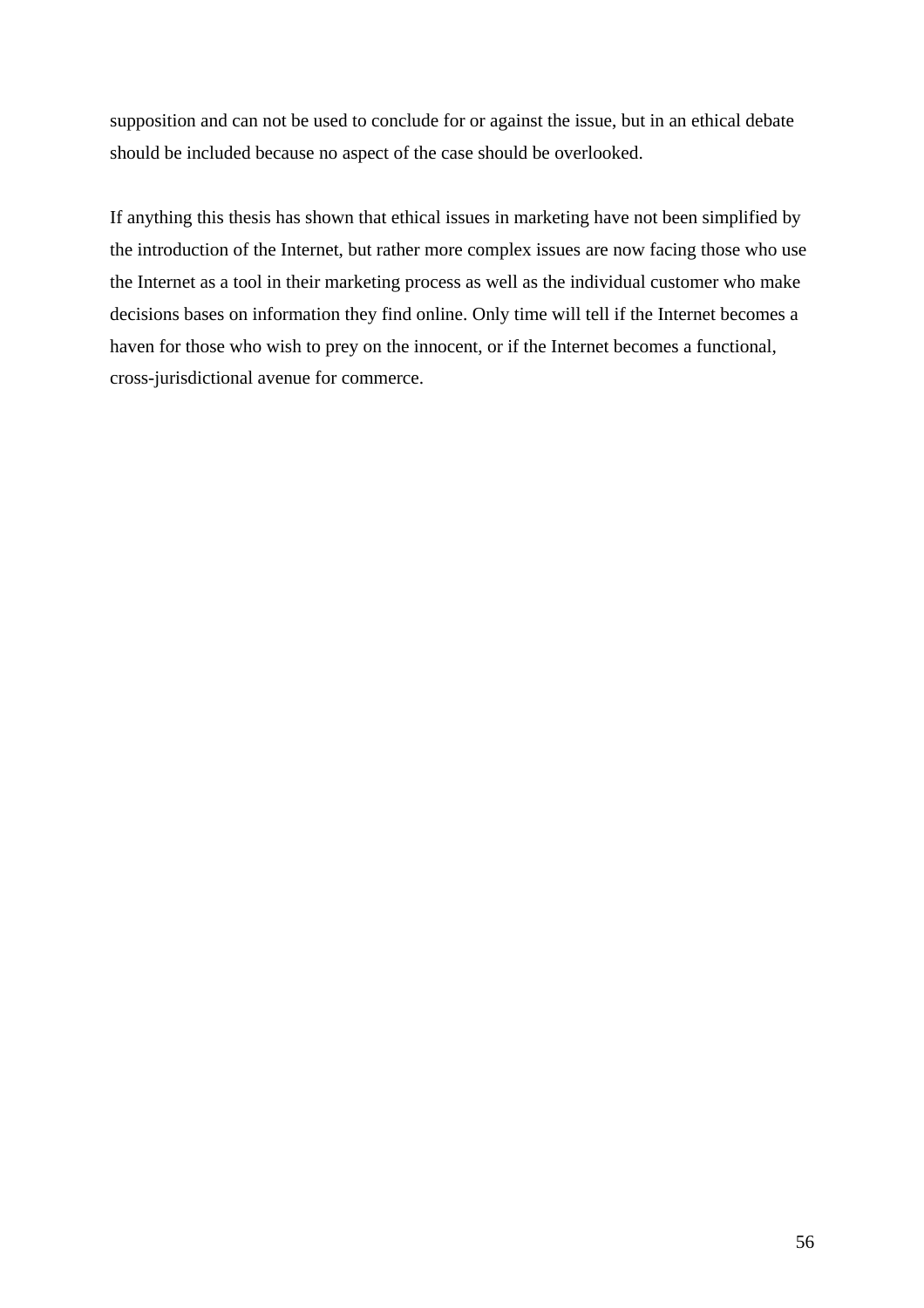supposition and can not be used to conclude for or against the issue, but in an ethical debate should be included because no aspect of the case should be overlooked.

If anything this thesis has shown that ethical issues in marketing have not been simplified by the introduction of the Internet, but rather more complex issues are now facing those who use the Internet as a tool in their marketing process as well as the individual customer who make decisions bases on information they find online. Only time will tell if the Internet becomes a haven for those who wish to prey on the innocent, or if the Internet becomes a functional, cross-jurisdictional avenue for commerce.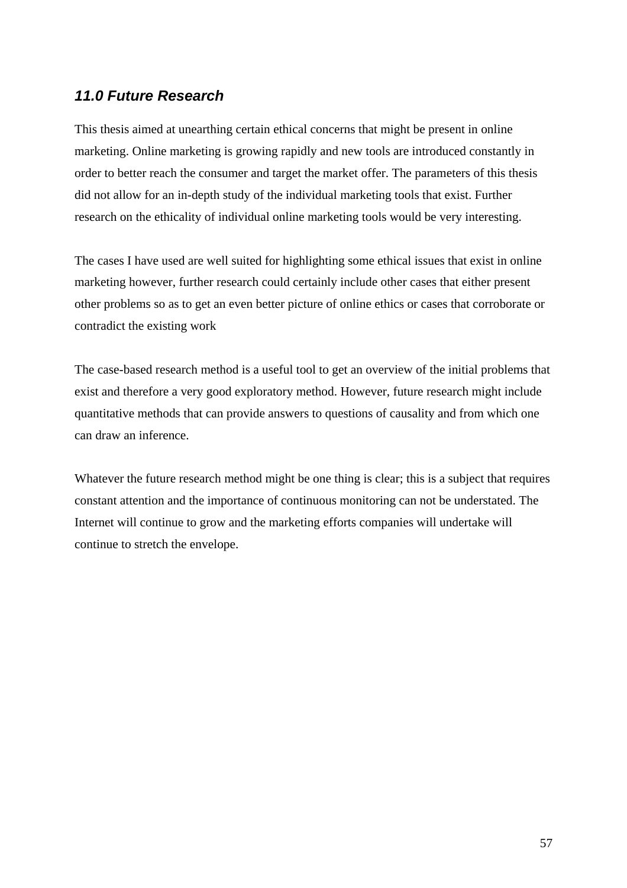## *11.0 Future Research*

This thesis aimed at unearthing certain ethical concerns that might be present in online marketing. Online marketing is growing rapidly and new tools are introduced constantly in order to better reach the consumer and target the market offer. The parameters of this thesis did not allow for an in-depth study of the individual marketing tools that exist. Further research on the ethicality of individual online marketing tools would be very interesting.

The cases I have used are well suited for highlighting some ethical issues that exist in online marketing however, further research could certainly include other cases that either present other problems so as to get an even better picture of online ethics or cases that corroborate or contradict the existing work

The case-based research method is a useful tool to get an overview of the initial problems that exist and therefore a very good exploratory method. However, future research might include quantitative methods that can provide answers to questions of causality and from which one can draw an inference.

Whatever the future research method might be one thing is clear; this is a subject that requires constant attention and the importance of continuous monitoring can not be understated. The Internet will continue to grow and the marketing efforts companies will undertake will continue to stretch the envelope.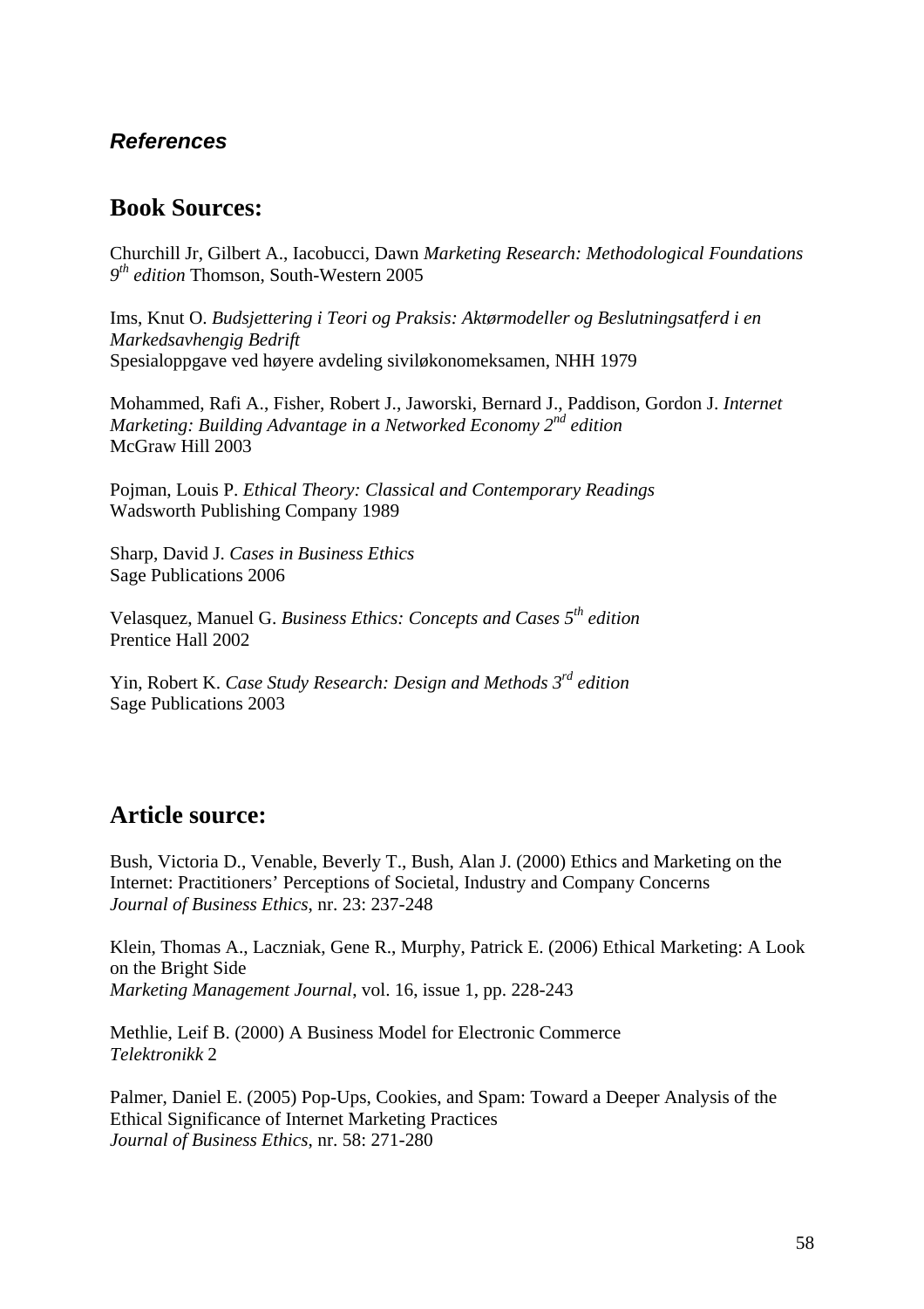### ***References***

## Book Sources:

Churchill Jr, Gilbert A., Iacobucci, Dawn *Marketing Research: Methodological Foundations 9th edition* Thomson, South-Western 2005

Ims, Knut O. *Budsjettering i Teori og Praksis: Aktørmodeller og Beslutningsatferd i en Markedsavhengig Bedrift*
Spesialoppgave ved høyere avdeling siviløkonomeksamen, NHH 1979

Mohammed, Rafi A., Fisher, Robert J., Jaworski, Bernard J., Paddison, Gordon J. *Internet Marketing: Building Advantage in a Networked Economy 2nd edition*
McGraw Hill 2003

Pojman, Louis P. *Ethical Theory: Classical and Contemporary Readings*
Wadsworth Publishing Company 1989

Sharp, David J. *Cases in Business Ethics*
Sage Publications 2006

Velasquez, Manuel G. *Business Ethics: Concepts and Cases 5th edition*
Prentice Hall 2002

Yin, Robert K. *Case Study Research: Design and Methods 3rd edition*
Sage Publications 2003

## Article source:

Bush, Victoria D., Venable, Beverly T., Bush, Alan J. (2000) Ethics and Marketing on the Internet: Practitioners' Perceptions of Societal, Industry and Company Concerns
*Journal of Business Ethics*, nr. 23: 237-248

Klein, Thomas A., Laczniak, Gene R., Murphy, Patrick E. (2006) Ethical Marketing: A Look on the Bright Side
*Marketing Management Journal*, vol. 16, issue 1, pp. 228-243

Methlie, Leif B. (2000) A Business Model for Electronic Commerce
*Telektronikk* 2

Palmer, Daniel E. (2005) Pop-Ups, Cookies, and Spam: Toward a Deeper Analysis of the Ethical Significance of Internet Marketing Practices
*Journal of Business Ethics*, nr. 58: 271-280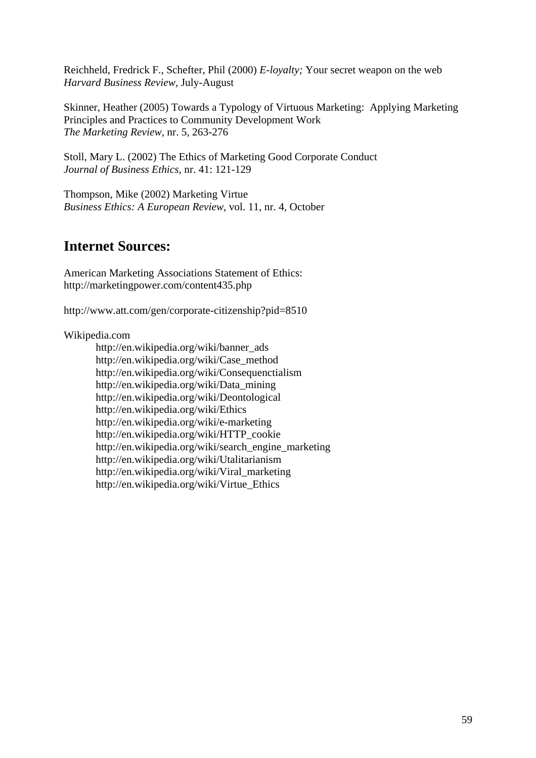Reichheld, Fredrick F., Schefter, Phil (2000) *E-loyalty;* Your secret weapon on the web
*Harvard Business Review*, July-August

Skinner, Heather (2005) Towards a Typology of Virtuous Marketing: Applying Marketing Principles and Practices to Community Development Work
*The Marketing Review*, nr. 5, 263-276

Stoll, Mary L. (2002) The Ethics of Marketing Good Corporate Conduct
*Journal of Business Ethics*, nr. 41: 121-129

Thompson, Mike (2002) Marketing Virtue
*Business Ethics: A European Review*, vol. 11, nr. 4, October

## Internet Sources:

American Marketing Associations Statement of Ethics:
http://marketingpower.com/content435.php

http://www.att.com/gen/corporate-citizenship?pid=8510

Wikipedia.com

    http://en.wikipedia.org/wiki/banner_ads
    http://en.wikipedia.org/wiki/Case_method
    http://en.wikipedia.org/wiki/Consequenctialism
    http://en.wikipedia.org/wiki/Data_mining
    http://en.wikipedia.org/wiki/Deontological
    http://en.wikipedia.org/wiki/Ethics
    http://en.wikipedia.org/wiki/e-marketing
    http://en.wikipedia.org/wiki/HTTP_cookie
    http://en.wikipedia.org/wiki/search_engine_marketing
    http://en.wikipedia.org/wiki/Utalitarianism
    http://en.wikipedia.org/wiki/Viral_marketing
    http://en.wikipedia.org/wiki/Virtue_Ethics